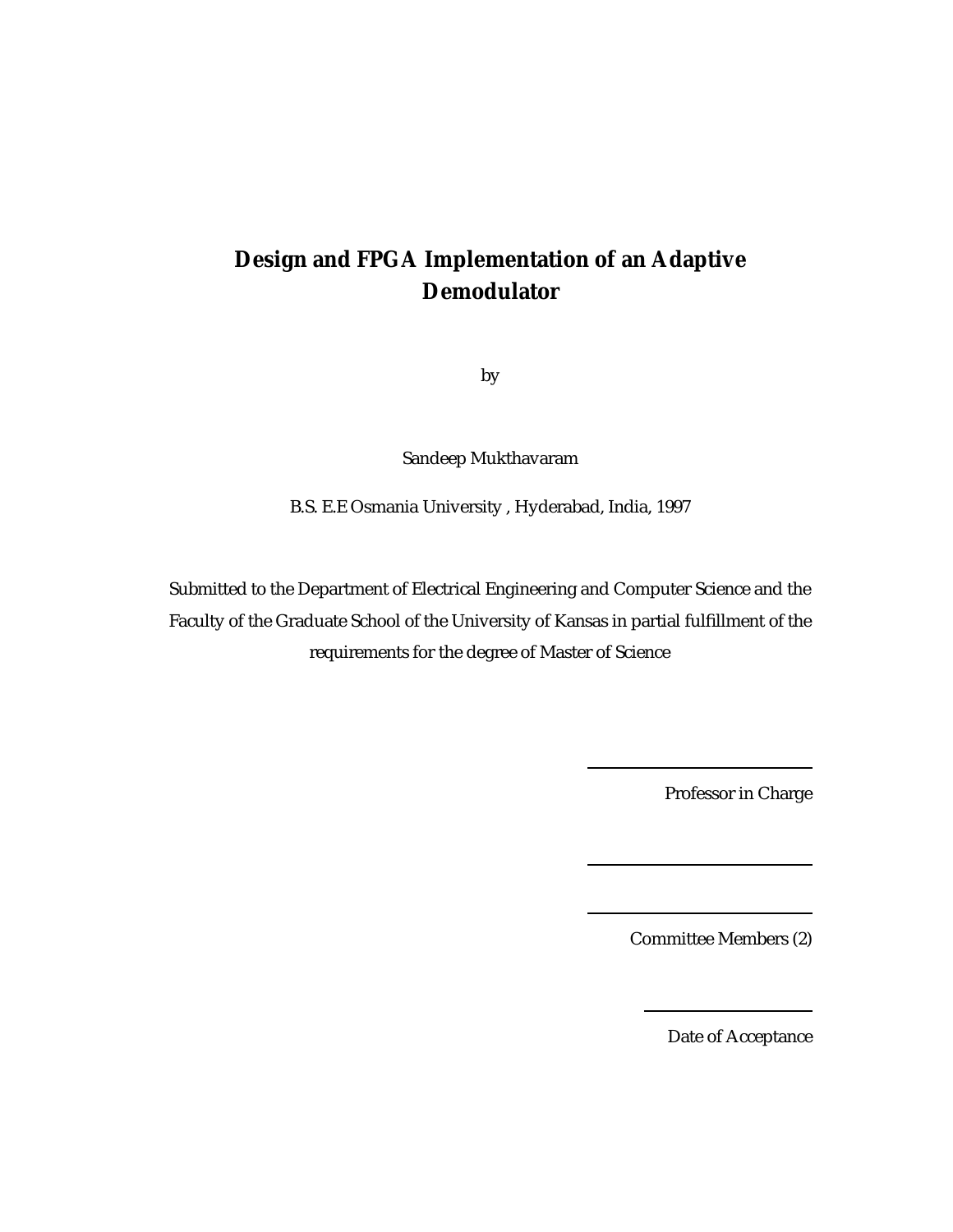# Design and FPGA Implementation of an Adaptive Demodulator

by

Sandeep Mukthavaram

B.S. E.E Osmania University , Hyderabad, India, 1997

Submitted to the Department of Electrical Engineering and Computer Science and the Faculty of the Graduate School of the University of Kansas in partial fulfillment of the requirements for the degree of Master of Science

\_\_\_\_\_\_\_\_\_\_\_\_\_\_\_\_\_\_\_\_\_\_\_\_

Professor in Charge

\_\_\_\_\_\_\_\_\_\_\_\_\_\_\_\_\_\_\_\_\_\_\_\_

\_\_\_\_\_\_\_\_\_\_\_\_\_\_\_\_\_\_\_\_\_\_\_\_

Committee Members (2)

\_\_\_\_\_\_\_\_\_\_\_\_\_\_\_\_\_\_\_\_\_\_\_\_

Date of Acceptance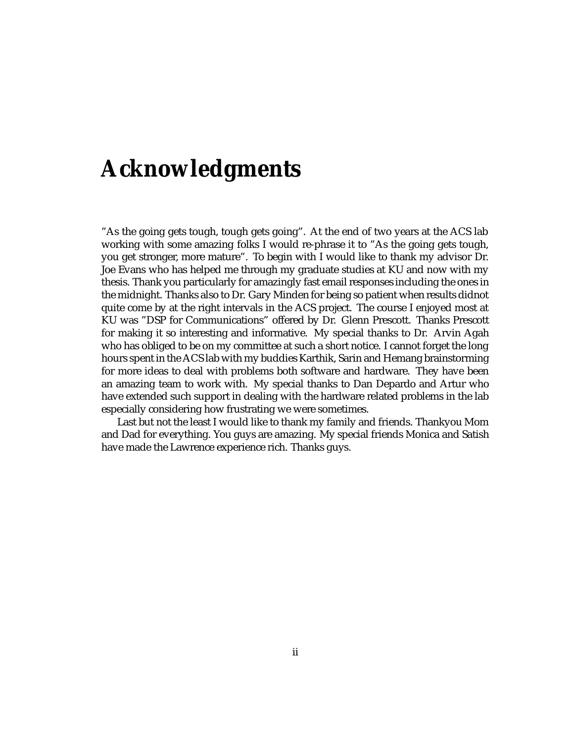# Acknowledgments

"As the going gets tough, tough gets going". At the end of two years at the ACS lab working with some amazing folks I would re-phrase it to "As the going gets tough, you get stronger, more mature". To begin with I would like to thank my advisor Dr. Joe Evans who has helped me through my graduate studies at KU and now with my thesis. Thank you particularly for amazingly fast email responses including the ones in the midnight. Thanks also to Dr. Gary Minden for being so patient when results didnot quite come by at the right intervals in the ACS project. The course I enjoyed most at KU was "DSP for Communications" offered by Dr. Glenn Prescott. Thanks Prescott for making it so interesting and informative. My special thanks to Dr. Arvin Agah who has obliged to be on my committee at such a short notice. I cannot forget the long hours spent in the ACS lab with my buddies Karthik, Sarin and Hemang brainstorming for more ideas to deal with problems both software and hardware. They have been an amazing team to work with. My special thanks to Dan Depardo and Artur who have extended such support in dealing with the hardware related problems in the lab especially considering how frustrating we were sometimes.

Last but not the least I would like to thank my family and friends. Thankyou Mom and Dad for everything. You guys are amazing. My special friends Monica and Satish have made the Lawrence experience rich. Thanks guys.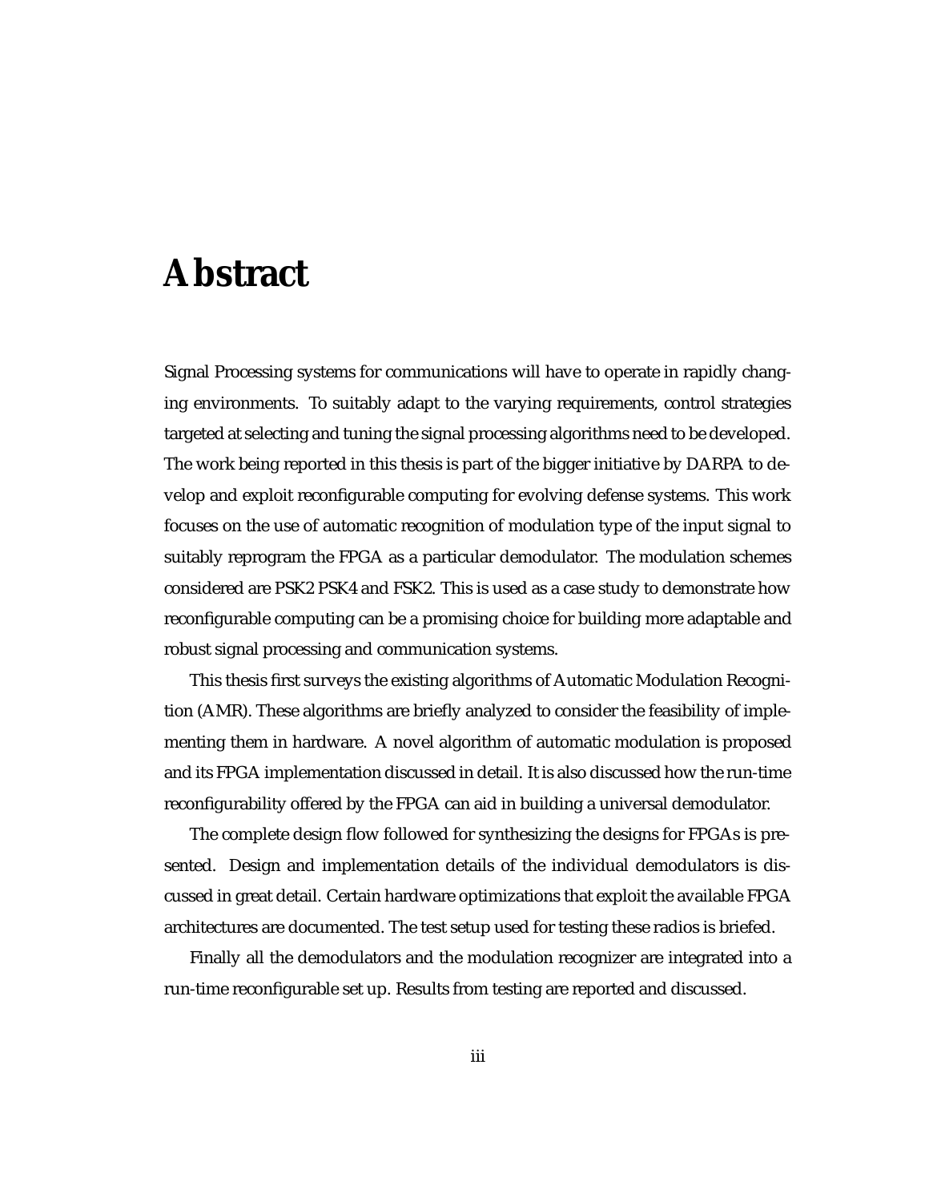# Abstract

Signal Processing systems for communications will have to operate in rapidly changing environments. To suitably adapt to the varying requirements, control strategies targeted at selecting and tuning the signal processing algorithms need to be developed. The work being reported in this thesis is part of the bigger initiative by DARPA to develop and exploit reconfigurable computing for evolving defense systems. This work focuses on the use of automatic recognition of modulation type of the input signal to suitably reprogram the FPGA as a particular demodulator. The modulation schemes considered are PSK2 PSK4 and FSK2. This is used as a case study to demonstrate how reconfigurable computing can be a promising choice for building more adaptable and robust signal processing and communication systems.

This thesis first surveys the existing algorithms of Automatic Modulation Recognition (AMR). These algorithms are briefly analyzed to consider the feasibility of implementing them in hardware. A novel algorithm of automatic modulation is proposed and its FPGA implementation discussed in detail. It is also discussed how the run-time reconfigurability offered by the FPGA can aid in building a universal demodulator.

The complete design flow followed for synthesizing the designs for FPGAs is presented. Design and implementation details of the individual demodulators is discussed in great detail. Certain hardware optimizations that exploit the available FPGA architectures are documented. The test setup used for testing these radios is briefed.

Finally all the demodulators and the modulation recognizer are integrated into a run-time reconfigurable set up. Results from testing are reported and discussed.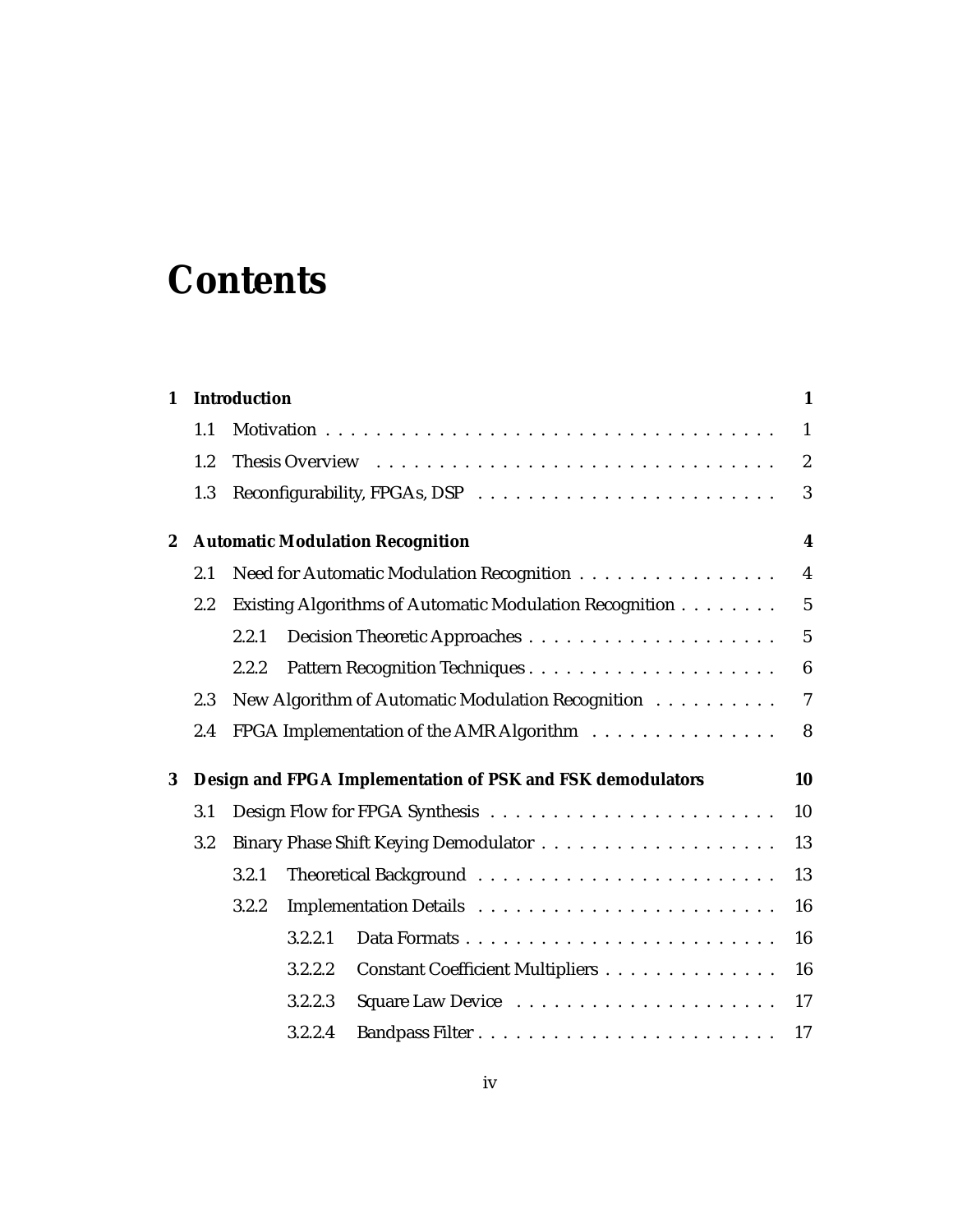# Contents

**1 Introduction** **1**

- 1.1 Motivation . . . . . . . . . . . . . . . . . . . . . . . . . . . . . . . . . . . 1
- 1.2 Thesis Overview . . . . . . . . . . . . . . . . . . . . . . . . . . . . . . . . 2
- 1.3 Reconfigurability, FPGAs, DSP . . . . . . . . . . . . . . . . . . . . . . . . 3

**2 Automatic Modulation Recognition** **4**

- 2.1 Need for Automatic Modulation Recognition . . . . . . . . . . . . . . . . 4
- 2.2 Existing Algorithms of Automatic Modulation Recognition . . . . . . . . 5
  - 2.2.1 Decision Theoretic Approaches . . . . . . . . . . . . . . . . . . . . 5
  - 2.2.2 Pattern Recognition Techniques . . . . . . . . . . . . . . . . . . . . 6
- 2.3 New Algorithm of Automatic Modulation Recognition . . . . . . . . . . 7
- 2.4 FPGA Implementation of the AMR Algorithm . . . . . . . . . . . . . . . 8

**3 Design and FPGA Implementation of PSK and FSK demodulators** **10**

- 3.1 Design Flow for FPGA Synthesis . . . . . . . . . . . . . . . . . . . . . . . 10
- 3.2 Binary Phase Shift Keying Demodulator . . . . . . . . . . . . . . . . . . . 13
  - 3.2.1 Theoretical Background . . . . . . . . . . . . . . . . . . . . . . . . 13
  - 3.2.2 Implementation Details . . . . . . . . . . . . . . . . . . . . . . . . 16
    - 3.2.2.1 Data Formats . . . . . . . . . . . . . . . . . . . . . . . . . 16
    - 3.2.2.2 Constant Coefficient Multipliers . . . . . . . . . . . . . . 16
    - 3.2.2.3 Square Law Device . . . . . . . . . . . . . . . . . . . . . 17
    - 3.2.2.4 Bandpass Filter . . . . . . . . . . . . . . . . . . . . . . . . 17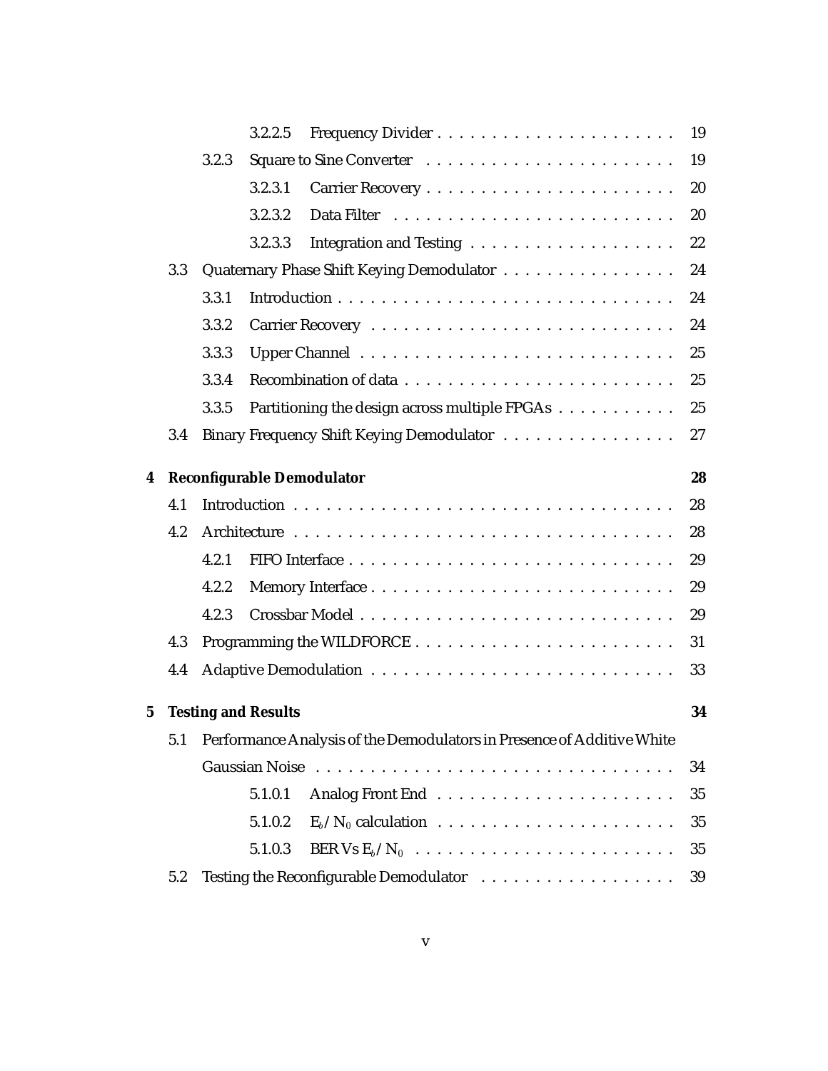3.2.2.5 Frequency Divider . . . . . . . . . . . . . . . . . . . . . . 19

3.2.3 Square to Sine Converter . . . . . . . . . . . . . . . . . . . . . . 19

3.2.3.1 Carrier Recovery . . . . . . . . . . . . . . . . . . . . . . . 20

3.2.3.2 Data Filter . . . . . . . . . . . . . . . . . . . . . . . . . . 20

3.2.3.3 Integration and Testing . . . . . . . . . . . . . . . . . . . 22

3.3 Quaternary Phase Shift Keying Demodulator . . . . . . . . . . . . . . . . 24

3.3.1 Introduction . . . . . . . . . . . . . . . . . . . . . . . . . . . . . . 24

3.3.2 Carrier Recovery . . . . . . . . . . . . . . . . . . . . . . . . . . . 24

3.3.3 Upper Channel . . . . . . . . . . . . . . . . . . . . . . . . . . . . 25

3.3.4 Recombination of data . . . . . . . . . . . . . . . . . . . . . . . . 25

3.3.5 Partitioning the design across multiple FPGAs . . . . . . . . . . . 25

3.4 Binary Frequency Shift Keying Demodulator . . . . . . . . . . . . . . . . 27

**4 Reconfigurable Demodulator 28**

4.1 Introduction . . . . . . . . . . . . . . . . . . . . . . . . . . . . . . . . . . 28

4.2 Architecture . . . . . . . . . . . . . . . . . . . . . . . . . . . . . . . . . . 28

4.2.1 FIFO Interface . . . . . . . . . . . . . . . . . . . . . . . . . . . . . 29

4.2.2 Memory Interface . . . . . . . . . . . . . . . . . . . . . . . . . . . 29

4.2.3 Crossbar Model . . . . . . . . . . . . . . . . . . . . . . . . . . . . 29

4.3 Programming the WILDFORCE . . . . . . . . . . . . . . . . . . . . . . . 31

4.4 Adaptive Demodulation . . . . . . . . . . . . . . . . . . . . . . . . . . . . 33

**5 Testing and Results 34**

5.1 Performance Analysis of the Demodulators in Presence of Additive White Gaussian Noise . . . . . . . . . . . . . . . . . . . . . . . . . . . . . . . . . 34

5.1.0.1 Analog Front End . . . . . . . . . . . . . . . . . . . . . . 35

5.1.0.2 $E_b/N_0$ calculation . . . . . . . . . . . . . . . . . . . . . . 35

5.1.0.3 BER Vs $E_b/N_0$ . . . . . . . . . . . . . . . . . . . . . . . . 35

5.2 Testing the Reconfigurable Demodulator . . . . . . . . . . . . . . . . . . 39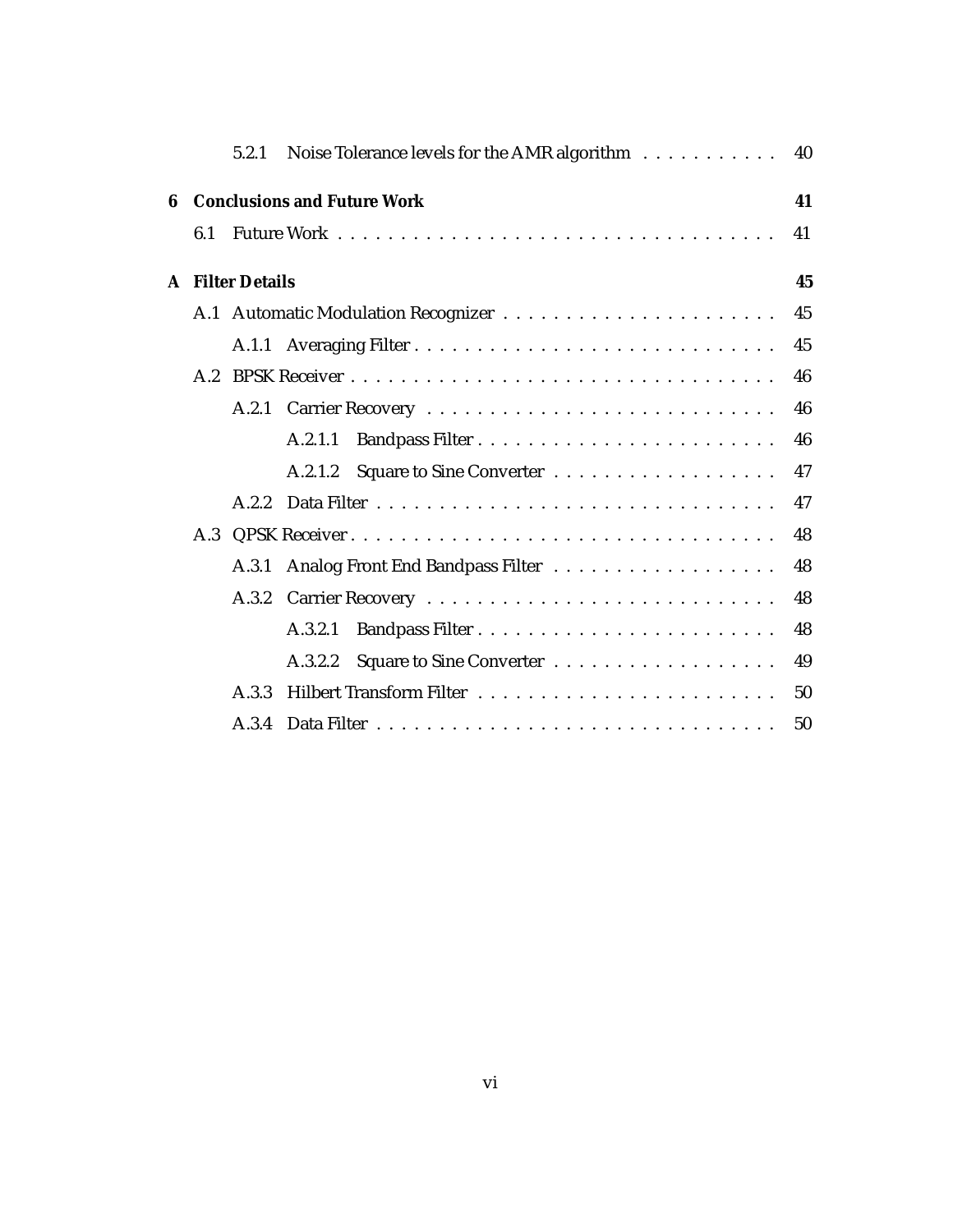5.2.1 Noise Tolerance levels for the AMR algorithm . . . . . . . . . . . 40

**6 Conclusions and Future Work** **41**

6.1 Future Work . . . . . . . . . . . . . . . . . . . . . . . . . . . . . . . . . . . . 41

**A Filter Details** **45**

A.1 Automatic Modulation Recognizer . . . . . . . . . . . . . . . . . . . . . . 45

A.1.1 Averaging Filter . . . . . . . . . . . . . . . . . . . . . . . . . . . . . 45

A.2 BPSK Receiver . . . . . . . . . . . . . . . . . . . . . . . . . . . . . . . . . . 46

A.2.1 Carrier Recovery . . . . . . . . . . . . . . . . . . . . . . . . . . . . . 46

A.2.1.1 Bandpass Filter . . . . . . . . . . . . . . . . . . . . . . . . 46

A.2.1.2 Square to Sine Converter . . . . . . . . . . . . . . . . . . 47

A.2.2 Data Filter . . . . . . . . . . . . . . . . . . . . . . . . . . . . . . . . . 47

A.3 QPSK Receiver . . . . . . . . . . . . . . . . . . . . . . . . . . . . . . . . . . 48

A.3.1 Analog Front End Bandpass Filter . . . . . . . . . . . . . . . . . . 48

A.3.2 Carrier Recovery . . . . . . . . . . . . . . . . . . . . . . . . . . . . . 48

A.3.2.1 Bandpass Filter . . . . . . . . . . . . . . . . . . . . . . . . 48

A.3.2.2 Square to Sine Converter . . . . . . . . . . . . . . . . . . 49

A.3.3 Hilbert Transform Filter . . . . . . . . . . . . . . . . . . . . . . . . 50

A.3.4 Data Filter . . . . . . . . . . . . . . . . . . . . . . . . . . . . . . . . . 50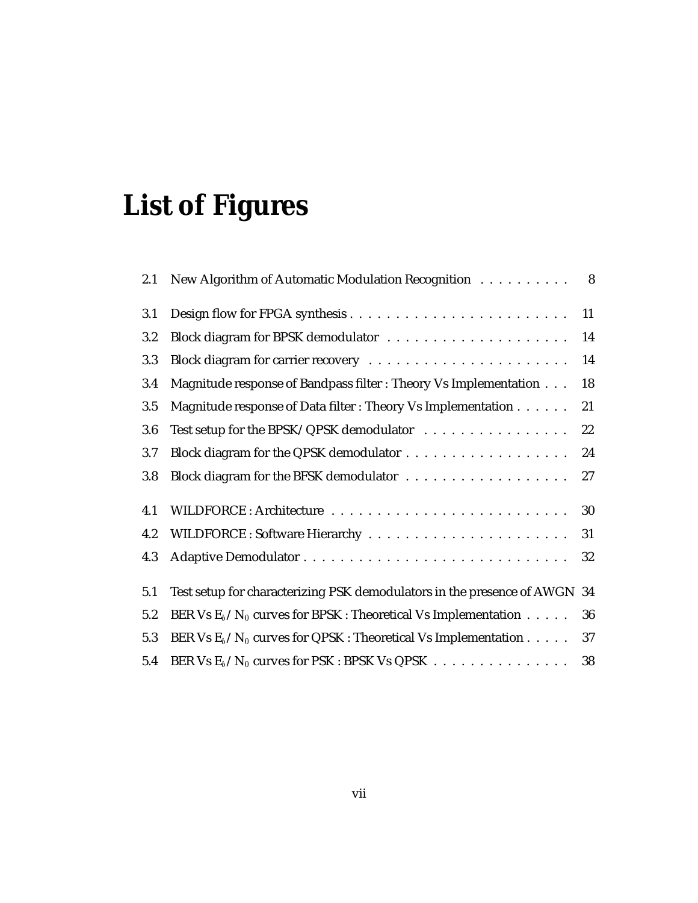# List of Figures

| | | |
|---|---|---|
| 2.1 | New Algorithm of Automatic Modulation Recognition | 8 |
| 3.1 | Design flow for FPGA synthesis | 11 |
| 3.2 | Block diagram for BPSK demodulator | 14 |
| 3.3 | Block diagram for carrier recovery | 14 |
| 3.4 | Magnitude response of Bandpass filter : Theory Vs Implementation | 18 |
| 3.5 | Magnitude response of Data filter : Theory Vs Implementation | 21 |
| 3.6 | Test setup for the BPSK/QPSK demodulator | 22 |
| 3.7 | Block diagram for the QPSK demodulator | 24 |
| 3.8 | Block diagram for the BFSK demodulator | 27 |
| 4.1 | WILDFORCE : Architecture | 30 |
| 4.2 | WILDFORCE : Software Hierarchy | 31 |
| 4.3 | Adaptive Demodulator | 32 |
| 5.1 | Test setup for characterizing PSK demodulators in the presence of AWGN | 34 |
| 5.2 | BER Vs $E_b/N_0$ curves for BPSK : Theoretical Vs Implementation | 36 |
| 5.3 | BER Vs $E_b/N_0$ curves for QPSK : Theoretical Vs Implementation | 37 |
| 5.4 | BER Vs $E_b/N_0$ curves for PSK : BPSK Vs QPSK | 38 |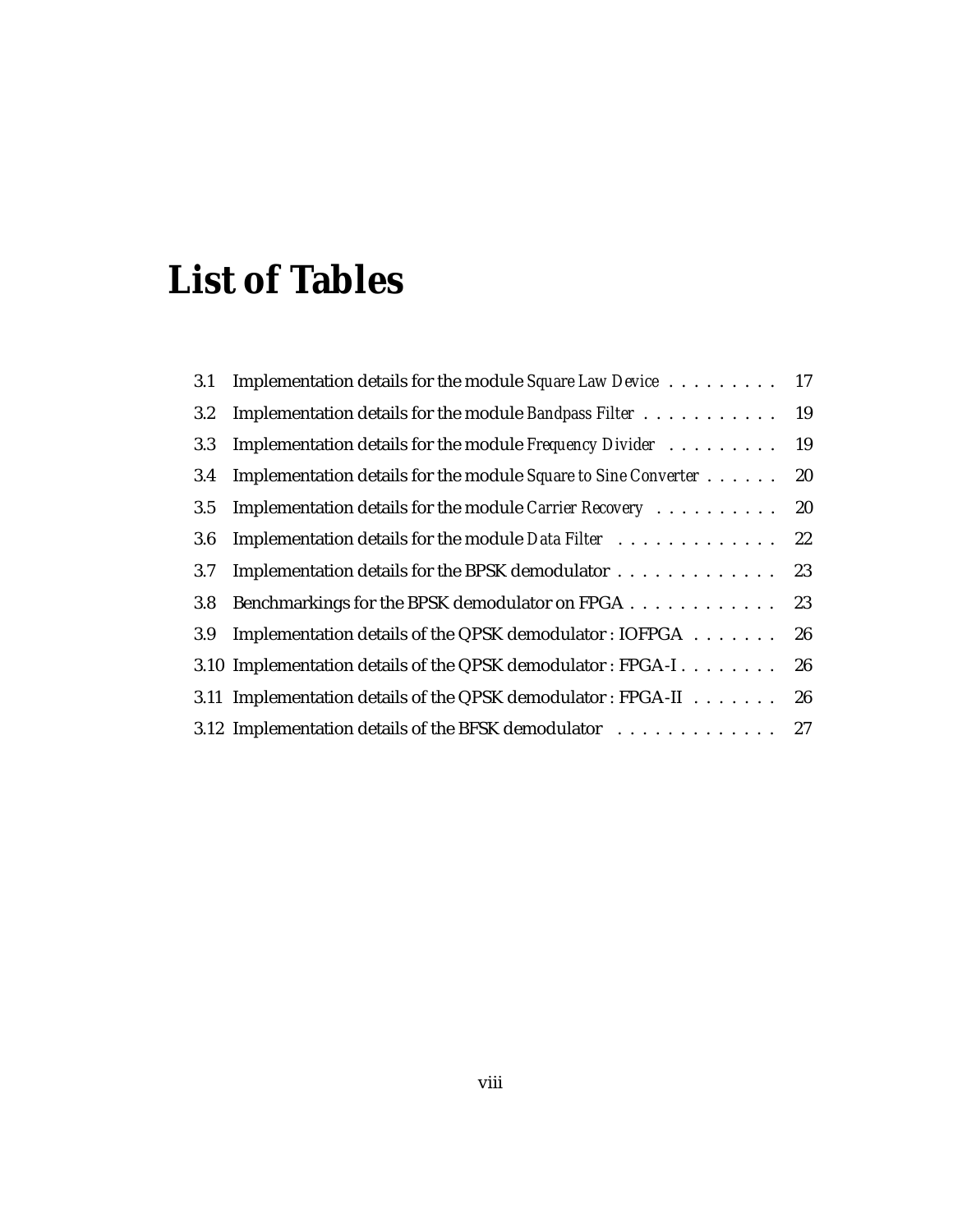# List of Tables

3.1 Implementation details for the module *Square Law Device* . . . . . . . . . 17

3.2 Implementation details for the module *Bandpass Filter* . . . . . . . . . . . 19

3.3 Implementation details for the module *Frequency Divider* . . . . . . . . . 19

3.4 Implementation details for the module *Square to Sine Converter* . . . . . . 20

3.5 Implementation details for the module *Carrier Recovery* . . . . . . . . . . 20

3.6 Implementation details for the module *Data Filter* . . . . . . . . . . . . . 22

3.7 Implementation details for the BPSK demodulator . . . . . . . . . . . . . 23

3.8 Benchmarkings for the BPSK demodulator on FPGA . . . . . . . . . . . . 23

3.9 Implementation details of the QPSK demodulator : IOFPGA . . . . . . . 26

3.10 Implementation details of the QPSK demodulator : FPGA-I . . . . . . . . 26

3.11 Implementation details of the QPSK demodulator : FPGA-II . . . . . . . 26

3.12 Implementation details of the BFSK demodulator . . . . . . . . . . . . . 27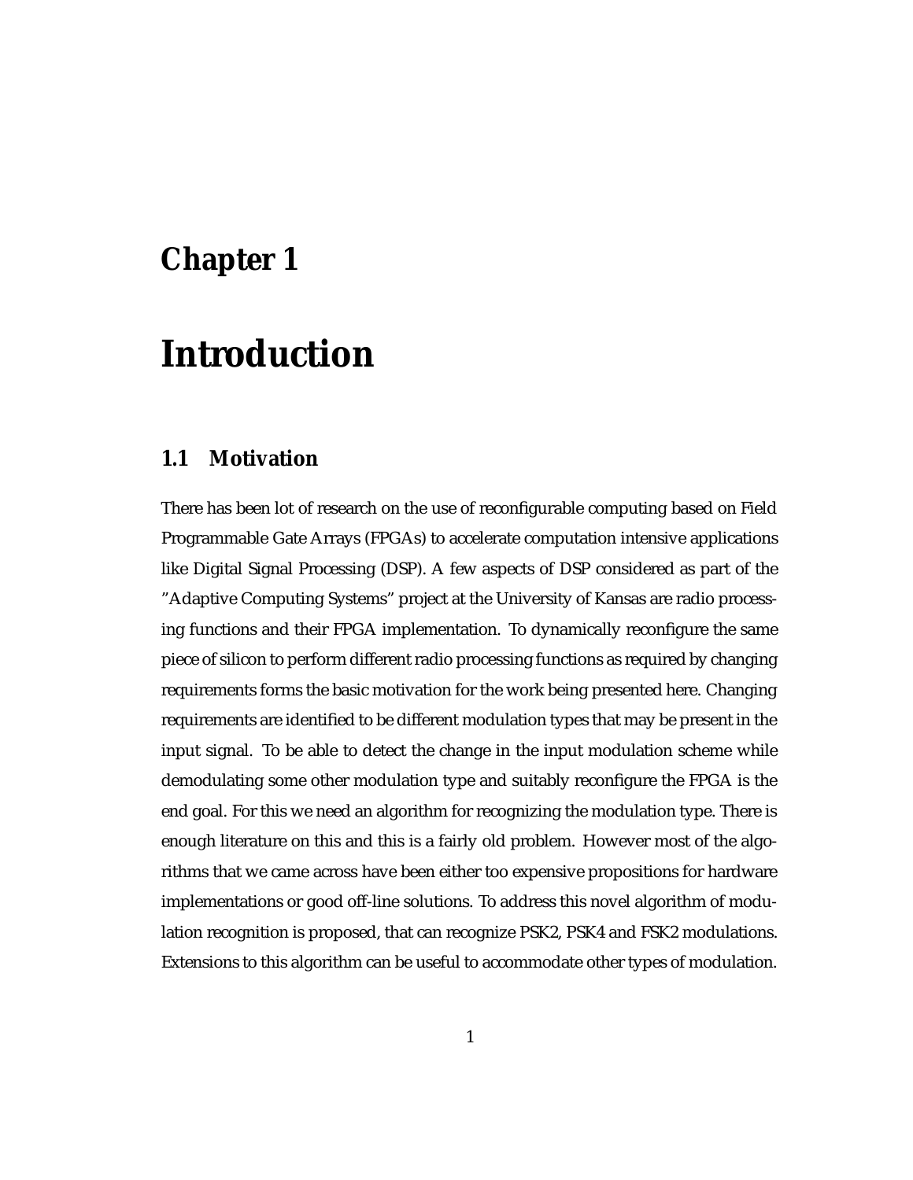# Chapter 1

# Introduction

## 1.1 Motivation

There has been lot of research on the use of reconfigurable computing based on Field Programmable Gate Arrays (FPGAs) to accelerate computation intensive applications like Digital Signal Processing (DSP). A few aspects of DSP considered as part of the "Adaptive Computing Systems" project at the University of Kansas are radio processing functions and their FPGA implementation. To dynamically reconfigure the same piece of silicon to perform different radio processing functions as required by changing requirements forms the basic motivation for the work being presented here. Changing requirements are identified to be different modulation types that may be present in the input signal. To be able to detect the change in the input modulation scheme while demodulating some other modulation type and suitably reconfigure the FPGA is the end goal. For this we need an algorithm for recognizing the modulation type. There is enough literature on this and this is a fairly old problem. However most of the algorithms that we came across have been either too expensive propositions for hardware implementations or good off-line solutions. To address this novel algorithm of modulation recognition is proposed, that can recognize PSK2, PSK4 and FSK2 modulations. Extensions to this algorithm can be useful to accommodate other types of modulation.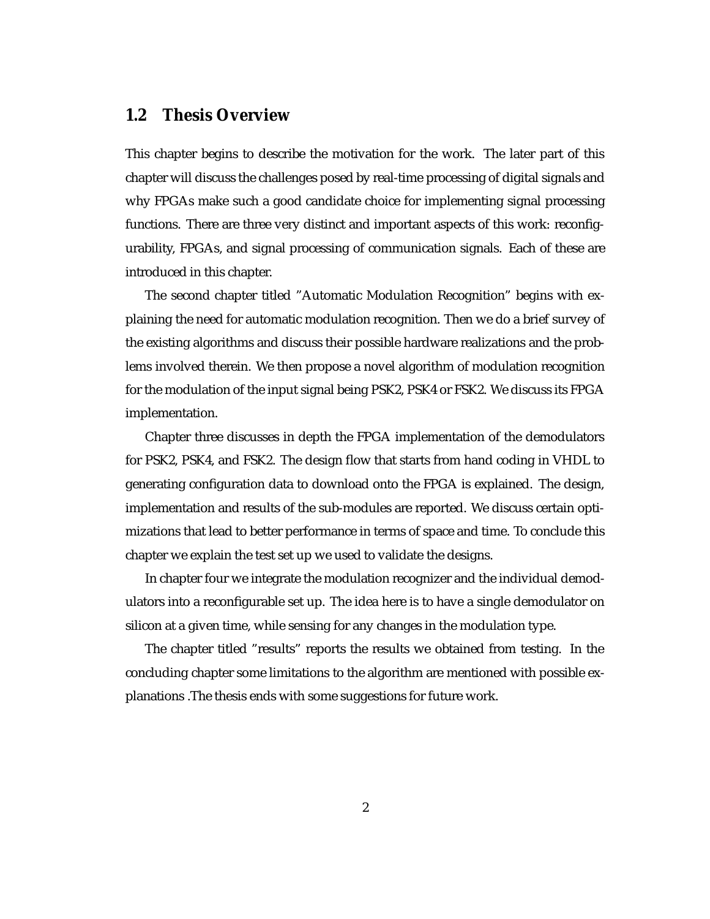## 1.2 Thesis Overview

This chapter begins to describe the motivation for the work. The later part of this chapter will discuss the challenges posed by real-time processing of digital signals and why FPGAs make such a good candidate choice for implementing signal processing functions. There are three very distinct and important aspects of this work: reconfigurability, FPGAs, and signal processing of communication signals. Each of these are introduced in this chapter.

The second chapter titled "Automatic Modulation Recognition" begins with explaining the need for automatic modulation recognition. Then we do a brief survey of the existing algorithms and discuss their possible hardware realizations and the problems involved therein. We then propose a novel algorithm of modulation recognition for the modulation of the input signal being PSK2, PSK4 or FSK2. We discuss its FPGA implementation.

Chapter three discusses in depth the FPGA implementation of the demodulators for PSK2, PSK4, and FSK2. The design flow that starts from hand coding in VHDL to generating configuration data to download onto the FPGA is explained. The design, implementation and results of the sub-modules are reported. We discuss certain optimizations that lead to better performance in terms of space and time. To conclude this chapter we explain the test set up we used to validate the designs.

In chapter four we integrate the modulation recognizer and the individual demodulators into a reconfigurable set up. The idea here is to have a single demodulator on silicon at a given time, while sensing for any changes in the modulation type.

The chapter titled "results" reports the results we obtained from testing. In the concluding chapter some limitations to the algorithm are mentioned with possible explanations .The thesis ends with some suggestions for future work.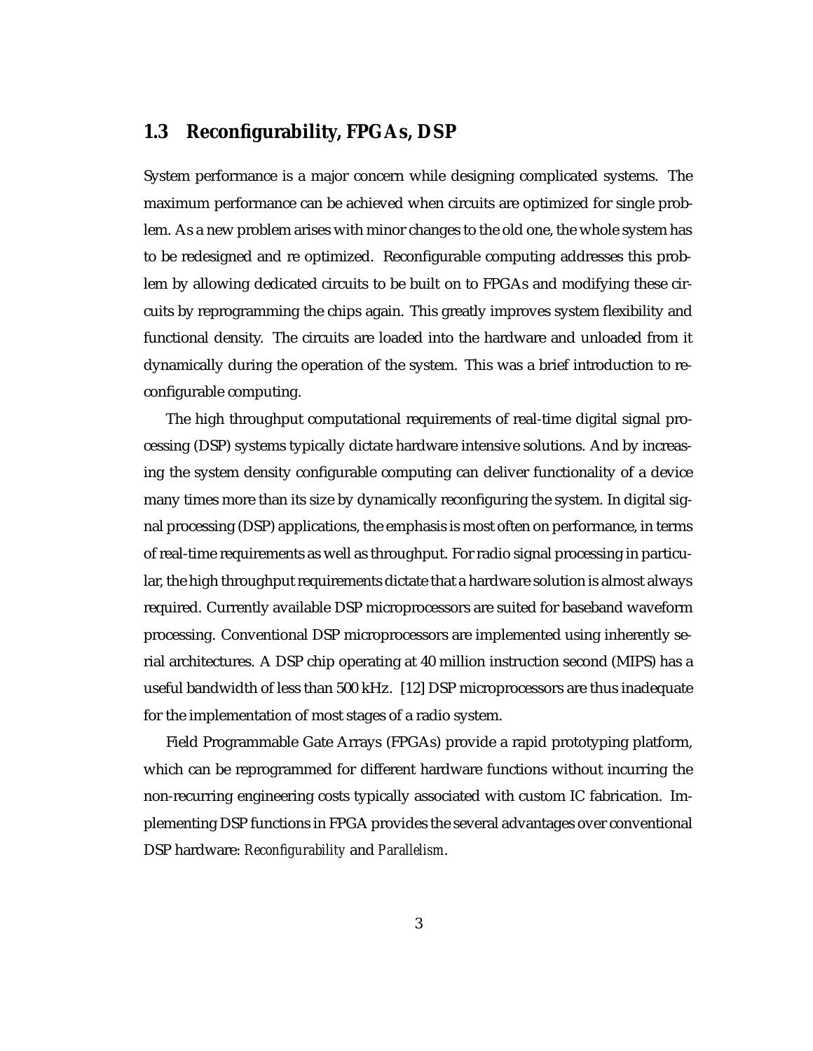## 1.3 Reconfigurability, FPGAs, DSP

System performance is a major concern while designing complicated systems. The maximum performance can be achieved when circuits are optimized for single problem. As a new problem arises with minor changes to the old one, the whole system has to be redesigned and re optimized. Reconfigurable computing addresses this problem by allowing dedicated circuits to be built on to FPGAs and modifying these circuits by reprogramming the chips again. This greatly improves system flexibility and functional density. The circuits are loaded into the hardware and unloaded from it dynamically during the operation of the system. This was a brief introduction to reconfigurable computing.

The high throughput computational requirements of real-time digital signal processing (DSP) systems typically dictate hardware intensive solutions. And by increasing the system density configurable computing can deliver functionality of a device many times more than its size by dynamically reconfiguring the system. In digital signal processing (DSP) applications, the emphasis is most often on performance, in terms of real-time requirements as well as throughput. For radio signal processing in particular, the high throughput requirements dictate that a hardware solution is almost always required. Currently available DSP microprocessors are suited for baseband waveform processing. Conventional DSP microprocessors are implemented using inherently serial architectures. A DSP chip operating at 40 million instruction second (MIPS) has a useful bandwidth of less than 500 kHz. [12] DSP microprocessors are thus inadequate for the implementation of most stages of a radio system.

Field Programmable Gate Arrays (FPGAs) provide a rapid prototyping platform, which can be reprogrammed for different hardware functions without incurring the non-recurring engineering costs typically associated with custom IC fabrication. Implementing DSP functions in FPGA provides the several advantages over conventional DSP hardware: *Reconfigurability* and *Parallelism*.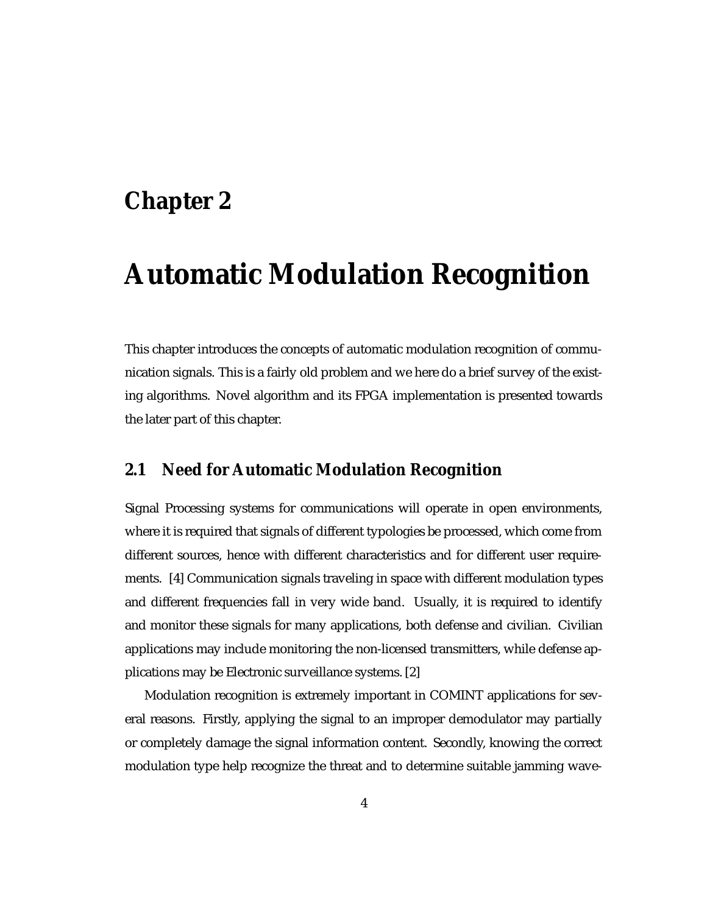# Chapter 2

# Automatic Modulation Recognition

This chapter introduces the concepts of automatic modulation recognition of communication signals. This is a fairly old problem and we here do a brief survey of the existing algorithms. Novel algorithm and its FPGA implementation is presented towards the later part of this chapter.

## 2.1 Need for Automatic Modulation Recognition

Signal Processing systems for communications will operate in open environments, where it is required that signals of different typologies be processed, which come from different sources, hence with different characteristics and for different user requirements. [4] Communication signals traveling in space with different modulation types and different frequencies fall in very wide band. Usually, it is required to identify and monitor these signals for many applications, both defense and civilian. Civilian applications may include monitoring the non-licensed transmitters, while defense applications may be Electronic surveillance systems. [2]

Modulation recognition is extremely important in COMINT applications for several reasons. Firstly, applying the signal to an improper demodulator may partially or completely damage the signal information content. Secondly, knowing the correct modulation type help recognize the threat and to determine suitable jamming wave-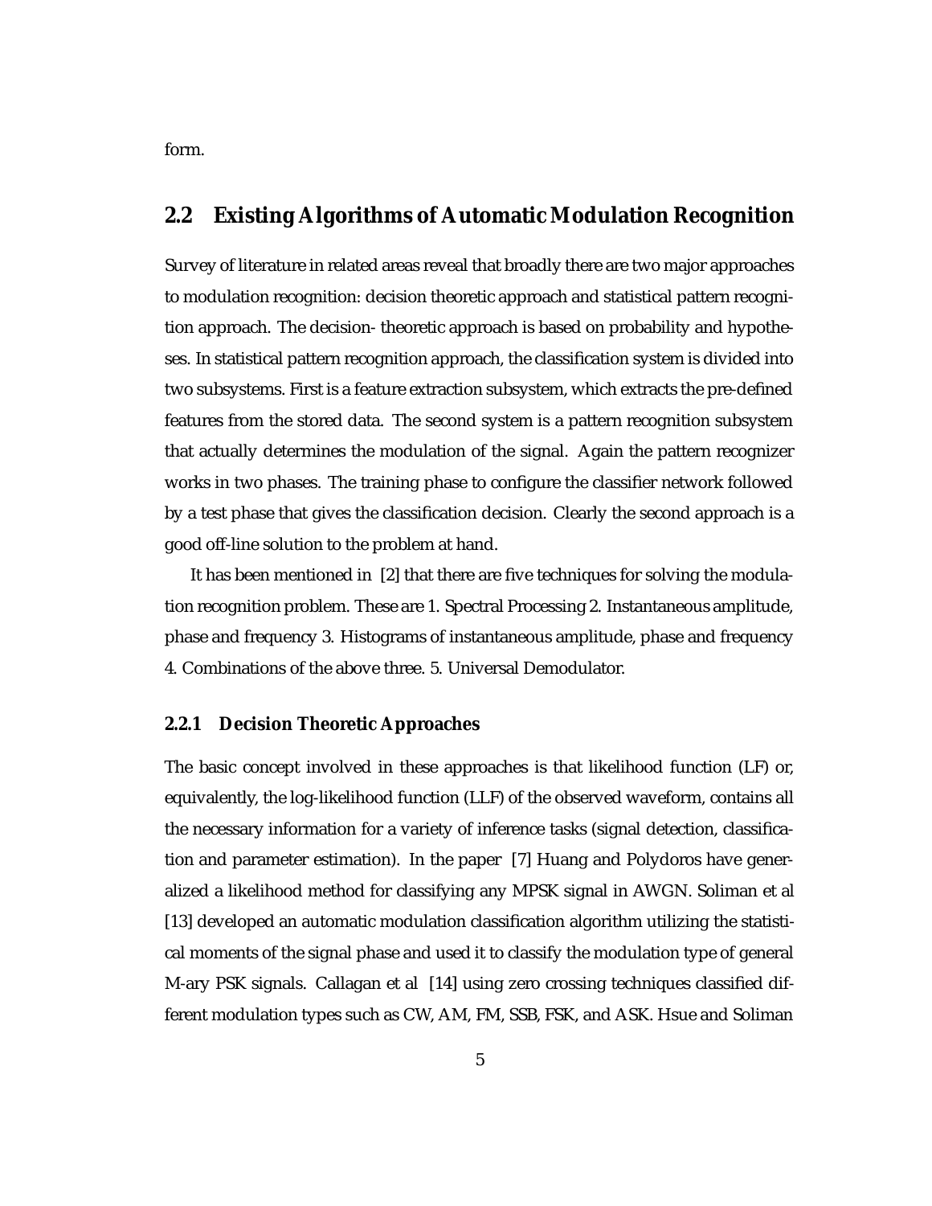form.

## 2.2 Existing Algorithms of Automatic Modulation Recognition

Survey of literature in related areas reveal that broadly there are two major approaches to modulation recognition: decision theoretic approach and statistical pattern recognition approach. The decision- theoretic approach is based on probability and hypotheses. In statistical pattern recognition approach, the classification system is divided into two subsystems. First is a feature extraction subsystem, which extracts the pre-defined features from the stored data. The second system is a pattern recognition subsystem that actually determines the modulation of the signal. Again the pattern recognizer works in two phases. The training phase to configure the classifier network followed by a test phase that gives the classification decision. Clearly the second approach is a good off-line solution to the problem at hand.

It has been mentioned in [2] that there are five techniques for solving the modulation recognition problem. These are 1. Spectral Processing 2. Instantaneous amplitude, phase and frequency 3. Histograms of instantaneous amplitude, phase and frequency 4. Combinations of the above three. 5. Universal Demodulator.

### 2.2.1 Decision Theoretic Approaches

The basic concept involved in these approaches is that likelihood function (LF) or, equivalently, the log-likelihood function (LLF) of the observed waveform, contains all the necessary information for a variety of inference tasks (signal detection, classification and parameter estimation). In the paper [7] Huang and Polydoros have generalized a likelihood method for classifying any MPSK signal in AWGN. Soliman et al [13] developed an automatic modulation classification algorithm utilizing the statistical moments of the signal phase and used it to classify the modulation type of general M-ary PSK signals. Callagan et al [14] using zero crossing techniques classified different modulation types such as CW, AM, FM, SSB, FSK, and ASK. Hsue and Soliman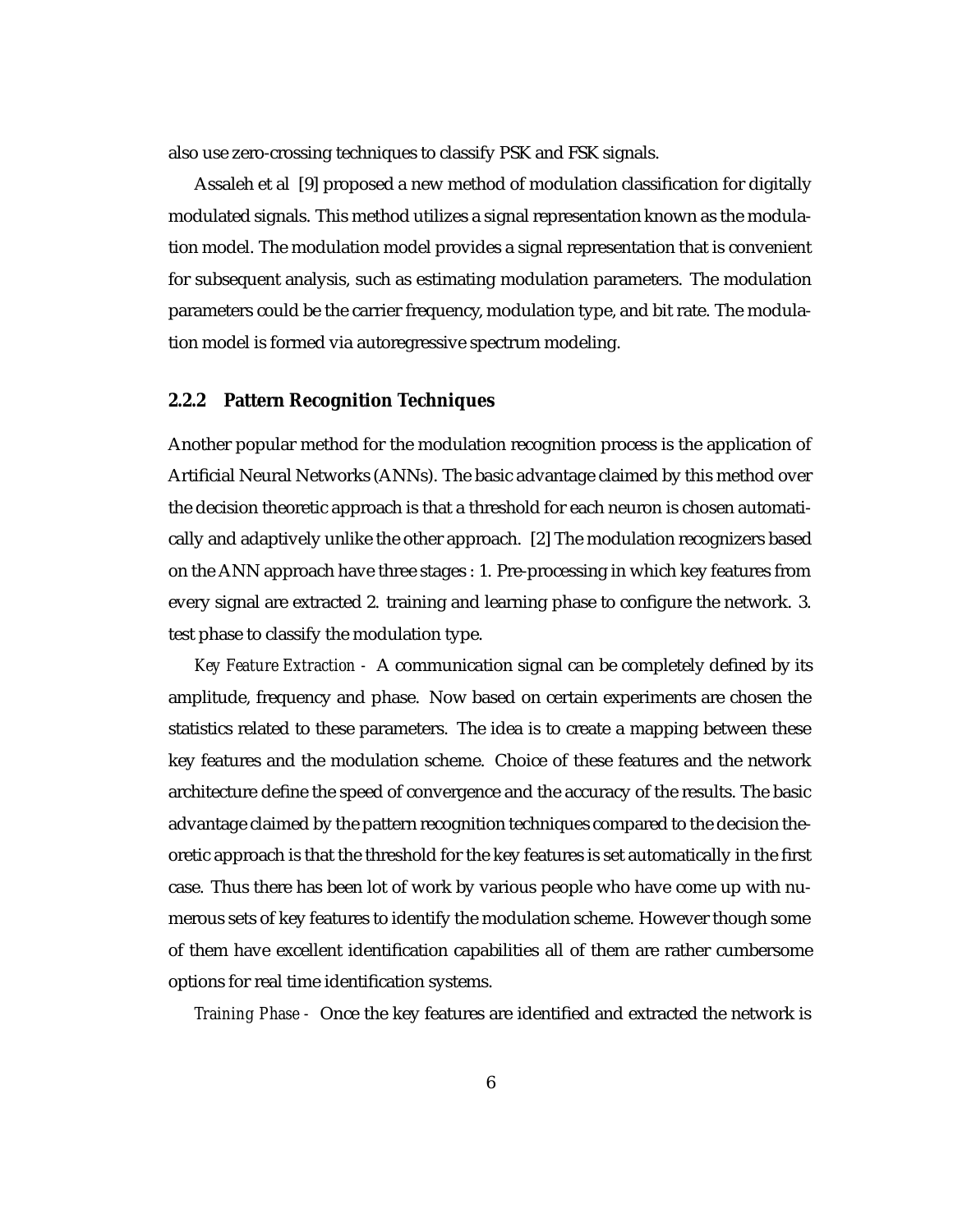also use zero-crossing techniques to classify PSK and FSK signals.

Assaleh et al [9] proposed a new method of modulation classification for digitally modulated signals. This method utilizes a signal representation known as the modulation model. The modulation model provides a signal representation that is convenient for subsequent analysis, such as estimating modulation parameters. The modulation parameters could be the carrier frequency, modulation type, and bit rate. The modulation model is formed via autoregressive spectrum modeling.

### 2.2.2 Pattern Recognition Techniques

Another popular method for the modulation recognition process is the application of Artificial Neural Networks (ANNs). The basic advantage claimed by this method over the decision theoretic approach is that a threshold for each neuron is chosen automatically and adaptively unlike the other approach. [2] The modulation recognizers based on the ANN approach have three stages : 1. Pre-processing in which key features from every signal are extracted 2. training and learning phase to configure the network. 3. test phase to classify the modulation type.

*Key Feature Extraction -* A communication signal can be completely defined by its amplitude, frequency and phase. Now based on certain experiments are chosen the statistics related to these parameters. The idea is to create a mapping between these key features and the modulation scheme. Choice of these features and the network architecture define the speed of convergence and the accuracy of the results. The basic advantage claimed by the pattern recognition techniques compared to the decision theoretic approach is that the threshold for the key features is set automatically in the first case. Thus there has been lot of work by various people who have come up with numerous sets of key features to identify the modulation scheme. However though some of them have excellent identification capabilities all of them are rather cumbersome options for real time identification systems.

*Training Phase -* Once the key features are identified and extracted the network is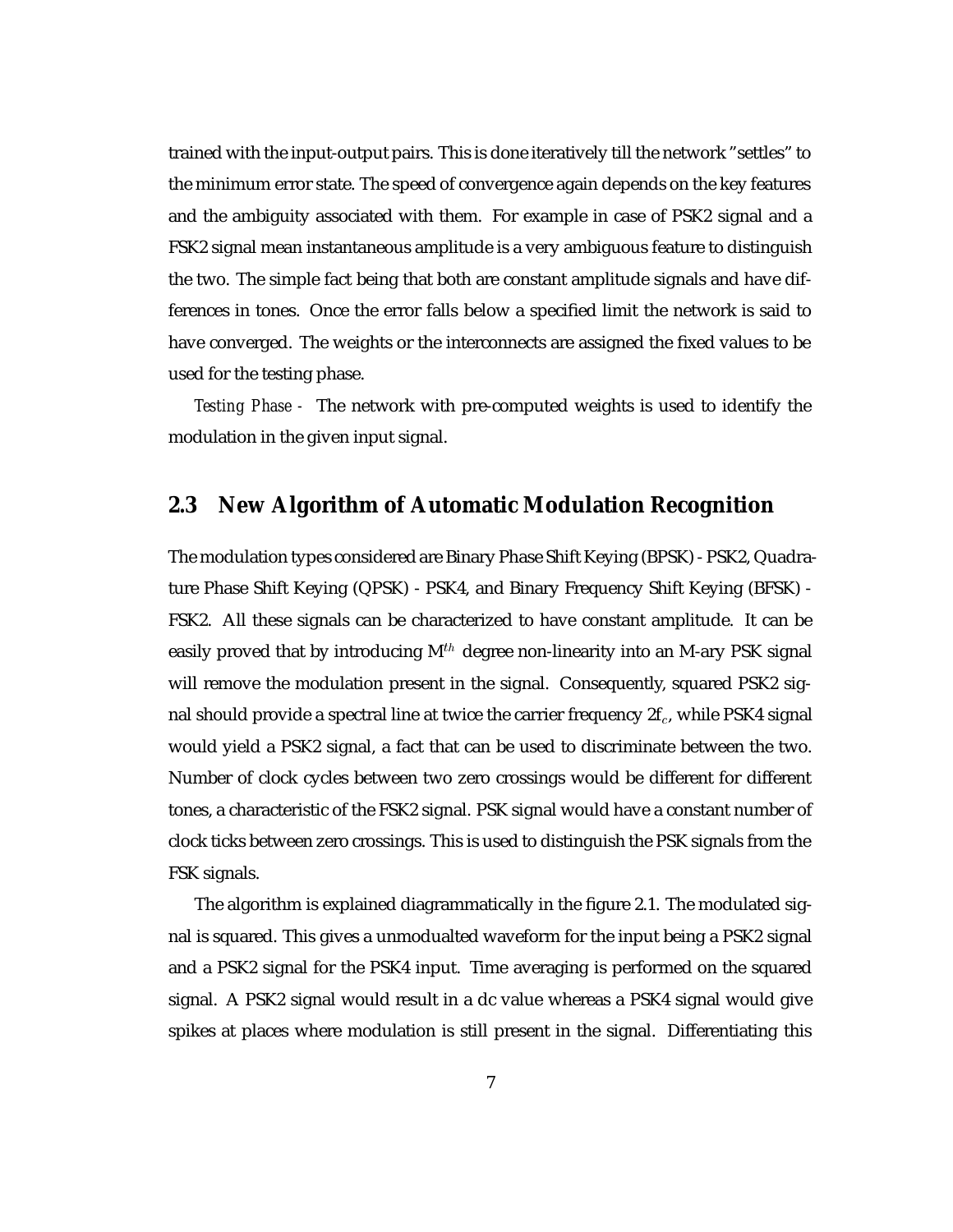trained with the input-output pairs. This is done iteratively till the network "settles" to the minimum error state. The speed of convergence again depends on the key features and the ambiguity associated with them. For example in case of PSK2 signal and a FSK2 signal mean instantaneous amplitude is a very ambiguous feature to distinguish the two. The simple fact being that both are constant amplitude signals and have differences in tones. Once the error falls below a specified limit the network is said to have converged. The weights or the interconnects are assigned the fixed values to be used for the testing phase.

*Testing Phase -* The network with pre-computed weights is used to identify the modulation in the given input signal.

## 2.3 New Algorithm of Automatic Modulation Recognition

The modulation types considered are Binary Phase Shift Keying (BPSK) - PSK2, Quadrature Phase Shift Keying (QPSK) - PSK4, and Binary Frequency Shift Keying (BFSK) - FSK2. All these signals can be characterized to have constant amplitude. It can be easily proved that by introducing $M^{th}$ degree non-linearity into an M-ary PSK signal will remove the modulation present in the signal. Consequently, squared PSK2 signal should provide a spectral line at twice the carrier frequency $2f_c$, while PSK4 signal would yield a PSK2 signal, a fact that can be used to discriminate between the two. Number of clock cycles between two zero crossings would be different for different tones, a characteristic of the FSK2 signal. PSK signal would have a constant number of clock ticks between zero crossings. This is used to distinguish the PSK signals from the FSK signals.

The algorithm is explained diagrammatically in the figure 2.1. The modulated signal is squared. This gives a unmodualted waveform for the input being a PSK2 signal and a PSK2 signal for the PSK4 input. Time averaging is performed on the squared signal. A PSK2 signal would result in a dc value whereas a PSK4 signal would give spikes at places where modulation is still present in the signal. Differentiating this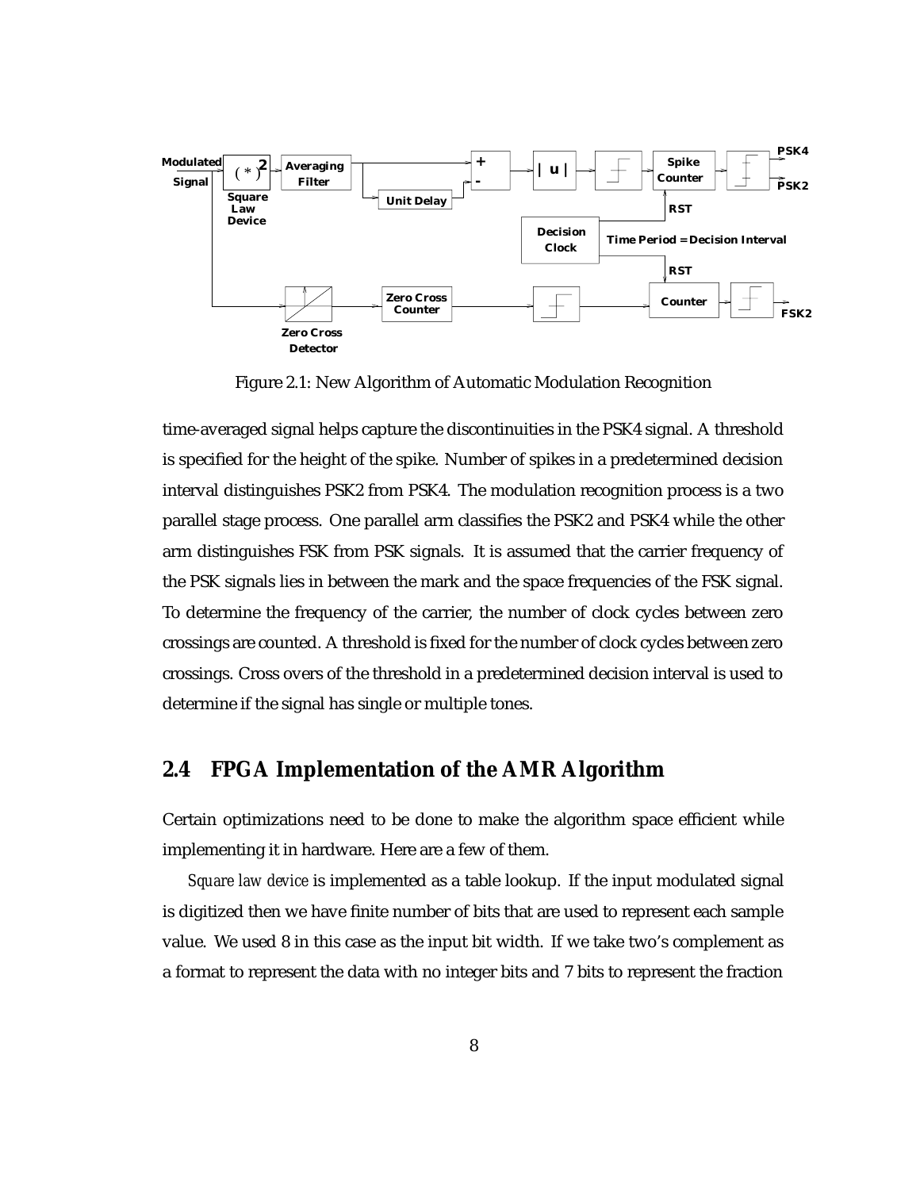Figure 2.1: New Algorithm of Automatic Modulation Recognition

time-averaged signal helps capture the discontinuities in the PSK4 signal. A threshold is specified for the height of the spike. Number of spikes in a predetermined decision interval distinguishes PSK2 from PSK4. The modulation recognition process is a two parallel stage process. One parallel arm classifies the PSK2 and PSK4 while the other arm distinguishes FSK from PSK signals. It is assumed that the carrier frequency of the PSK signals lies in between the mark and the space frequencies of the FSK signal. To determine the frequency of the carrier, the number of clock cycles between zero crossings are counted. A threshold is fixed for the number of clock cycles between zero crossings. Cross overs of the threshold in a predetermined decision interval is used to determine if the signal has single or multiple tones.

## 2.4 FPGA Implementation of the AMR Algorithm

Certain optimizations need to be done to make the algorithm space efficient while implementing it in hardware. Here are a few of them.

*Square law device* is implemented as a table lookup. If the input modulated signal is digitized then we have finite number of bits that are used to represent each sample value. We used 8 in this case as the input bit width. If we take two's complement as a format to represent the data with no integer bits and 7 bits to represent the fraction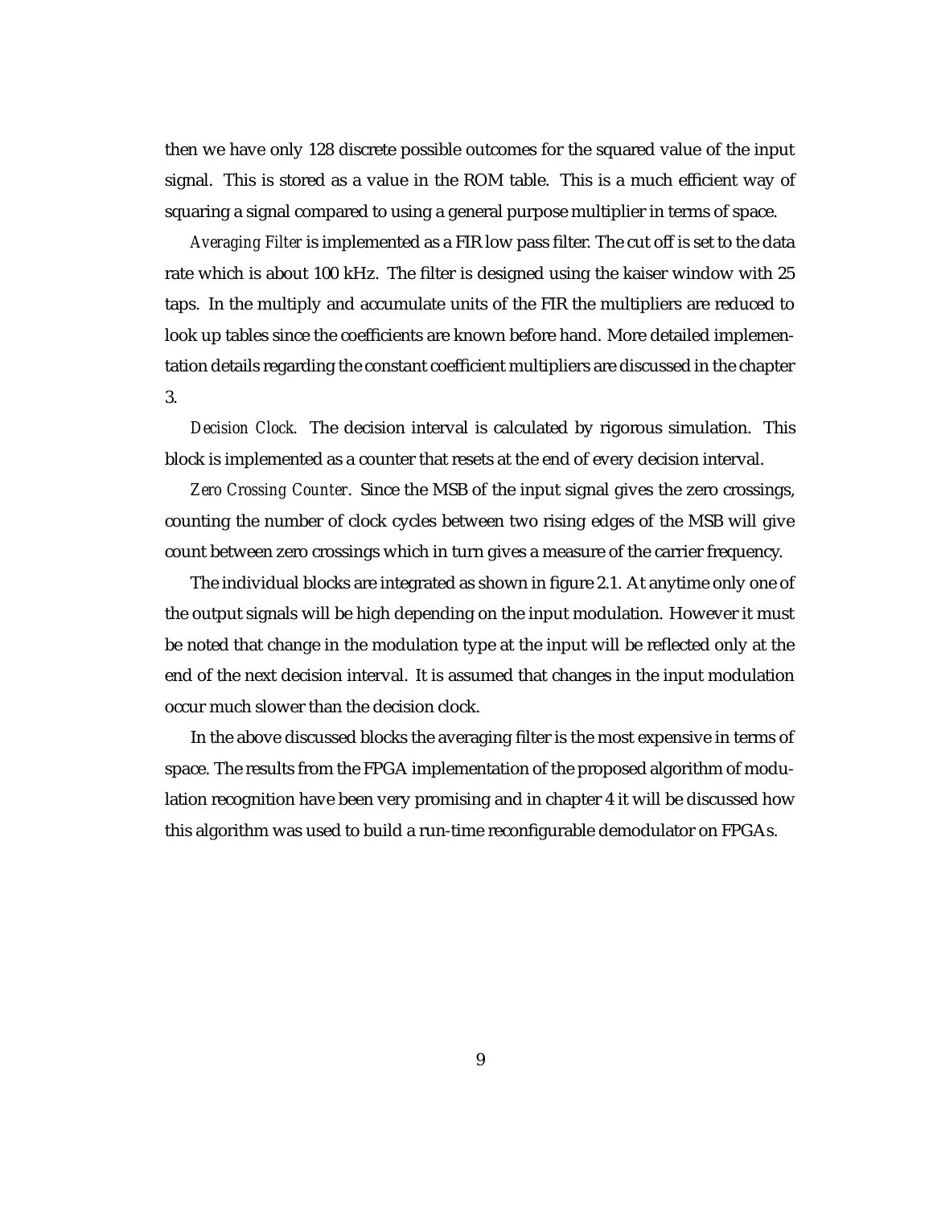then we have only 128 discrete possible outcomes for the squared value of the input signal. This is stored as a value in the ROM table. This is a much efficient way of squaring a signal compared to using a general purpose multiplier in terms of space.

*Averaging Filter* is implemented as a FIR low pass filter. The cut off is set to the data rate which is about 100 kHz. The filter is designed using the kaiser window with 25 taps. In the multiply and accumulate units of the FIR the multipliers are reduced to look up tables since the coefficients are known before hand. More detailed implementation details regarding the constant coefficient multipliers are discussed in the chapter 3.

*Decision Clock*. The decision interval is calculated by rigorous simulation. This block is implemented as a counter that resets at the end of every decision interval.

*Zero Crossing Counter*. Since the MSB of the input signal gives the zero crossings, counting the number of clock cycles between two rising edges of the MSB will give count between zero crossings which in turn gives a measure of the carrier frequency.

The individual blocks are integrated as shown in figure 2.1. At anytime only one of the output signals will be high depending on the input modulation. However it must be noted that change in the modulation type at the input will be reflected only at the end of the next decision interval. It is assumed that changes in the input modulation occur much slower than the decision clock.

In the above discussed blocks the averaging filter is the most expensive in terms of space. The results from the FPGA implementation of the proposed algorithm of modulation recognition have been very promising and in chapter 4 it will be discussed how this algorithm was used to build a run-time reconfigurable demodulator on FPGAs.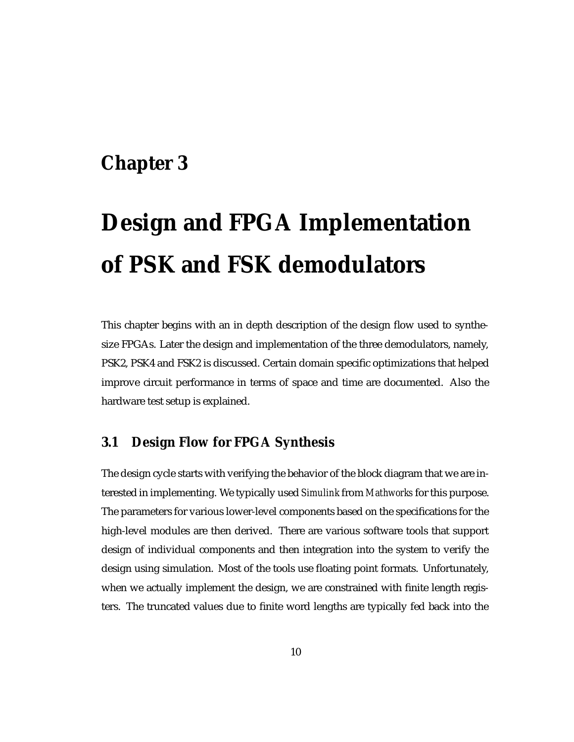# Chapter 3

# Design and FPGA Implementation of PSK and FSK demodulators

This chapter begins with an in depth description of the design flow used to synthesize FPGAs. Later the design and implementation of the three demodulators, namely, PSK2, PSK4 and FSK2 is discussed. Certain domain specific optimizations that helped improve circuit performance in terms of space and time are documented. Also the hardware test setup is explained.

## 3.1 Design Flow for FPGA Synthesis

The design cycle starts with verifying the behavior of the block diagram that we are interested in implementing. We typically used *Simulink* from *Mathworks* for this purpose. The parameters for various lower-level components based on the specifications for the high-level modules are then derived. There are various software tools that support design of individual components and then integration into the system to verify the design using simulation. Most of the tools use floating point formats. Unfortunately, when we actually implement the design, we are constrained with finite length registers. The truncated values due to finite word lengths are typically fed back into the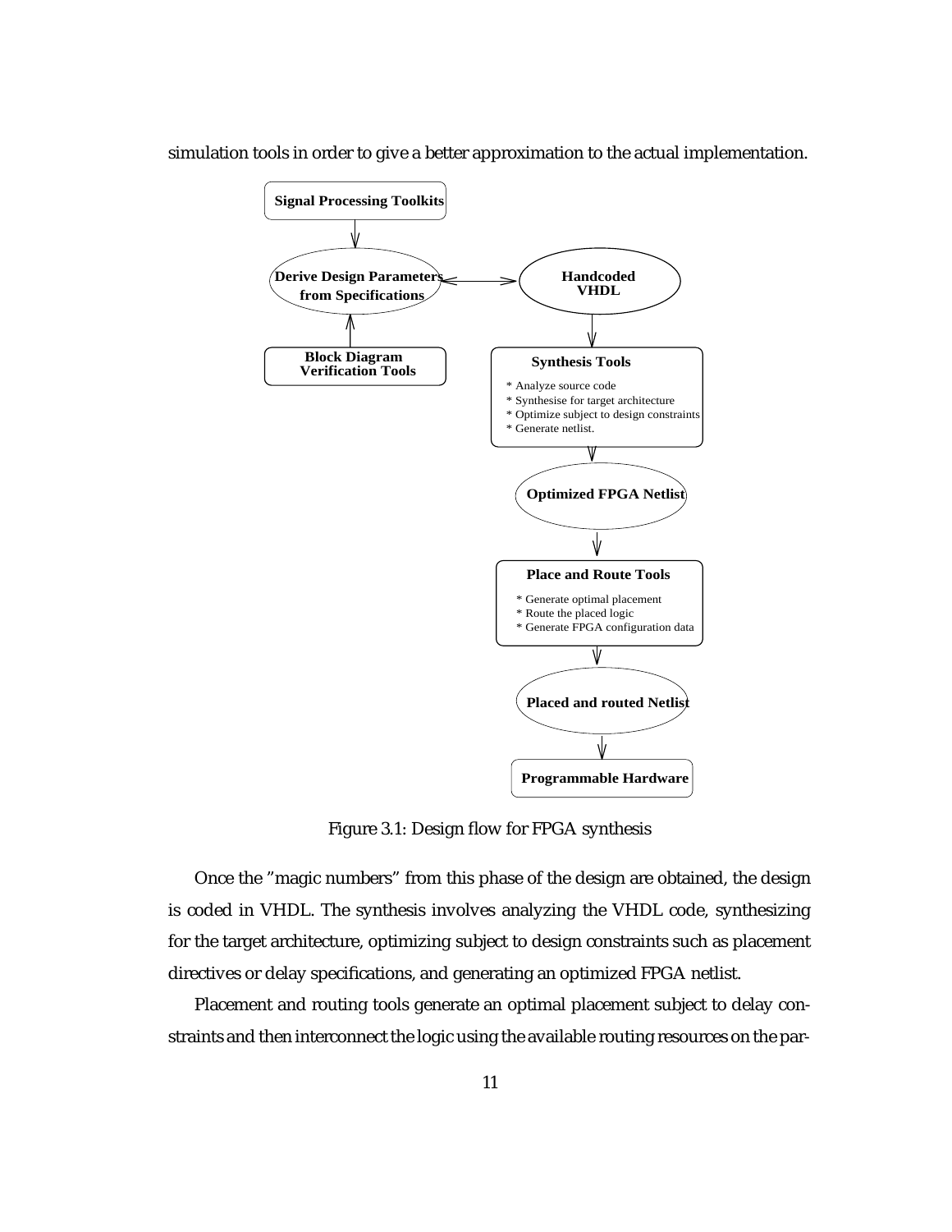simulation tools in order to give a better approximation to the actual implementation.

Figure 3.1: Design flow for FPGA synthesis

Once the "magic numbers" from this phase of the design are obtained, the design is coded in VHDL. The synthesis involves analyzing the VHDL code, synthesizing for the target architecture, optimizing subject to design constraints such as placement directives or delay specifications, and generating an optimized FPGA netlist.

Placement and routing tools generate an optimal placement subject to delay constraints and then interconnect the logic using the available routing resources on the par-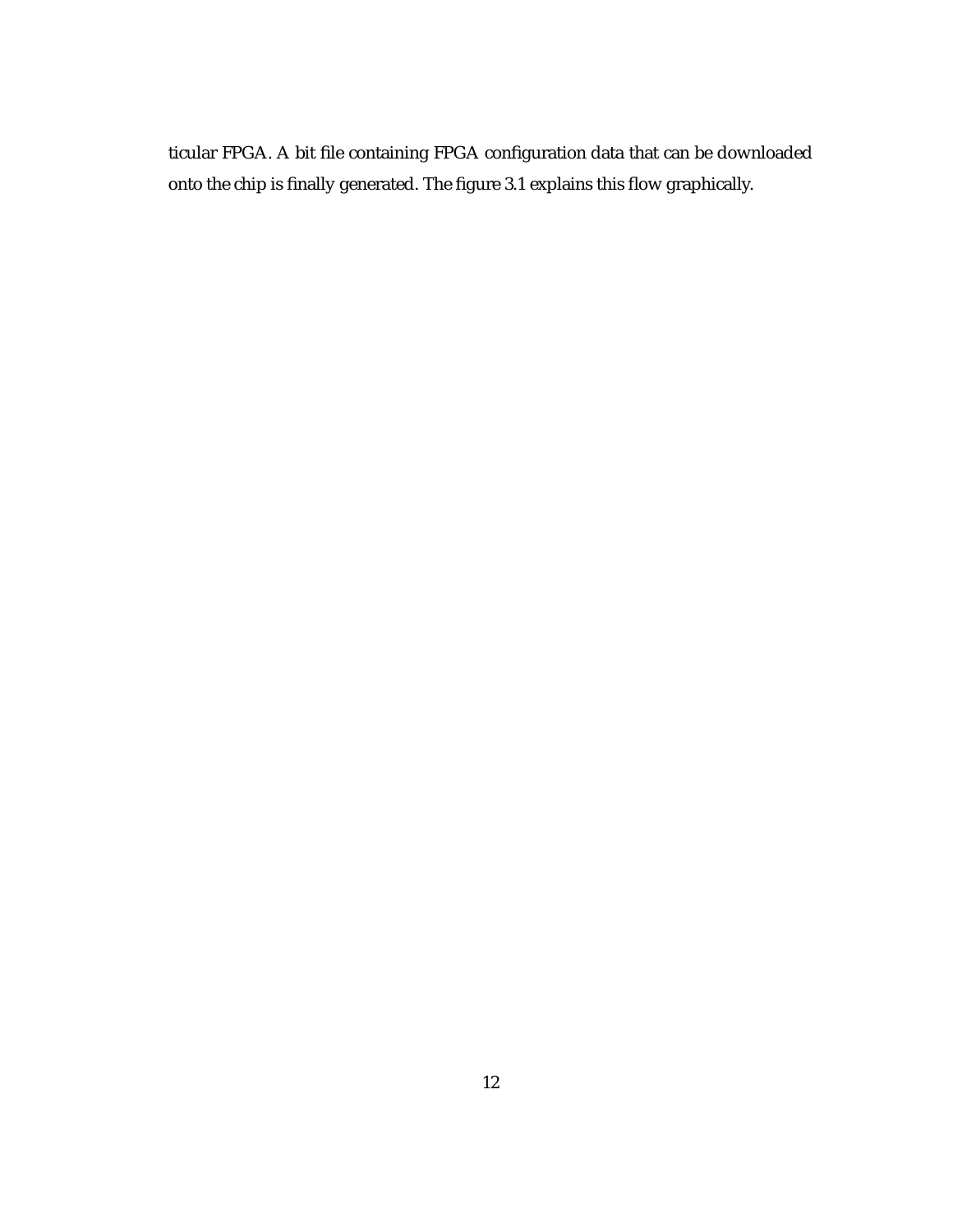ticular FPGA. A bit file containing FPGA configuration data that can be downloaded onto the chip is finally generated. The figure 3.1 explains this flow graphically.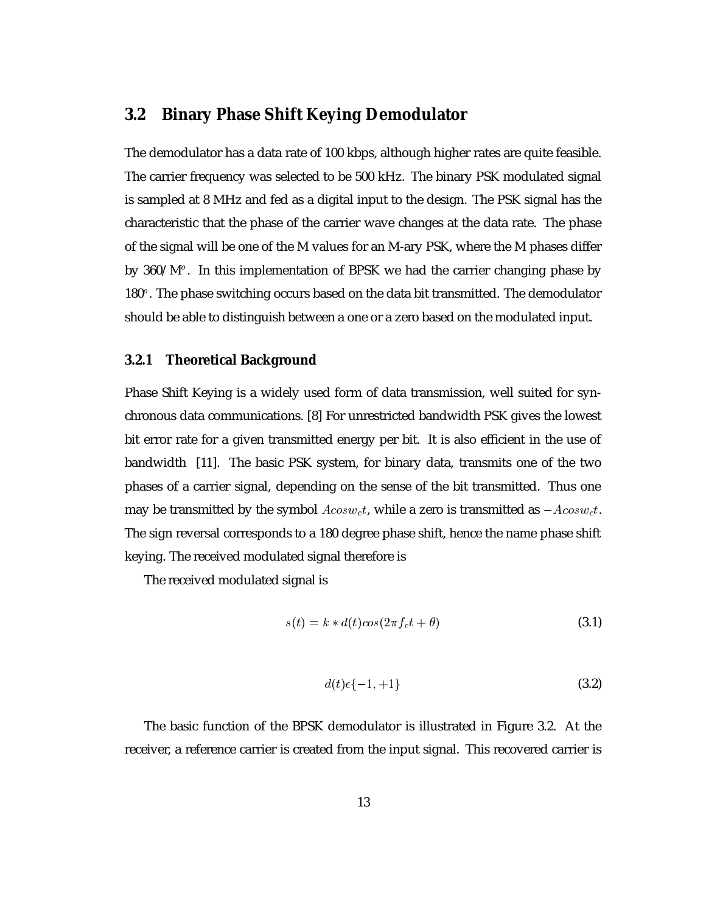## 3.2 Binary Phase Shift Keying Demodulator

The demodulator has a data rate of 100 kbps, although higher rates are quite feasible. The carrier frequency was selected to be 500 kHz. The binary PSK modulated signal is sampled at 8 MHz and fed as a digital input to the design. The PSK signal has the characteristic that the phase of the carrier wave changes at the data rate. The phase of the signal will be one of the M values for an M-ary PSK, where the M phases differ by $360/M^o$. In this implementation of BPSK we had the carrier changing phase by $180^o$. The phase switching occurs based on the data bit transmitted. The demodulator should be able to distinguish between a one or a zero based on the modulated input.

### 3.2.1 Theoretical Background

Phase Shift Keying is a widely used form of data transmission, well suited for synchronous data communications. [8] For unrestricted bandwidth PSK gives the lowest bit error rate for a given transmitted energy per bit. It is also efficient in the use of bandwidth [11]. The basic PSK system, for binary data, transmits one of the two phases of a carrier signal, depending on the sense of the bit transmitted. Thus one may be transmitted by the symbol $Acosw_ct$, while a zero is transmitted as $-Acosw_ct$. The sign reversal corresponds to a 180 degree phase shift, hence the name phase shift keying. The received modulated signal therefore is

The received modulated signal is

$$s(t) = k * d(t)cos(2\pi f_c t + \theta) \tag{3.1}$$

$$d(t)\epsilon\{-1, +1\} \tag{3.2}$$

The basic function of the BPSK demodulator is illustrated in Figure 3.2. At the receiver, a reference carrier is created from the input signal. This recovered carrier is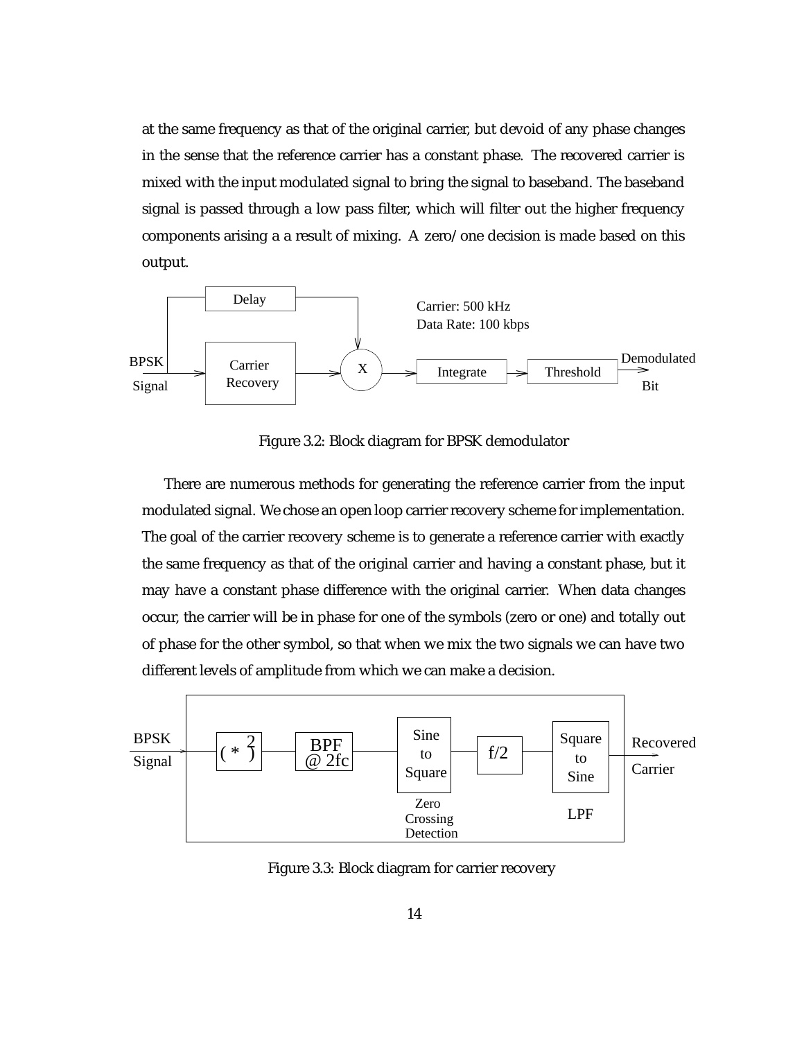at the same frequency as that of the original carrier, but devoid of any phase changes in the sense that the reference carrier has a constant phase. The recovered carrier is mixed with the input modulated signal to bring the signal to baseband. The baseband signal is passed through a low pass filter, which will filter out the higher frequency components arising a a result of mixing. A zero/one decision is made based on this output.

Figure 3.2: Block diagram for BPSK demodulator

There are numerous methods for generating the reference carrier from the input modulated signal. We chose an open loop carrier recovery scheme for implementation. The goal of the carrier recovery scheme is to generate a reference carrier with exactly the same frequency as that of the original carrier and having a constant phase, but it may have a constant phase difference with the original carrier. When data changes occur, the carrier will be in phase for one of the symbols (zero or one) and totally out of phase for the other symbol, so that when we mix the two signals we can have two different levels of amplitude from which we can make a decision.

Figure 3.3: Block diagram for carrier recovery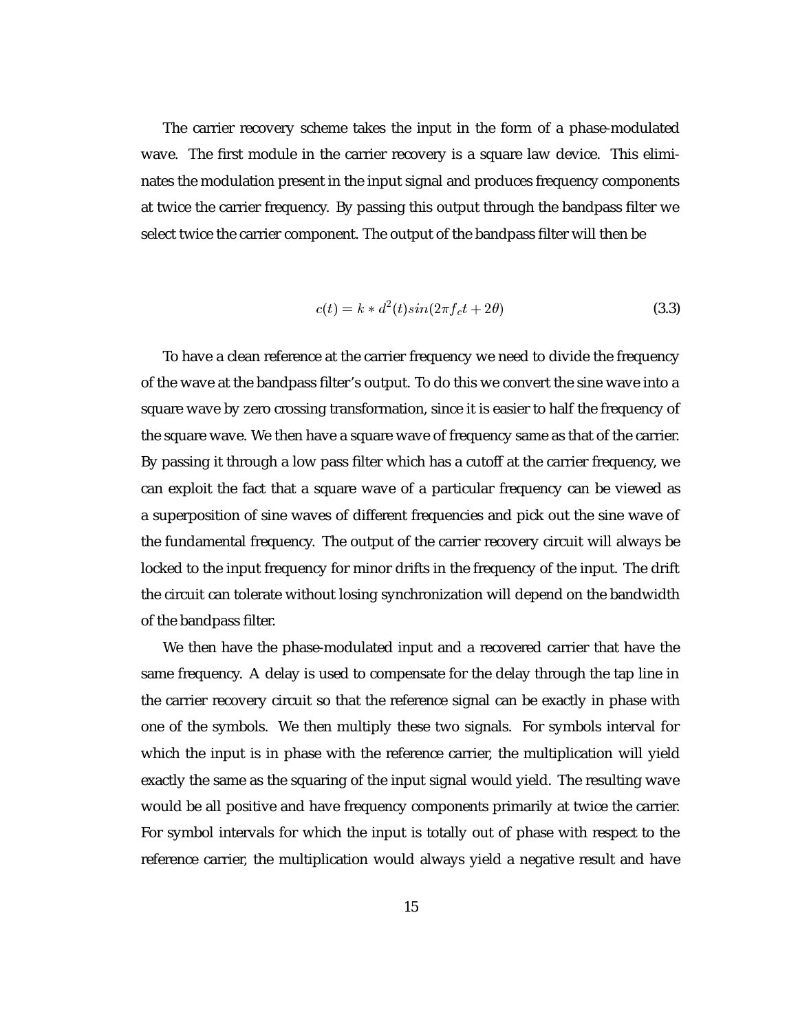The carrier recovery scheme takes the input in the form of a phase-modulated wave. The first module in the carrier recovery is a square law device. This eliminates the modulation present in the input signal and produces frequency components at twice the carrier frequency. By passing this output through the bandpass filter we select twice the carrier component. The output of the bandpass filter will then be

$$c(t) = k * d^2(t) sin(2\pi f_c t + 2\theta) \tag{3.3}$$

To have a clean reference at the carrier frequency we need to divide the frequency of the wave at the bandpass filter's output. To do this we convert the sine wave into a square wave by zero crossing transformation, since it is easier to half the frequency of the square wave. We then have a square wave of frequency same as that of the carrier. By passing it through a low pass filter which has a cutoff at the carrier frequency, we can exploit the fact that a square wave of a particular frequency can be viewed as a superposition of sine waves of different frequencies and pick out the sine wave of the fundamental frequency. The output of the carrier recovery circuit will always be locked to the input frequency for minor drifts in the frequency of the input. The drift the circuit can tolerate without losing synchronization will depend on the bandwidth of the bandpass filter.

We then have the phase-modulated input and a recovered carrier that have the same frequency. A delay is used to compensate for the delay through the tap line in the carrier recovery circuit so that the reference signal can be exactly in phase with one of the symbols. We then multiply these two signals. For symbols interval for which the input is in phase with the reference carrier, the multiplication will yield exactly the same as the squaring of the input signal would yield. The resulting wave would be all positive and have frequency components primarily at twice the carrier. For symbol intervals for which the input is totally out of phase with respect to the reference carrier, the multiplication would always yield a negative result and have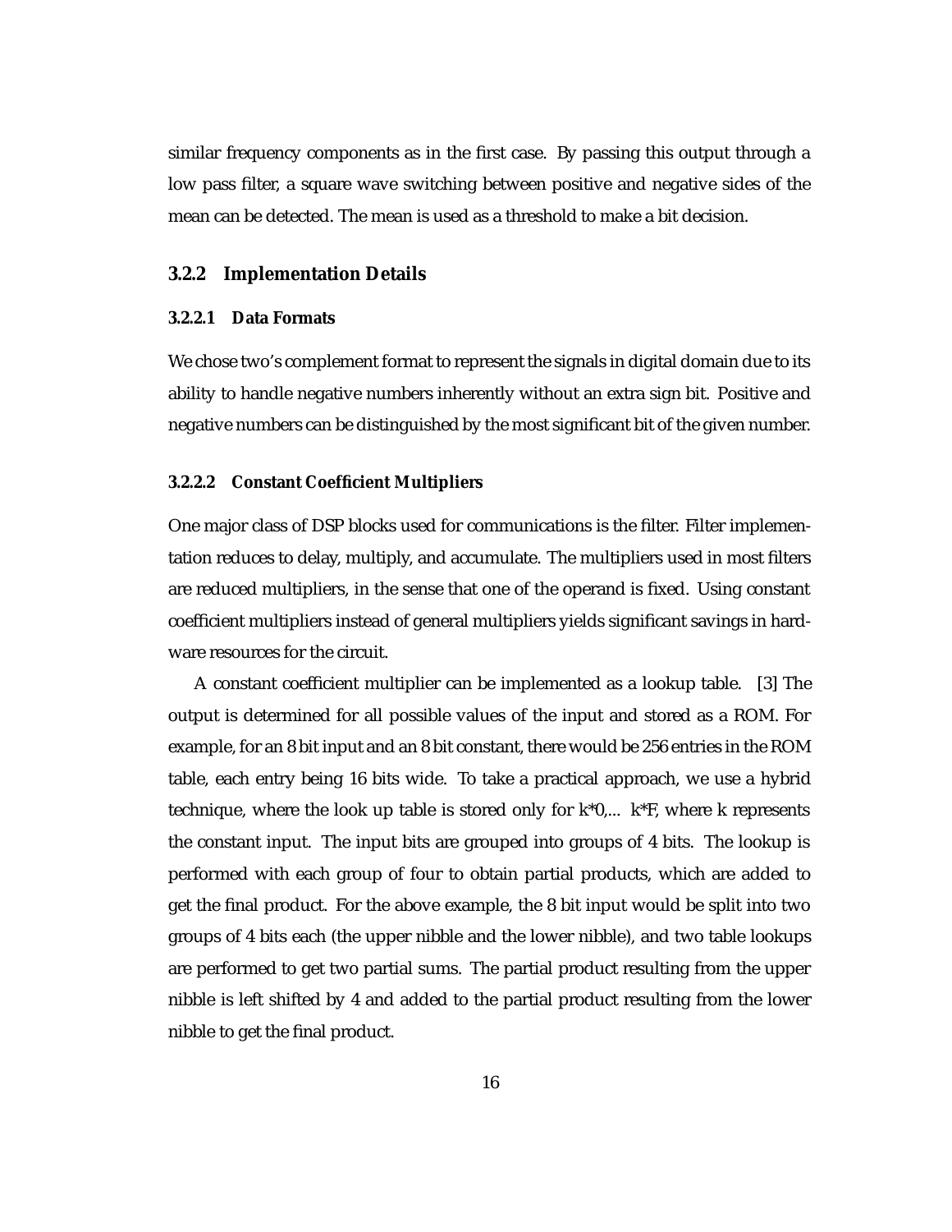similar frequency components as in the first case. By passing this output through a low pass filter, a square wave switching between positive and negative sides of the mean can be detected. The mean is used as a threshold to make a bit decision.

### 3.2.2 Implementation Details

#### 3.2.2.1 Data Formats

We chose two's complement format to represent the signals in digital domain due to its ability to handle negative numbers inherently without an extra sign bit. Positive and negative numbers can be distinguished by the most significant bit of the given number.

#### 3.2.2.2 Constant Coefficient Multipliers

One major class of DSP blocks used for communications is the filter. Filter implementation reduces to delay, multiply, and accumulate. The multipliers used in most filters are reduced multipliers, in the sense that one of the operand is fixed. Using constant coefficient multipliers instead of general multipliers yields significant savings in hardware resources for the circuit.

A constant coefficient multiplier can be implemented as a lookup table. [3] The output is determined for all possible values of the input and stored as a ROM. For example, for an 8 bit input and an 8 bit constant, there would be 256 entries in the ROM table, each entry being 16 bits wide. To take a practical approach, we use a hybrid technique, where the look up table is stored only for k*0,... k*F, where k represents the constant input. The input bits are grouped into groups of 4 bits. The lookup is performed with each group of four to obtain partial products, which are added to get the final product. For the above example, the 8 bit input would be split into two groups of 4 bits each (the upper nibble and the lower nibble), and two table lookups are performed to get two partial sums. The partial product resulting from the upper nibble is left shifted by 4 and added to the partial product resulting from the lower nibble to get the final product.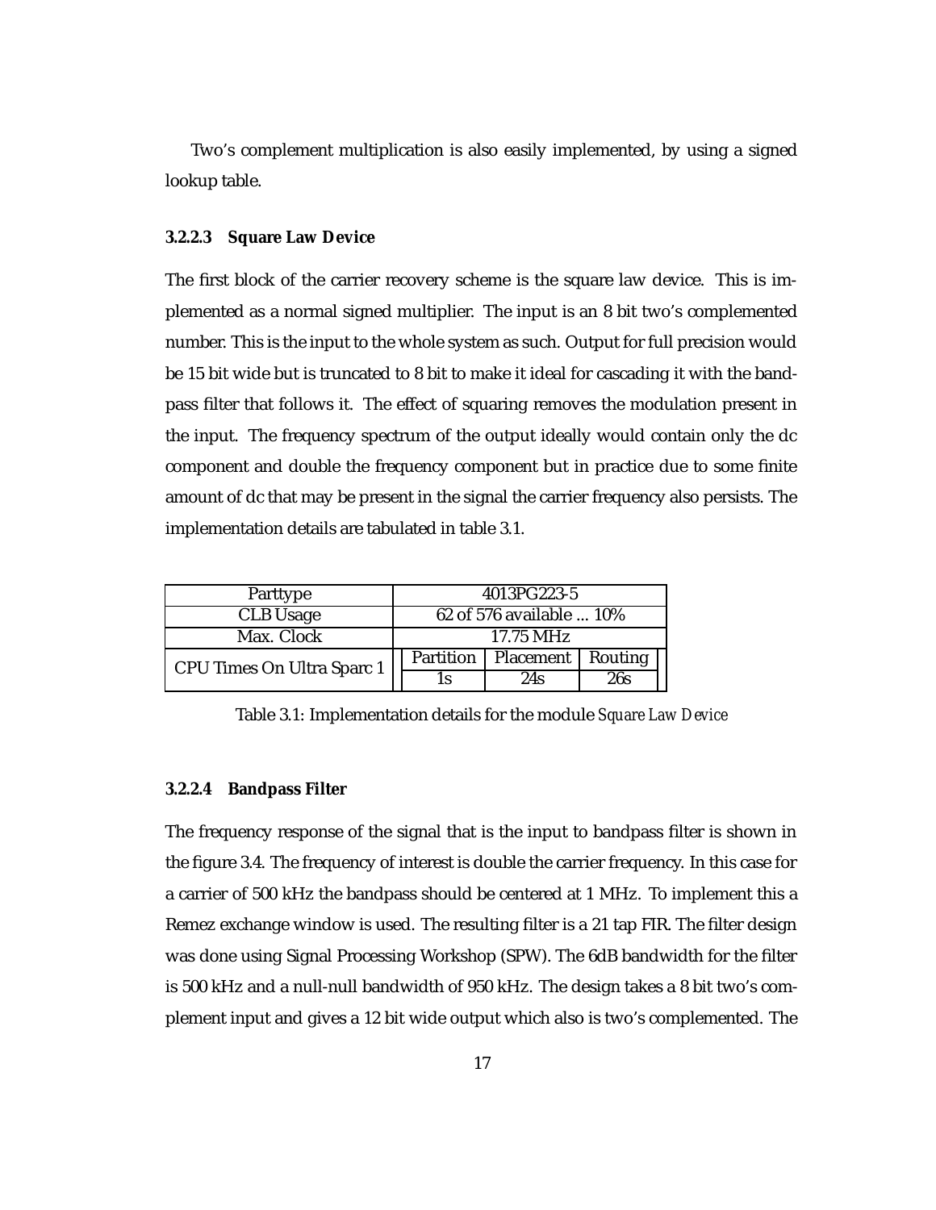Two's complement multiplication is also easily implemented, by using a signed lookup table.

#### 3.2.2.3 Square Law Device

The first block of the carrier recovery scheme is the square law device. This is implemented as a normal signed multiplier. The input is an 8 bit two's complemented number. This is the input to the whole system as such. Output for full precision would be 15 bit wide but is truncated to 8 bit to make it ideal for cascading it with the band-pass filter that follows it. The effect of squaring removes the modulation present in the input. The frequency spectrum of the output ideally would contain only the dc component and double the frequency component but in practice due to some finite amount of dc that may be present in the signal the carrier frequency also persists. The implementation details are tabulated in table 3.1.

| Parttype | 4013PG223-5 | | |
|---|---|---|---|
| CLB Usage | 62 of 576 available ... 10% | | |
| Max. Clock | 17.75 MHz | | |
| CPU Times On Ultra Sparc 1 | Partition | Placement | Routing |
| | 1s | 24s | 26s |

Table 3.1: Implementation details for the module *Square Law Device*

#### 3.2.2.4 Bandpass Filter

The frequency response of the signal that is the input to bandpass filter is shown in the figure 3.4. The frequency of interest is double the carrier frequency. In this case for a carrier of 500 kHz the bandpass should be centered at 1 MHz. To implement this a Remez exchange window is used. The resulting filter is a 21 tap FIR. The filter design was done using Signal Processing Workshop (SPW). The 6dB bandwidth for the filter is 500 kHz and a null-null bandwidth of 950 kHz. The design takes a 8 bit two's complement input and gives a 12 bit wide output which also is two's complemented. The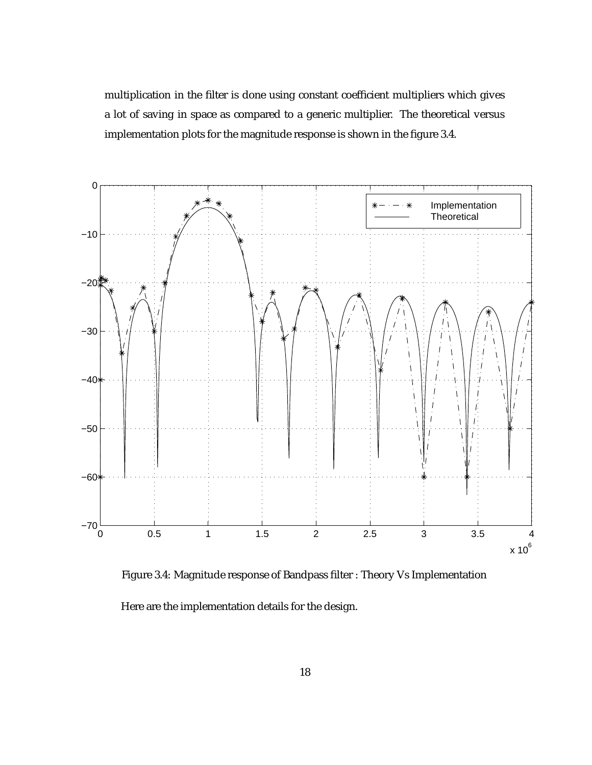multiplication in the filter is done using constant coefficient multipliers which gives a lot of saving in space as compared to a generic multiplier. The theoretical versus implementation plots for the magnitude response is shown in the figure 3.4.

Figure 3.4: Magnitude response of Bandpass filter : Theory Vs Implementation

Here are the implementation details for the design.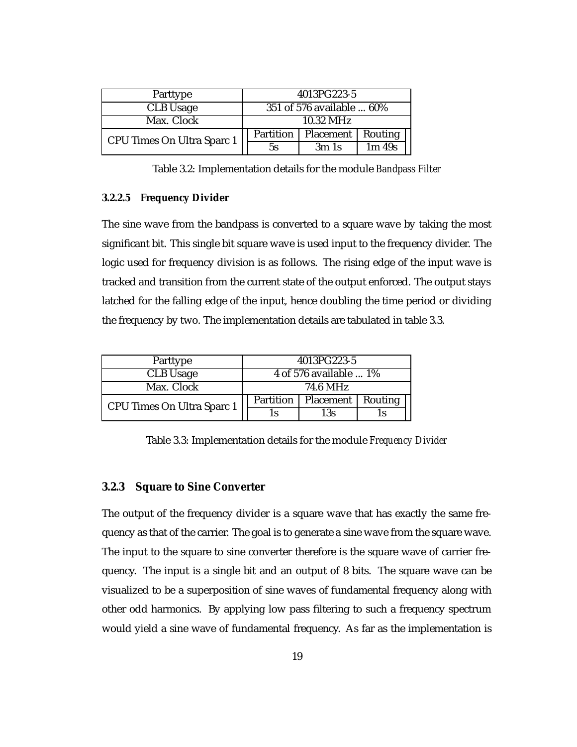| Parttype | 4013PG223-5 | | |
|---|---|---|---|
| CLB Usage | 351 of 576 available ... 60% | | |
| Max. Clock | 10.32 MHz | | |
| CPU Times On Ultra Sparc 1 | Partition | Placement | Routing |
| | 5s | 3m 1s | 1m 49s |

Table 3.2: Implementation details for the module *Bandpass Filter*

#### 3.2.2.5 Frequency Divider

The sine wave from the bandpass is converted to a square wave by taking the most significant bit. This single bit square wave is used input to the frequency divider. The logic used for frequency division is as follows. The rising edge of the input wave is tracked and transition from the current state of the output enforced. The output stays latched for the falling edge of the input, hence doubling the time period or dividing the frequency by two. The implementation details are tabulated in table 3.3.

| Parttype | 4013PG223-5 | | |
|---|---|---|---|
| CLB Usage | 4 of 576 available ... 1% | | |
| Max. Clock | 74.6 MHz | | |
| CPU Times On Ultra Sparc 1 | Partition | Placement | Routing |
| | 1s | 13s | 1s |

Table 3.3: Implementation details for the module *Frequency Divider*

### 3.2.3 Square to Sine Converter

The output of the frequency divider is a square wave that has exactly the same frequency as that of the carrier. The goal is to generate a sine wave from the square wave. The input to the square to sine converter therefore is the square wave of carrier frequency. The input is a single bit and an output of 8 bits. The square wave can be visualized to be a superposition of sine waves of fundamental frequency along with other odd harmonics. By applying low pass filtering to such a frequency spectrum would yield a sine wave of fundamental frequency. As far as the implementation is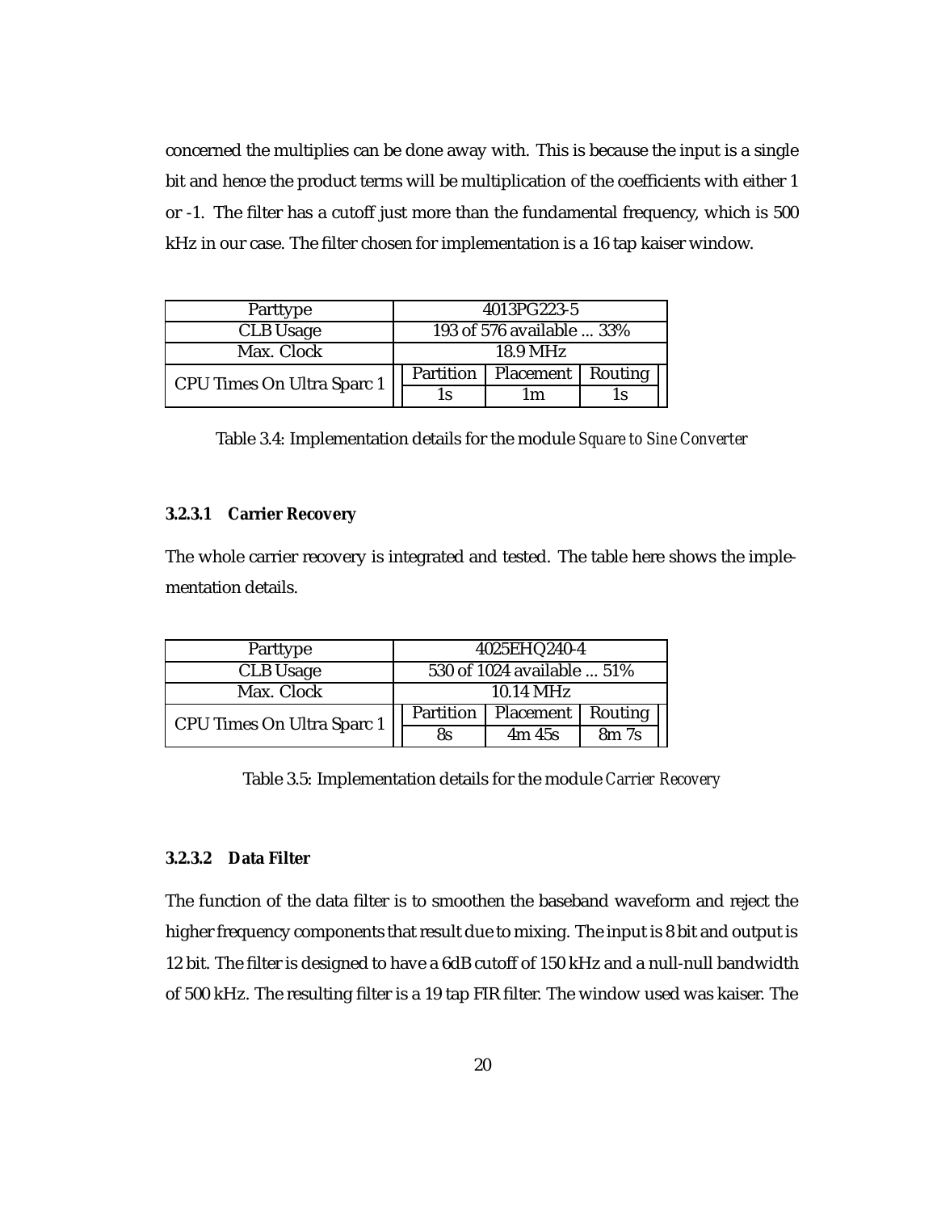concerned the multiplies can be done away with. This is because the input is a single bit and hence the product terms will be multiplication of the coefficients with either 1 or -1. The filter has a cutoff just more than the fundamental frequency, which is 500 kHz in our case. The filter chosen for implementation is a 16 tap kaiser window.

| Parttype | 4013PG223-5 | | |
|---|---|---|---|
| CLB Usage | 193 of 576 available ... 33% | | |
| Max. Clock | 18.9 MHz | | |
| CPU Times On Ultra Sparc 1 | Partition | Placement | Routing |
| | 1s | 1m | 1s |

Table 3.4: Implementation details for the module *Square to Sine Converter*

#### 3.2.3.1 Carrier Recovery

The whole carrier recovery is integrated and tested. The table here shows the implementation details.

| Parttype | 4025EHQ240-4 | | |
|---|---|---|---|
| CLB Usage | 530 of 1024 available ... 51% | | |
| Max. Clock | 10.14 MHz | | |
| CPU Times On Ultra Sparc 1 | Partition | Placement | Routing |
| | 8s | 4m 45s | 8m 7s |

Table 3.5: Implementation details for the module *Carrier Recovery*

#### 3.2.3.2 Data Filter

The function of the data filter is to smoothen the baseband waveform and reject the higher frequency components that result due to mixing. The input is 8 bit and output is 12 bit. The filter is designed to have a 6dB cutoff of 150 kHz and a null-null bandwidth of 500 kHz. The resulting filter is a 19 tap FIR filter. The window used was kaiser. The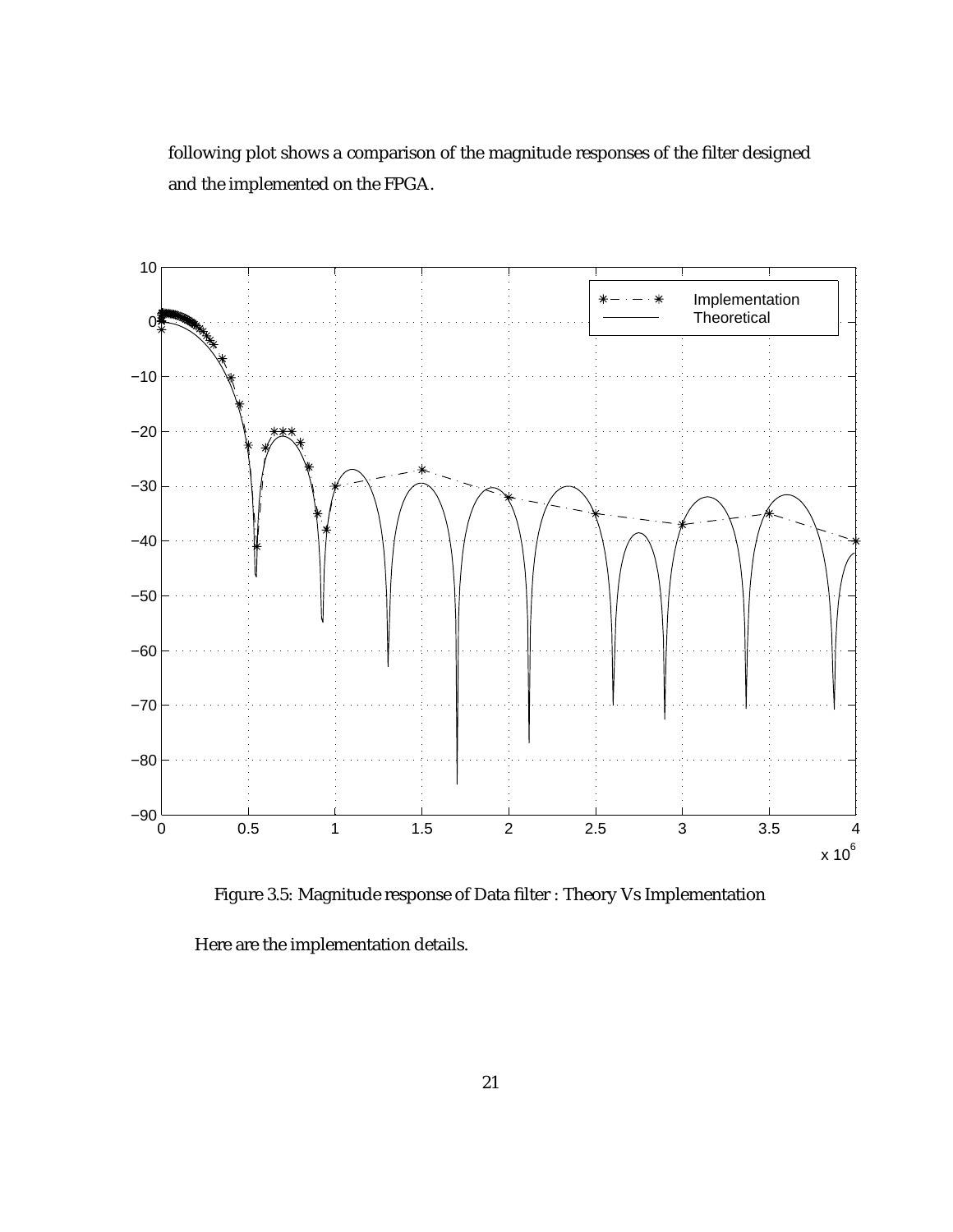following plot shows a comparison of the magnitude responses of the filter designed and the implemented on the FPGA.

Figure 3.5: Magnitude response of Data filter : Theory Vs Implementation

Here are the implementation details.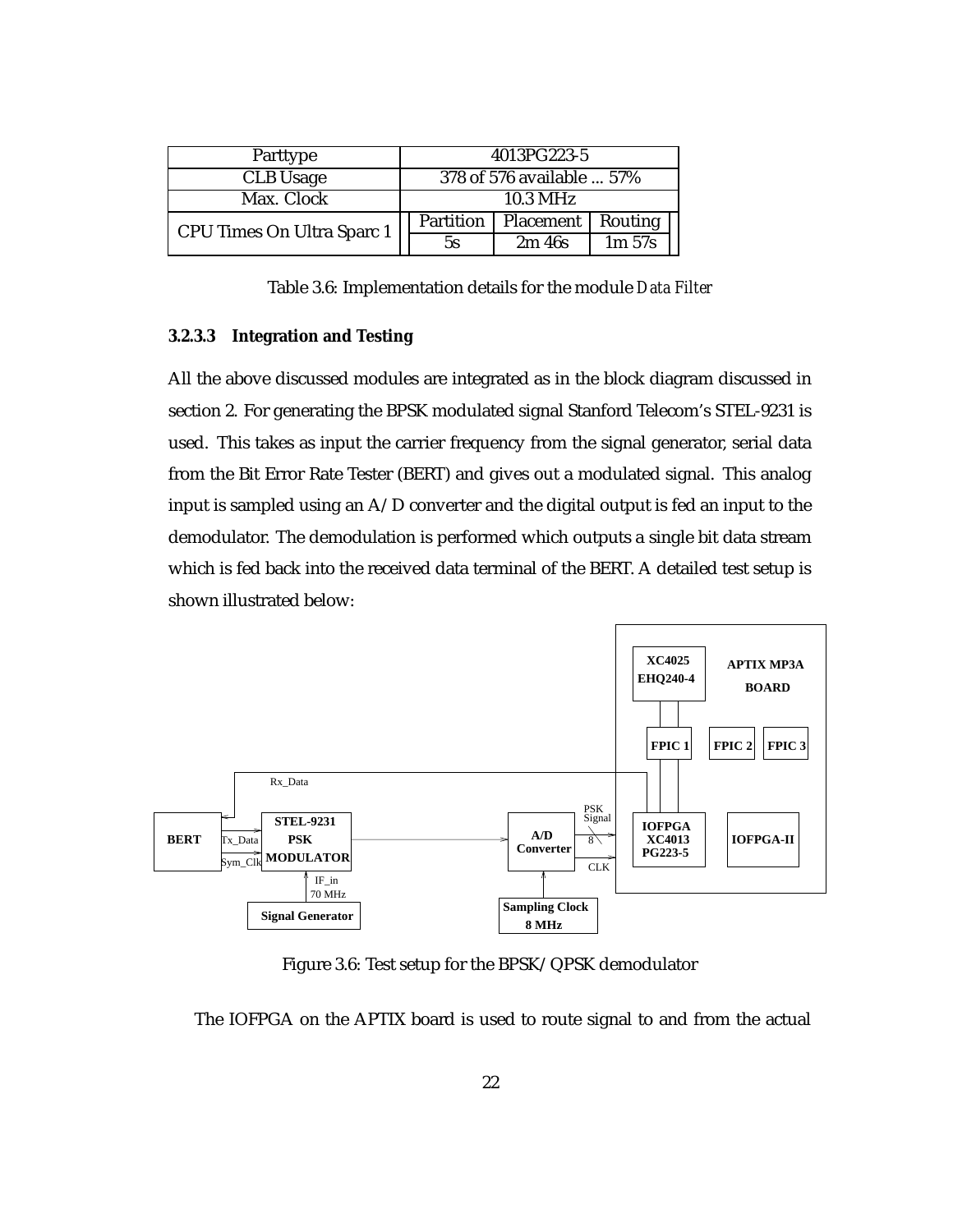| Parttype | 4013PG223-5 | | |
| --- | --- | --- | --- |
| CLB Usage | 378 of 576 available ... 57% | | |
| Max. Clock | 10.3 MHz | | |
| CPU Times On Ultra Sparc 1 | Partition | Placement | Routing |
| | 5s | 2m 46s | 1m 57s |

Table 3.6: Implementation details for the module *Data Filter*

#### 3.2.3.3 Integration and Testing

All the above discussed modules are integrated as in the block diagram discussed in section 2. For generating the BPSK modulated signal Stanford Telecom's STEL-9231 is used. This takes as input the carrier frequency from the signal generator, serial data from the Bit Error Rate Tester (BERT) and gives out a modulated signal. This analog input is sampled using an A/D converter and the digital output is fed an input to the demodulator. The demodulation is performed which outputs a single bit data stream which is fed back into the received data terminal of the BERT. A detailed test setup is shown illustrated below:

Figure 3.6: Test setup for the BPSK/QPSK demodulator

The IOFPGA on the APTIX board is used to route signal to and from the actual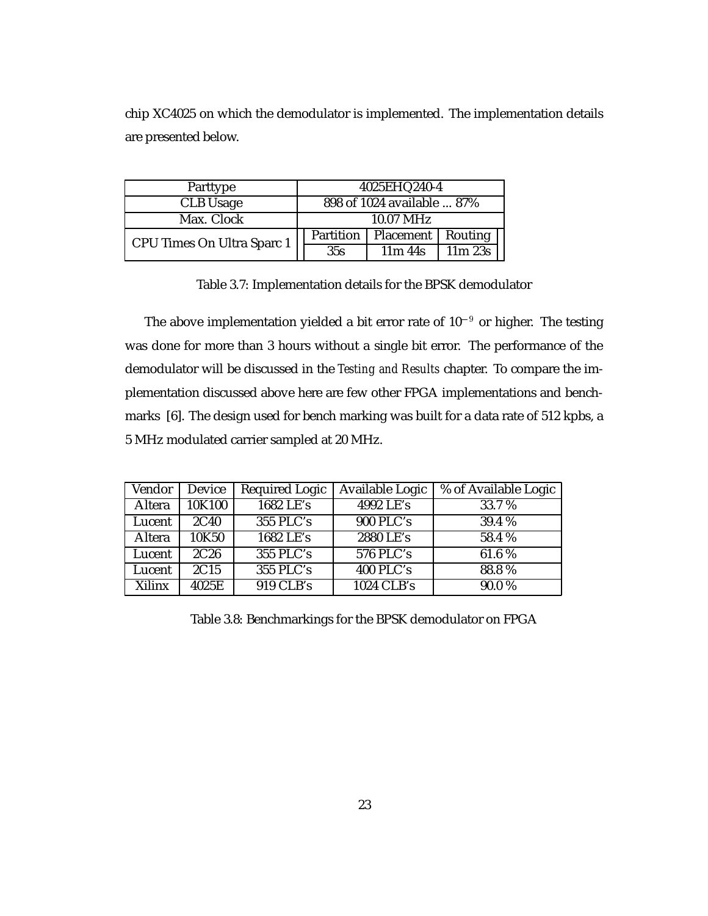chip XC4025 on which the demodulator is implemented. The implementation details are presented below.

| Parttype | 4025EHQ240-4 | | |
|---|---|---|---|
| CLB Usage | 898 of 1024 available ... 87% | | |
| Max. Clock | 10.07 MHz | | |
| CPU Times On Ultra Sparc 1 | Partition | Placement | Routing |
| | 35s | 11m 44s | 11m 23s |

Table 3.7: Implementation details for the BPSK demodulator

The above implementation yielded a bit error rate of $10^{-9}$ or higher. The testing was done for more than 3 hours without a single bit error. The performance of the demodulator will be discussed in the *Testing and Results* chapter. To compare the implementation discussed above here are few other FPGA implementations and benchmarks [6]. The design used for bench marking was built for a data rate of 512 kpbs, a 5 MHz modulated carrier sampled at 20 MHz.

| Vendor | Device | Required Logic | Available Logic | % of Available Logic |
|---|---|---|---|---|
| Altera | 10K100 | 1682 LE's | 4992 LE's | 33.7 % |
| Lucent | 2C40 | 355 PLC's | 900 PLC's | 39.4 % |
| Altera | 10K50 | 1682 LE's | 2880 LE's | 58.4 % |
| Lucent | 2C26 | 355 PLC's | 576 PLC's | 61.6 % |
| Lucent | 2C15 | 355 PLC's | 400 PLC's | 88.8 % |
| Xilinx | 4025E | 919 CLB's | 1024 CLB's | 90.0 % |

Table 3.8: Benchmarkings for the BPSK demodulator on FPGA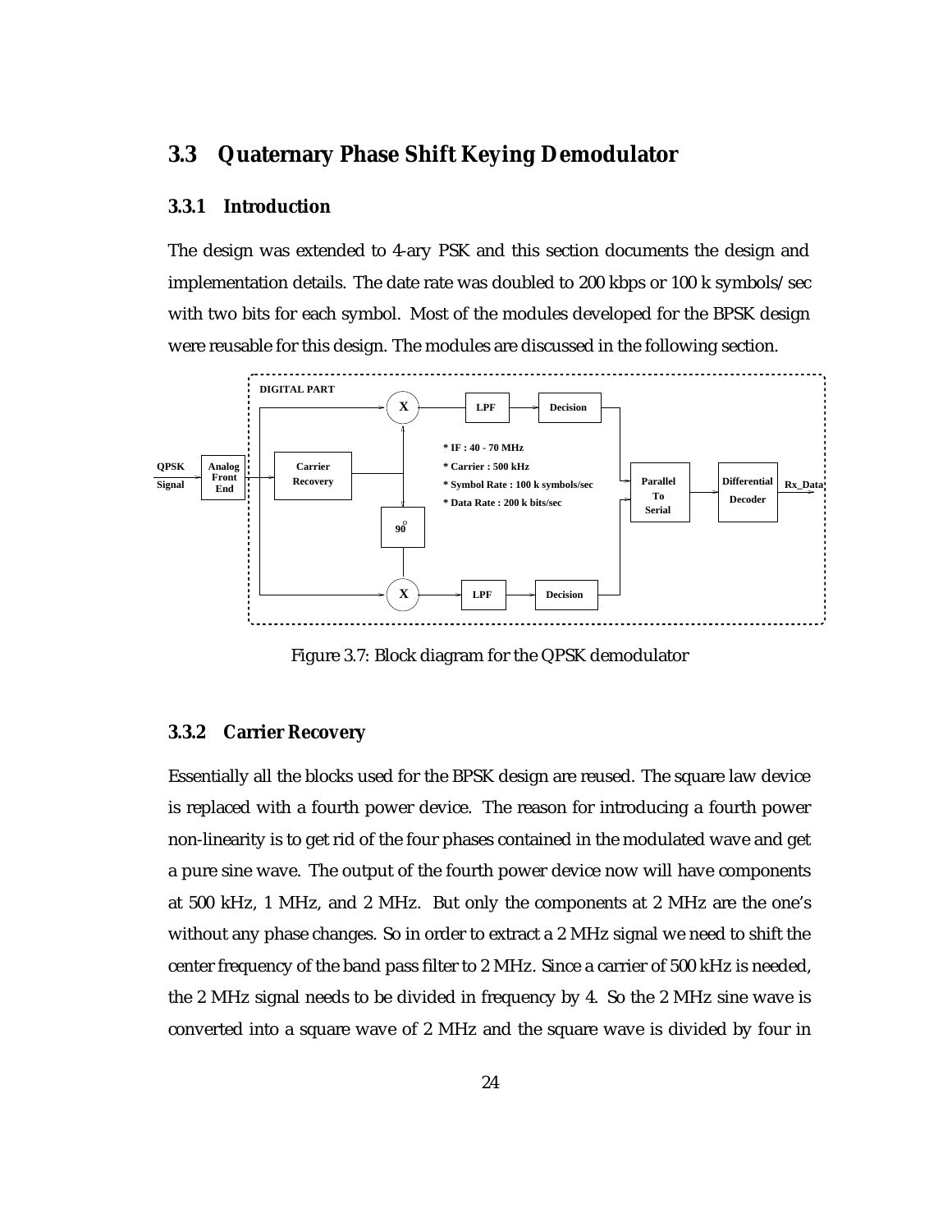## 3.3 Quaternary Phase Shift Keying Demodulator

### 3.3.1 Introduction

The design was extended to 4-ary PSK and this section documents the design and implementation details. The date rate was doubled to 200 kbps or 100 k symbols/sec with two bits for each symbol. Most of the modules developed for the BPSK design were reusable for this design. The modules are discussed in the following section.

Figure 3.7: Block diagram for the QPSK demodulator

### 3.3.2 Carrier Recovery

Essentially all the blocks used for the BPSK design are reused. The square law device is replaced with a fourth power device. The reason for introducing a fourth power non-linearity is to get rid of the four phases contained in the modulated wave and get a pure sine wave. The output of the fourth power device now will have components at 500 kHz, 1 MHz, and 2 MHz. But only the components at 2 MHz are the one's without any phase changes. So in order to extract a 2 MHz signal we need to shift the center frequency of the band pass filter to 2 MHz. Since a carrier of 500 kHz is needed, the 2 MHz signal needs to be divided in frequency by 4. So the 2 MHz sine wave is converted into a square wave of 2 MHz and the square wave is divided by four in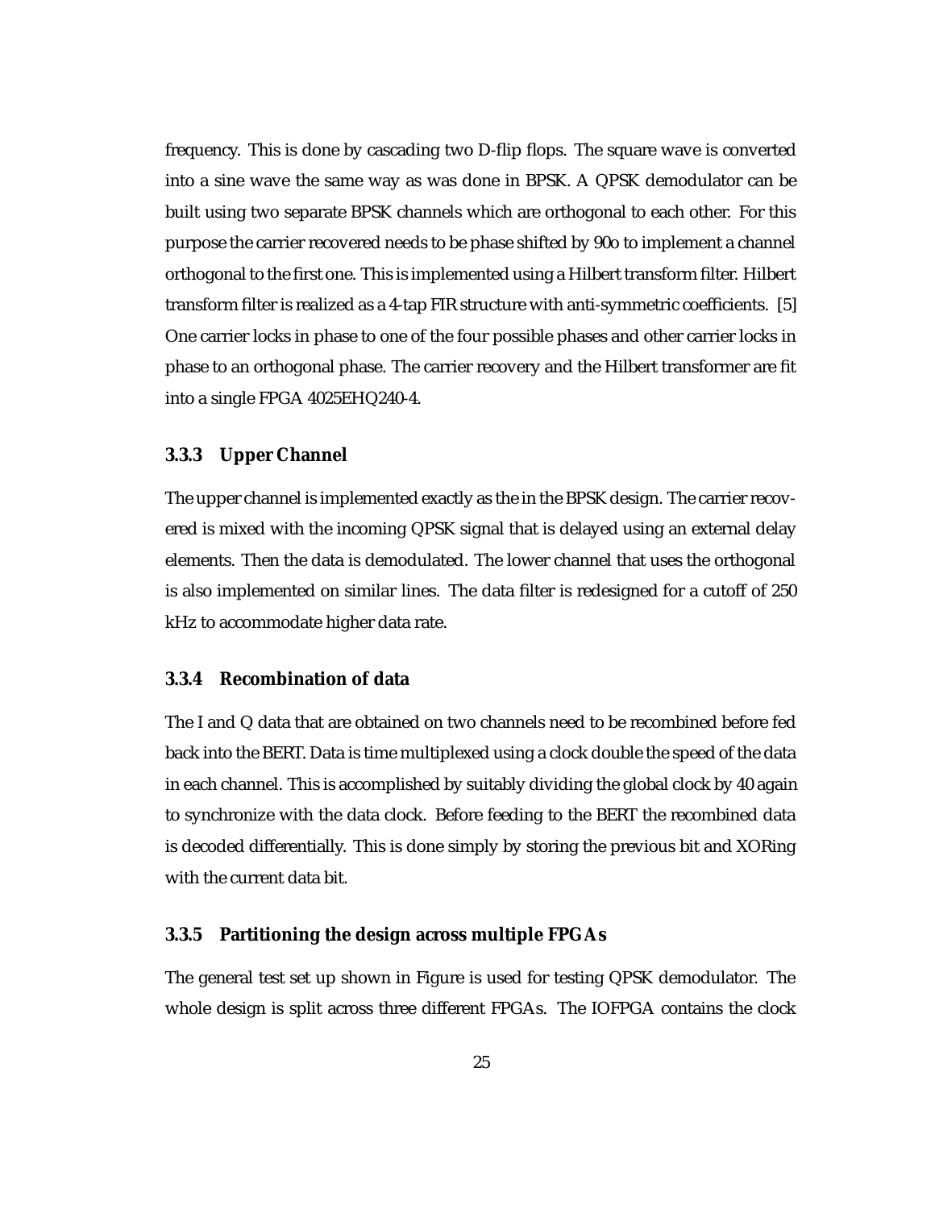frequency. This is done by cascading two D-flip flops. The square wave is converted into a sine wave the same way as was done in BPSK. A QPSK demodulator can be built using two separate BPSK channels which are orthogonal to each other. For this purpose the carrier recovered needs to be phase shifted by 90o to implement a channel orthogonal to the first one. This is implemented using a Hilbert transform filter. Hilbert transform filter is realized as a 4-tap FIR structure with anti-symmetric coefficients. [5] One carrier locks in phase to one of the four possible phases and other carrier locks in phase to an orthogonal phase. The carrier recovery and the Hilbert transformer are fit into a single FPGA 4025EHQ240-4.

### 3.3.3 Upper Channel

The upper channel is implemented exactly as the in the BPSK design. The carrier recovered is mixed with the incoming QPSK signal that is delayed using an external delay elements. Then the data is demodulated. The lower channel that uses the orthogonal is also implemented on similar lines. The data filter is redesigned for a cutoff of 250 kHz to accommodate higher data rate.

### 3.3.4 Recombination of data

The I and Q data that are obtained on two channels need to be recombined before fed back into the BERT. Data is time multiplexed using a clock double the speed of the data in each channel. This is accomplished by suitably dividing the global clock by 40 again to synchronize with the data clock. Before feeding to the BERT the recombined data is decoded differentially. This is done simply by storing the previous bit and XORing with the current data bit.

### 3.3.5 Partitioning the design across multiple FPGAs

The general test set up shown in Figure is used for testing QPSK demodulator. The whole design is split across three different FPGAs. The IOFPGA contains the clock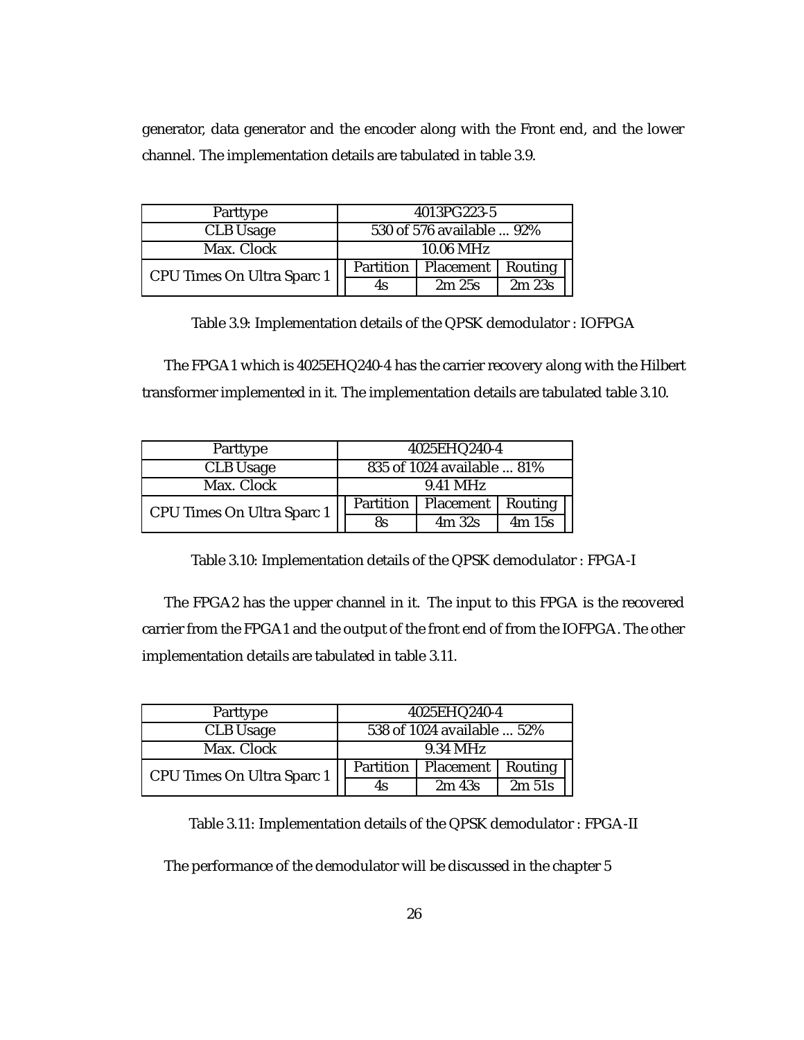generator, data generator and the encoder along with the Front end, and the lower channel. The implementation details are tabulated in table 3.9.

| Parttype | 4013PG223-5 | | |
|---|---|---|---|
| CLB Usage | 530 of 576 available ... 92% | | |
| Max. Clock | 10.06 MHz | | |
| CPU Times On Ultra Sparc 1 | Partition | Placement | Routing |
| | 4s | 2m 25s | 2m 23s |

Table 3.9: Implementation details of the QPSK demodulator : IOFPGA

The FPGA1 which is 4025EHQ240-4 has the carrier recovery along with the Hilbert transformer implemented in it. The implementation details are tabulated table 3.10.

| Parttype | 4025EHQ240-4 | | |
|---|---|---|---|
| CLB Usage | 835 of 1024 available ... 81% | | |
| Max. Clock | 9.41 MHz | | |
| CPU Times On Ultra Sparc 1 | Partition | Placement | Routing |
| | 8s | 4m 32s | 4m 15s |

Table 3.10: Implementation details of the QPSK demodulator : FPGA-I

The FPGA2 has the upper channel in it. The input to this FPGA is the recovered carrier from the FPGA1 and the output of the front end of from the IOFPGA. The other implementation details are tabulated in table 3.11.

| Parttype | 4025EHQ240-4 | | |
|---|---|---|---|
| CLB Usage | 538 of 1024 available ... 52% | | |
| Max. Clock | 9.34 MHz | | |
| CPU Times On Ultra Sparc 1 | Partition | Placement | Routing |
| | 4s | 2m 43s | 2m 51s |

Table 3.11: Implementation details of the QPSK demodulator : FPGA-II

The performance of the demodulator will be discussed in the chapter 5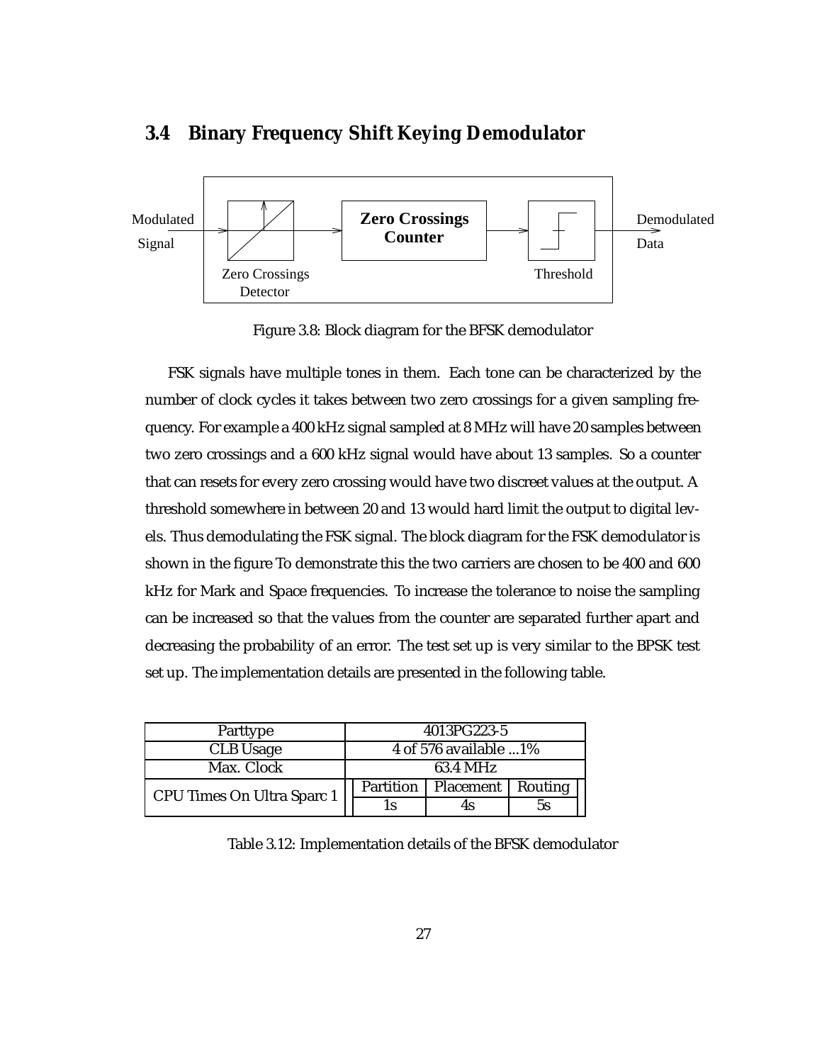## 3.4 Binary Frequency Shift Keying Demodulator

Figure 3.8: Block diagram for the BFSK demodulator

FSK signals have multiple tones in them. Each tone can be characterized by the number of clock cycles it takes between two zero crossings for a given sampling frequency. For example a 400 kHz signal sampled at 8 MHz will have 20 samples between two zero crossings and a 600 kHz signal would have about 13 samples. So a counter that can resets for every zero crossing would have two discreet values at the output. A threshold somewhere in between 20 and 13 would hard limit the output to digital levels. Thus demodulating the FSK signal. The block diagram for the FSK demodulator is shown in the figure To demonstrate this the two carriers are chosen to be 400 and 600 kHz for Mark and Space frequencies. To increase the tolerance to noise the sampling can be increased so that the values from the counter are separated further apart and decreasing the probability of an error. The test set up is very similar to the BPSK test set up. The implementation details are presented in the following table.

| Parttype | 4013PG223-5 | | |
|---|---|---|---|
| CLB Usage | 4 of 576 available ...1% | | |
| Max. Clock | 63.4 MHz | | |
| CPU Times On Ultra Sparc 1 | Partition | Placement | Routing |
| | 1s | 4s | 5s |

Table 3.12: Implementation details of the BFSK demodulator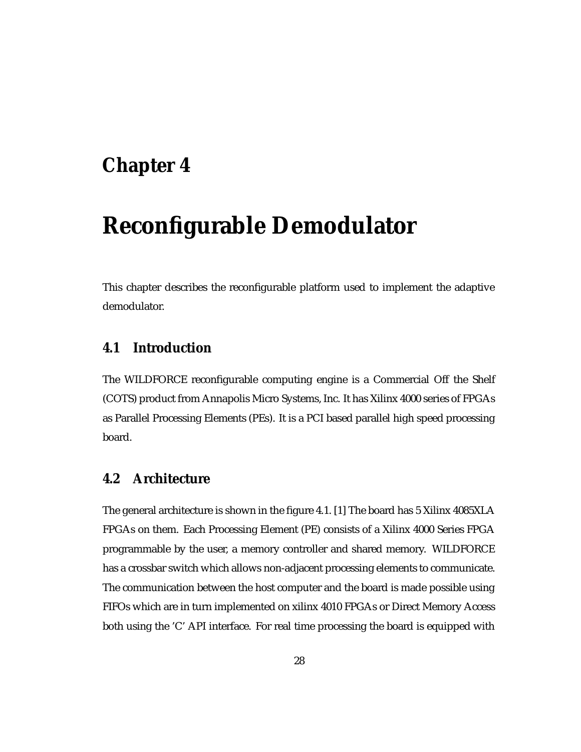# Chapter 4

# Reconfigurable Demodulator

This chapter describes the reconfigurable platform used to implement the adaptive demodulator.

## 4.1 Introduction

The WILDFORCE reconfigurable computing engine is a Commercial Off the Shelf (COTS) product from Annapolis Micro Systems, Inc. It has Xilinx 4000 series of FPGAs as Parallel Processing Elements (PEs). It is a PCI based parallel high speed processing board.

## 4.2 Architecture

The general architecture is shown in the figure 4.1. [1] The board has 5 Xilinx 4085XLA FPGAs on them. Each Processing Element (PE) consists of a Xilinx 4000 Series FPGA programmable by the user, a memory controller and shared memory. WILDFORCE has a crossbar switch which allows non-adjacent processing elements to communicate. The communication between the host computer and the board is made possible using FIFOs which are in turn implemented on xilinx 4010 FPGAs or Direct Memory Access both using the 'C' API interface. For real time processing the board is equipped with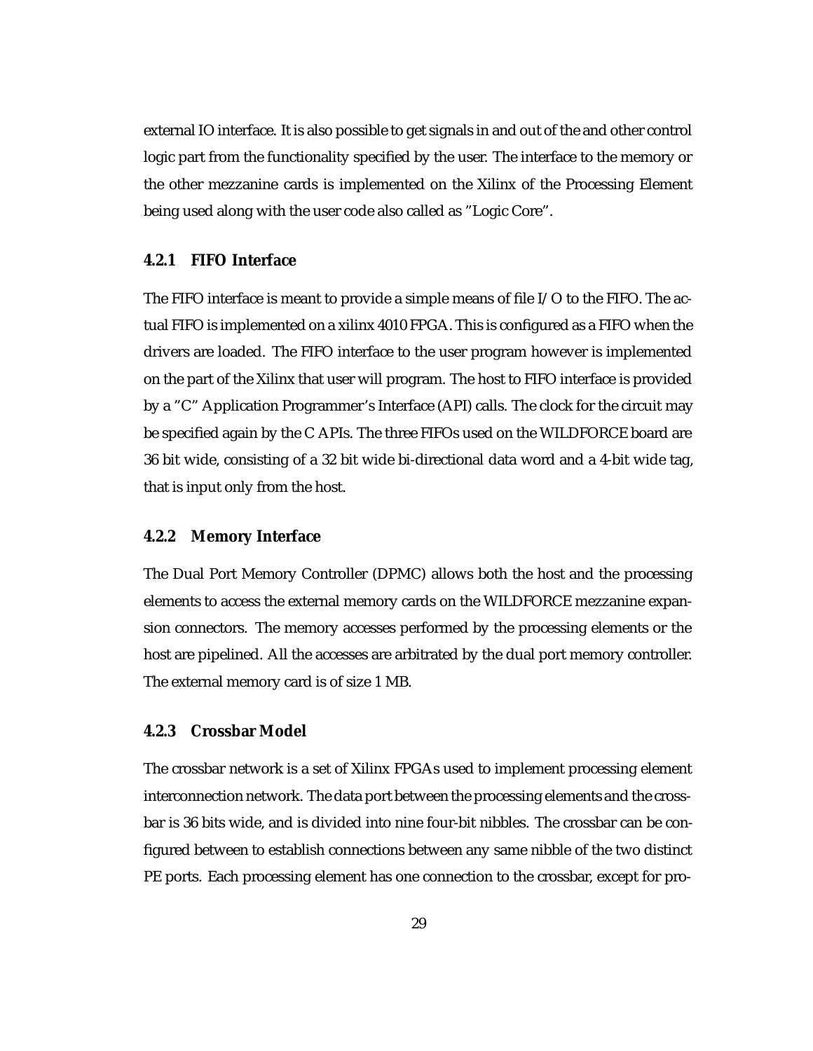external IO interface. It is also possible to get signals in and out of the and other control logic part from the functionality specified by the user. The interface to the memory or the other mezzanine cards is implemented on the Xilinx of the Processing Element being used along with the user code also called as "Logic Core".

### 4.2.1 FIFO Interface

The FIFO interface is meant to provide a simple means of file I/O to the FIFO. The actual FIFO is implemented on a xilinx 4010 FPGA. This is configured as a FIFO when the drivers are loaded. The FIFO interface to the user program however is implemented on the part of the Xilinx that user will program. The host to FIFO interface is provided by a "C" Application Programmer's Interface (API) calls. The clock for the circuit may be specified again by the C APIs. The three FIFOs used on the WILDFORCE board are 36 bit wide, consisting of a 32 bit wide bi-directional data word and a 4-bit wide tag, that is input only from the host.

### 4.2.2 Memory Interface

The Dual Port Memory Controller (DPMC) allows both the host and the processing elements to access the external memory cards on the WILDFORCE mezzanine expansion connectors. The memory accesses performed by the processing elements or the host are pipelined. All the accesses are arbitrated by the dual port memory controller. The external memory card is of size 1 MB.

### 4.2.3 Crossbar Model

The crossbar network is a set of Xilinx FPGAs used to implement processing element interconnection network. The data port between the processing elements and the crossbar is 36 bits wide, and is divided into nine four-bit nibbles. The crossbar can be configured between to establish connections between any same nibble of the two distinct PE ports. Each processing element has one connection to the crossbar, except for pro-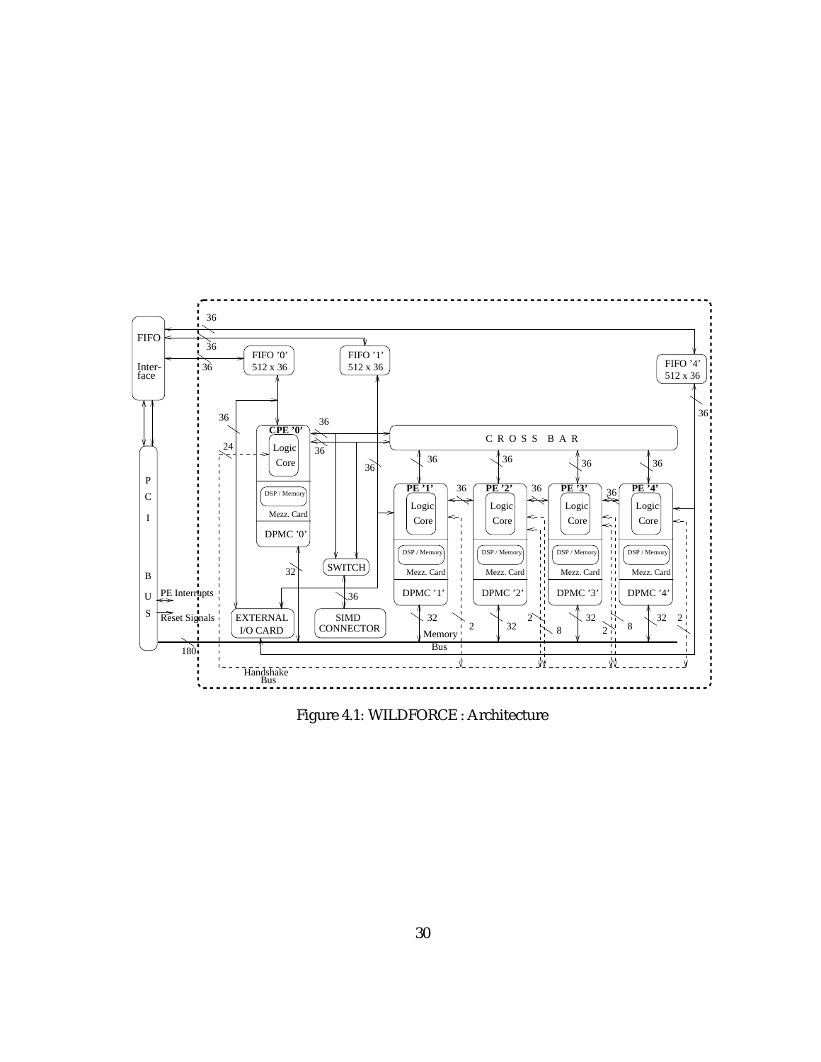Figure 4.1: WILDFORCE : Architecture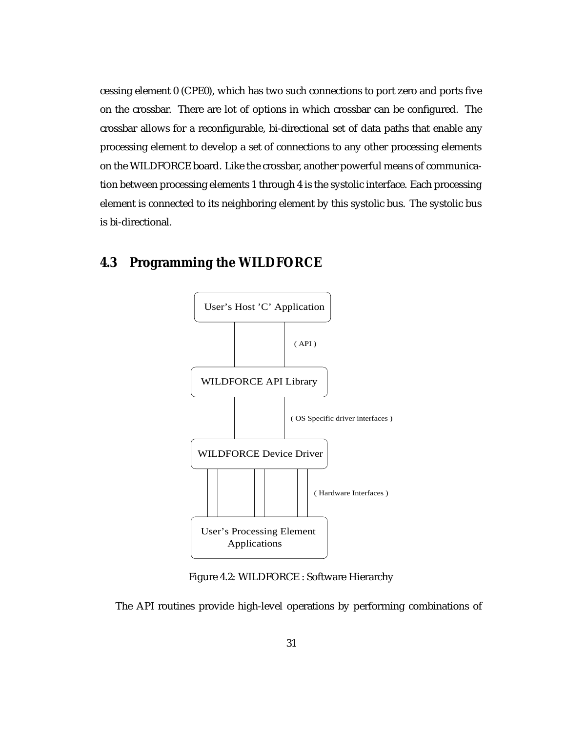cessing element 0 (CPE0), which has two such connections to port zero and ports five on the crossbar. There are lot of options in which crossbar can be configured. The crossbar allows for a reconfigurable, bi-directional set of data paths that enable any processing element to develop a set of connections to any other processing elements on the WILDFORCE board. Like the crossbar, another powerful means of communication between processing elements 1 through 4 is the systolic interface. Each processing element is connected to its neighboring element by this systolic bus. The systolic bus is bi-directional.

## 4.3 Programming the WILDFORCE

User's Host 'C' Application

( API )

WILDFORCE API Library

( OS Specific driver interfaces )

WILDFORCE Device Driver

( Hardware Interfaces )

User's Processing Element Applications

Figure 4.2: WILDFORCE : Software Hierarchy

The API routines provide high-level operations by performing combinations of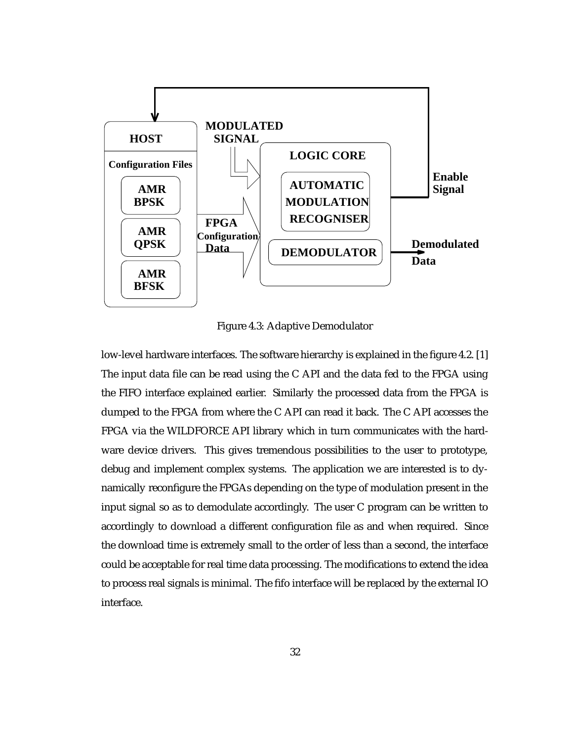Figure 4.3: Adaptive Demodulator

low-level hardware interfaces. The software hierarchy is explained in the figure 4.2. [1] The input data file can be read using the C API and the data fed to the FPGA using the FIFO interface explained earlier. Similarly the processed data from the FPGA is dumped to the FPGA from where the C API can read it back. The C API accesses the FPGA via the WILDFORCE API library which in turn communicates with the hardware device drivers. This gives tremendous possibilities to the user to prototype, debug and implement complex systems. The application we are interested is to dynamically reconfigure the FPGAs depending on the type of modulation present in the input signal so as to demodulate accordingly. The user C program can be written to accordingly to download a different configuration file as and when required. Since the download time is extremely small to the order of less than a second, the interface could be acceptable for real time data processing. The modifications to extend the idea to process real signals is minimal. The fifo interface will be replaced by the external IO interface.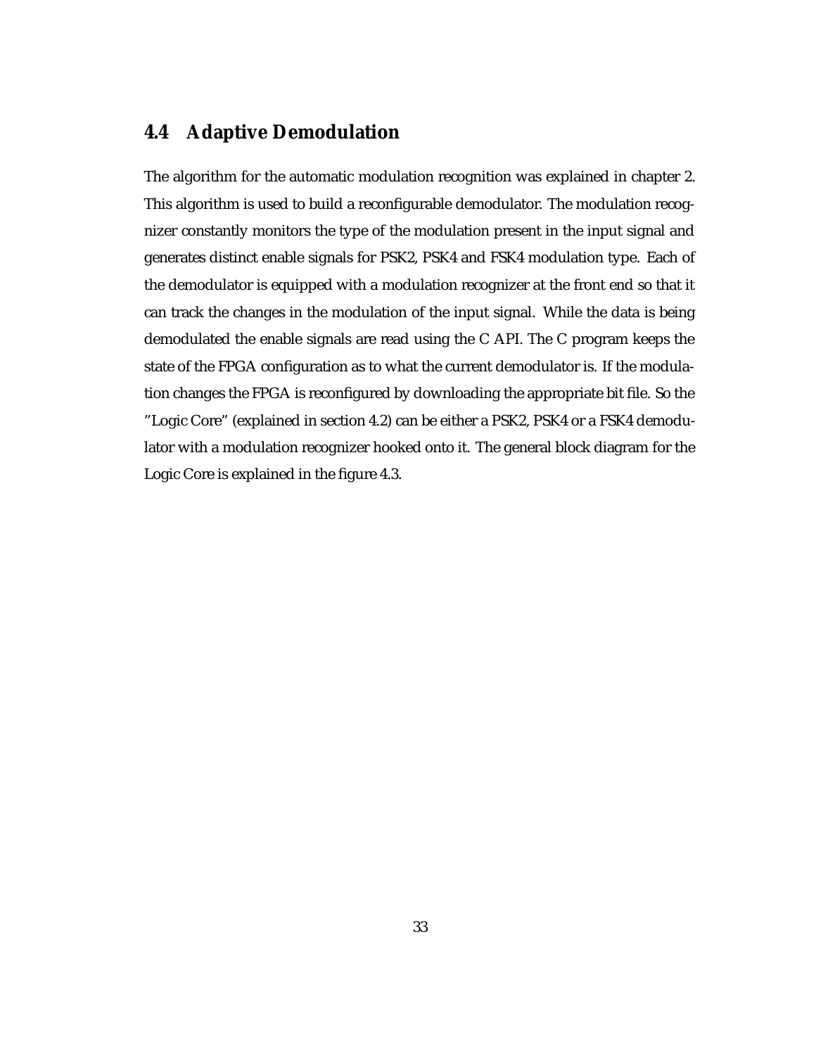## 4.4 Adaptive Demodulation

The algorithm for the automatic modulation recognition was explained in chapter 2. This algorithm is used to build a reconfigurable demodulator. The modulation recognizer constantly monitors the type of the modulation present in the input signal and generates distinct enable signals for PSK2, PSK4 and FSK4 modulation type. Each of the demodulator is equipped with a modulation recognizer at the front end so that it can track the changes in the modulation of the input signal. While the data is being demodulated the enable signals are read using the C API. The C program keeps the state of the FPGA configuration as to what the current demodulator is. If the modulation changes the FPGA is reconfigured by downloading the appropriate bit file. So the "Logic Core" (explained in section 4.2) can be either a PSK2, PSK4 or a FSK4 demodulator with a modulation recognizer hooked onto it. The general block diagram for the Logic Core is explained in the figure 4.3.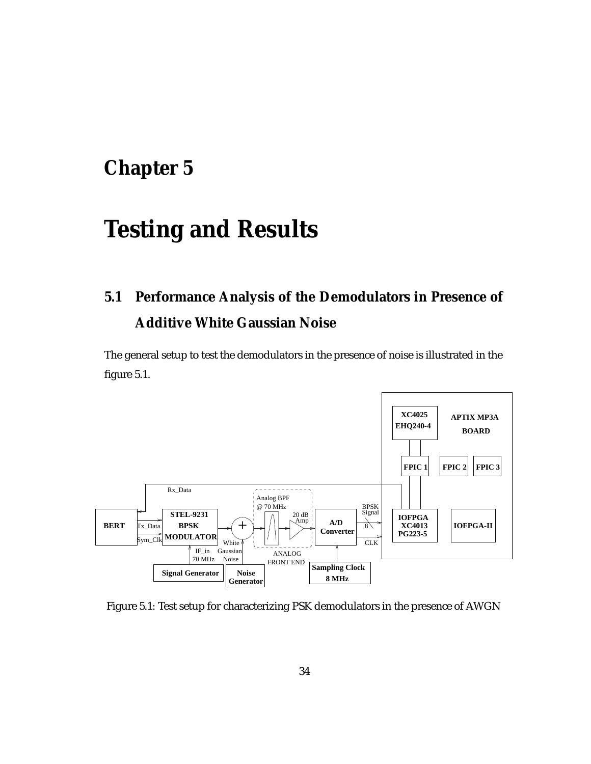# Chapter 5

# Testing and Results

## 5.1 Performance Analysis of the Demodulators in Presence of Additive White Gaussian Noise

The general setup to test the demodulators in the presence of noise is illustrated in the figure 5.1.

Figure 5.1: Test setup for characterizing PSK demodulators in the presence of AWGN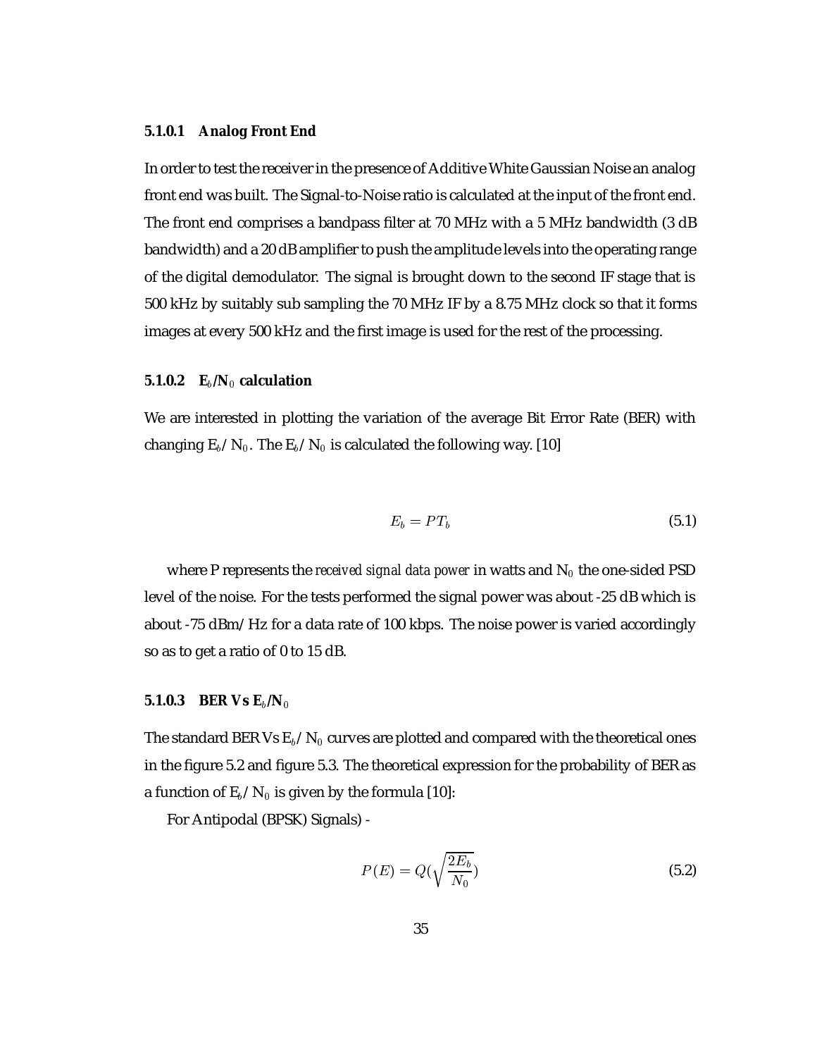#### 5.1.0.1 Analog Front End

In order to test the receiver in the presence of Additive White Gaussian Noise an analog front end was built. The Signal-to-Noise ratio is calculated at the input of the front end. The front end comprises a bandpass filter at 70 MHz with a 5 MHz bandwidth (3 dB bandwidth) and a 20 dB amplifier to push the amplitude levels into the operating range of the digital demodulator. The signal is brought down to the second IF stage that is 500 kHz by suitably sub sampling the 70 MHz IF by a 8.75 MHz clock so that it forms images at every 500 kHz and the first image is used for the rest of the processing.

#### 5.1.0.2 $E_b/N_0$ calculation

We are interested in plotting the variation of the average Bit Error Rate (BER) with changing $E_b/N_0$. The $E_b/N_0$ is calculated the following way. [10]

$$E_b = PT_b \tag{5.1}$$

where P represents the *received signal data power* in watts and $N_0$ the one-sided PSD level of the noise. For the tests performed the signal power was about -25 dB which is about -75 dBm/Hz for a data rate of 100 kbps. The noise power is varied accordingly so as to get a ratio of 0 to 15 dB.

#### 5.1.0.3 BER Vs $E_b/N_0$

The standard BER Vs $E_b/N_0$ curves are plotted and compared with the theoretical ones in the figure 5.2 and figure 5.3. The theoretical expression for the probability of BER as a function of $E_b/N_0$ is given by the formula [10]:

For Antipodal (BPSK) Signals -

$$P(E) = Q\left(\sqrt{\frac{2E_b}{N_0}}\right) \tag{5.2}$$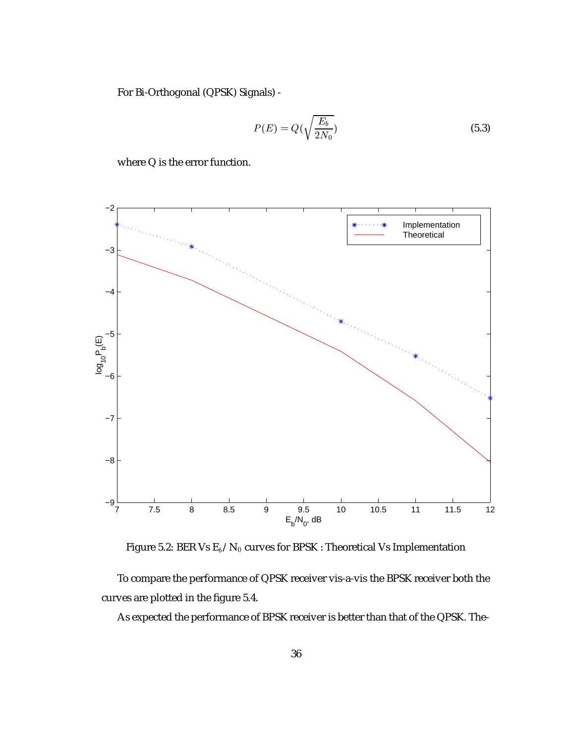For Bi-Orthogonal (QPSK) Signals) -

$$P(E) = Q(\sqrt{\frac{E_b}{2N_0}}) \tag{5.3}$$

where Q is the error function.

Figure 5.2: BER Vs $E_b$ / $N_0$ curves for BPSK : Theoretical Vs Implementation

To compare the performance of QPSK receiver vis-a-vis the BPSK receiver both the curves are plotted in the figure 5.4.

As expected the performance of BPSK receiver is better than that of the QPSK. The-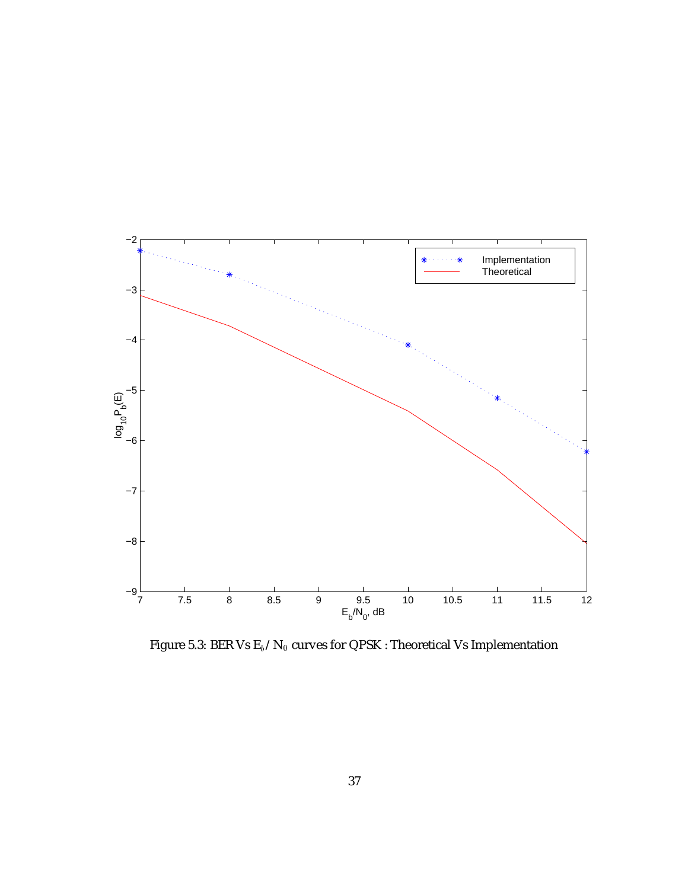Figure 5.3: BER Vs $E_b$ / $N_0$ curves for QPSK : Theoretical Vs Implementation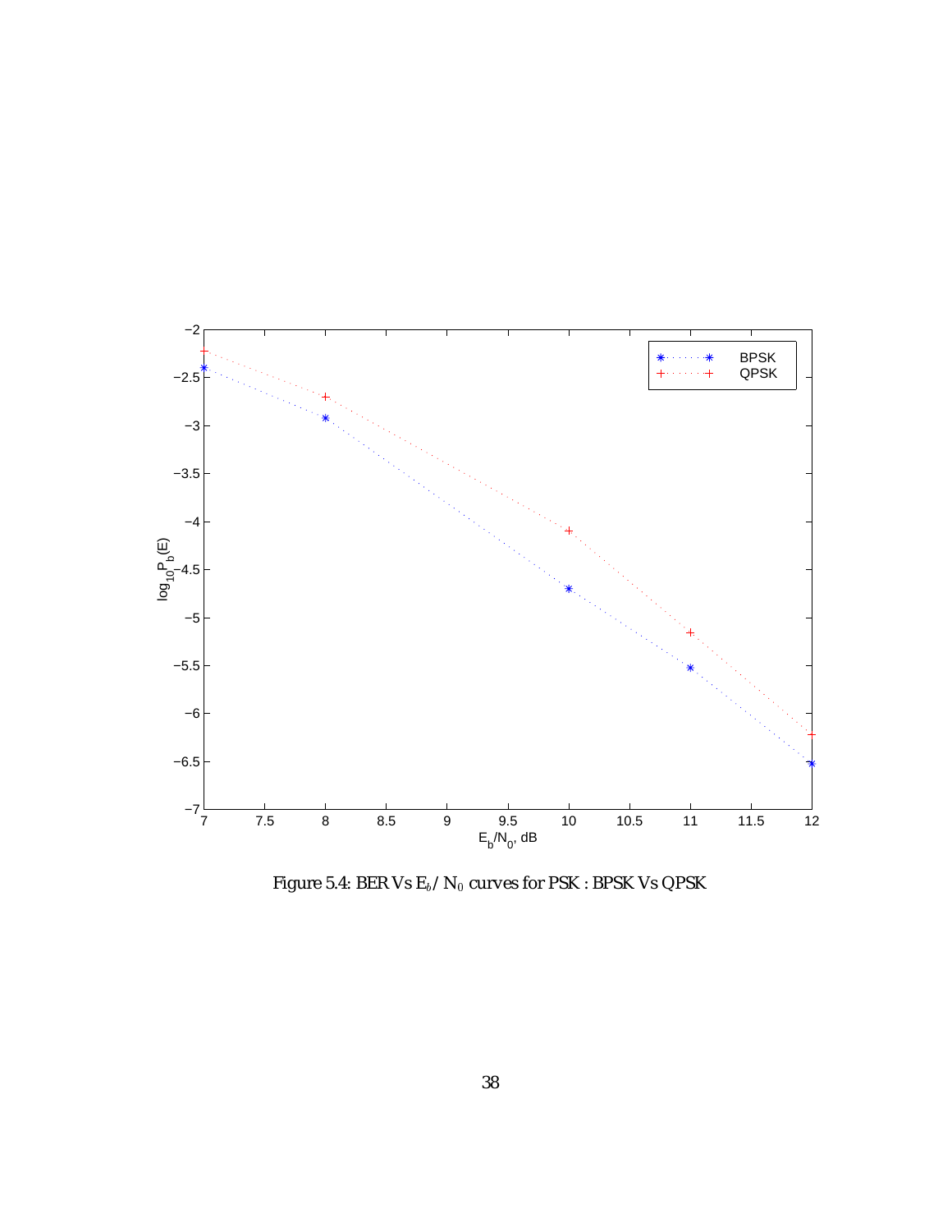Figure 5.4: BER Vs $E_b$/ $N_0$ curves for PSK : BPSK Vs QPSK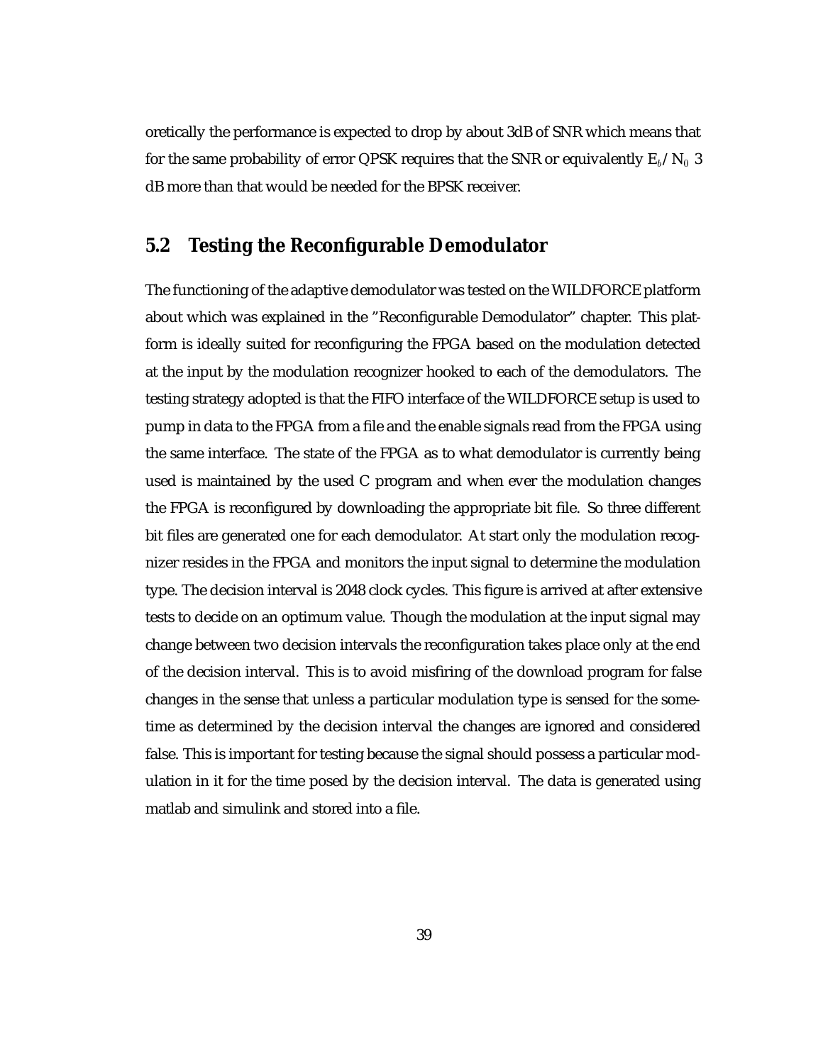oretically the performance is expected to drop by about 3dB of SNR which means that for the same probability of error QPSK requires that the SNR or equivalently $E_b/N_0$ 3 dB more than that would be needed for the BPSK receiver.

## 5.2 Testing the Reconfigurable Demodulator

The functioning of the adaptive demodulator was tested on the WILDFORCE platform about which was explained in the "Reconfigurable Demodulator" chapter. This platform is ideally suited for reconfiguring the FPGA based on the modulation detected at the input by the modulation recognizer hooked to each of the demodulators. The testing strategy adopted is that the FIFO interface of the WILDFORCE setup is used to pump in data to the FPGA from a file and the enable signals read from the FPGA using the same interface. The state of the FPGA as to what demodulator is currently being used is maintained by the used C program and when ever the modulation changes the FPGA is reconfigured by downloading the appropriate bit file. So three different bit files are generated one for each demodulator. At start only the modulation recognizer resides in the FPGA and monitors the input signal to determine the modulation type. The decision interval is 2048 clock cycles. This figure is arrived at after extensive tests to decide on an optimum value. Though the modulation at the input signal may change between two decision intervals the reconfiguration takes place only at the end of the decision interval. This is to avoid misfiring of the download program for false changes in the sense that unless a particular modulation type is sensed for the sometime as determined by the decision interval the changes are ignored and considered false. This is important for testing because the signal should possess a particular modulation in it for the time posed by the decision interval. The data is generated using matlab and simulink and stored into a file.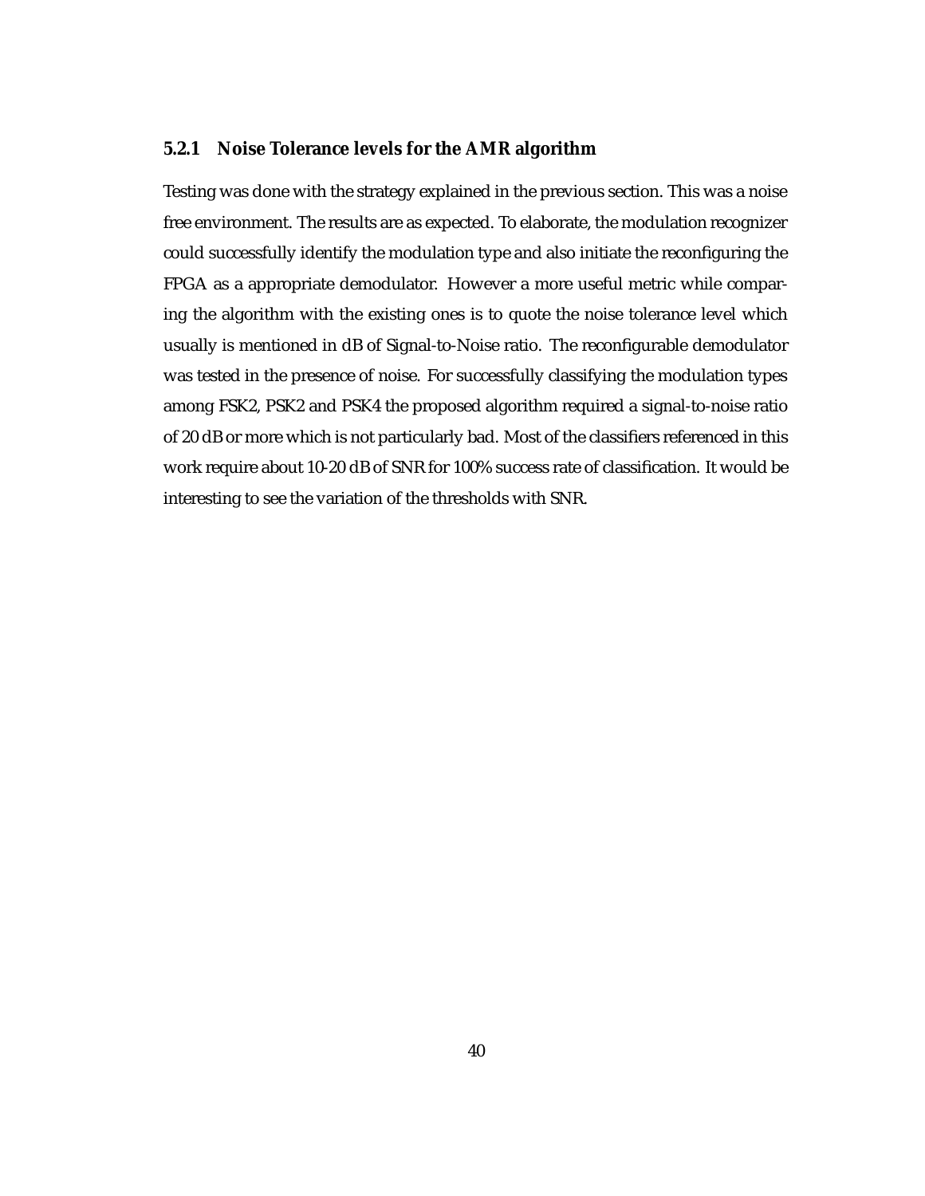### 5.2.1 Noise Tolerance levels for the AMR algorithm

Testing was done with the strategy explained in the previous section. This was a noise free environment. The results are as expected. To elaborate, the modulation recognizer could successfully identify the modulation type and also initiate the reconfiguring the FPGA as a appropriate demodulator. However a more useful metric while comparing the algorithm with the existing ones is to quote the noise tolerance level which usually is mentioned in dB of Signal-to-Noise ratio. The reconfigurable demodulator was tested in the presence of noise. For successfully classifying the modulation types among FSK2, PSK2 and PSK4 the proposed algorithm required a signal-to-noise ratio of 20 dB or more which is not particularly bad. Most of the classifiers referenced in this work require about 10-20 dB of SNR for 100% success rate of classification. It would be interesting to see the variation of the thresholds with SNR.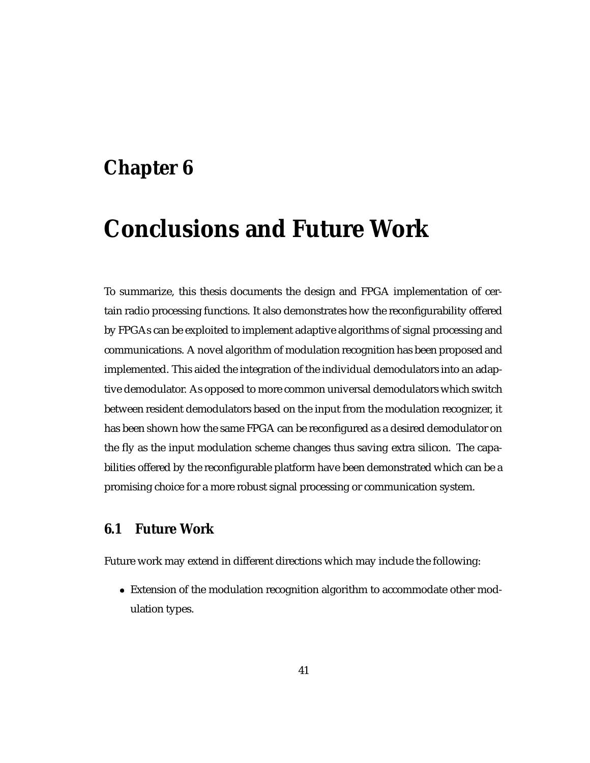# Chapter 6

# Conclusions and Future Work

To summarize, this thesis documents the design and FPGA implementation of certain radio processing functions. It also demonstrates how the reconfigurability offered by FPGAs can be exploited to implement adaptive algorithms of signal processing and communications. A novel algorithm of modulation recognition has been proposed and implemented. This aided the integration of the individual demodulators into an adaptive demodulator. As opposed to more common universal demodulators which switch between resident demodulators based on the input from the modulation recognizer, it has been shown how the same FPGA can be reconfigured as a desired demodulator on the fly as the input modulation scheme changes thus saving extra silicon. The capabilities offered by the reconfigurable platform have been demonstrated which can be a promising choice for a more robust signal processing or communication system.

## 6.1 Future Work

Future work may extend in different directions which may include the following:

- Extension of the modulation recognition algorithm to accommodate other modulation types.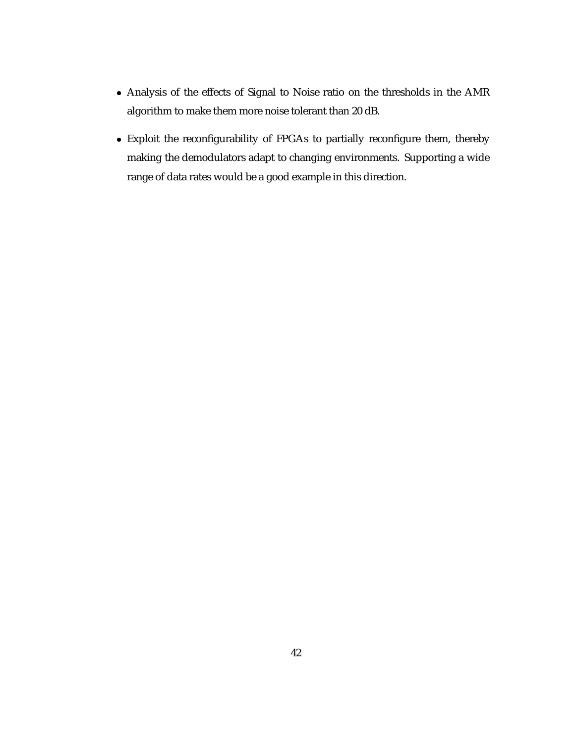- Analysis of the effects of Signal to Noise ratio on the thresholds in the AMR algorithm to make them more noise tolerant than 20 dB.
- Exploit the reconfigurability of FPGAs to partially reconfigure them, thereby making the demodulators adapt to changing environments. Supporting a wide range of data rates would be a good example in this direction.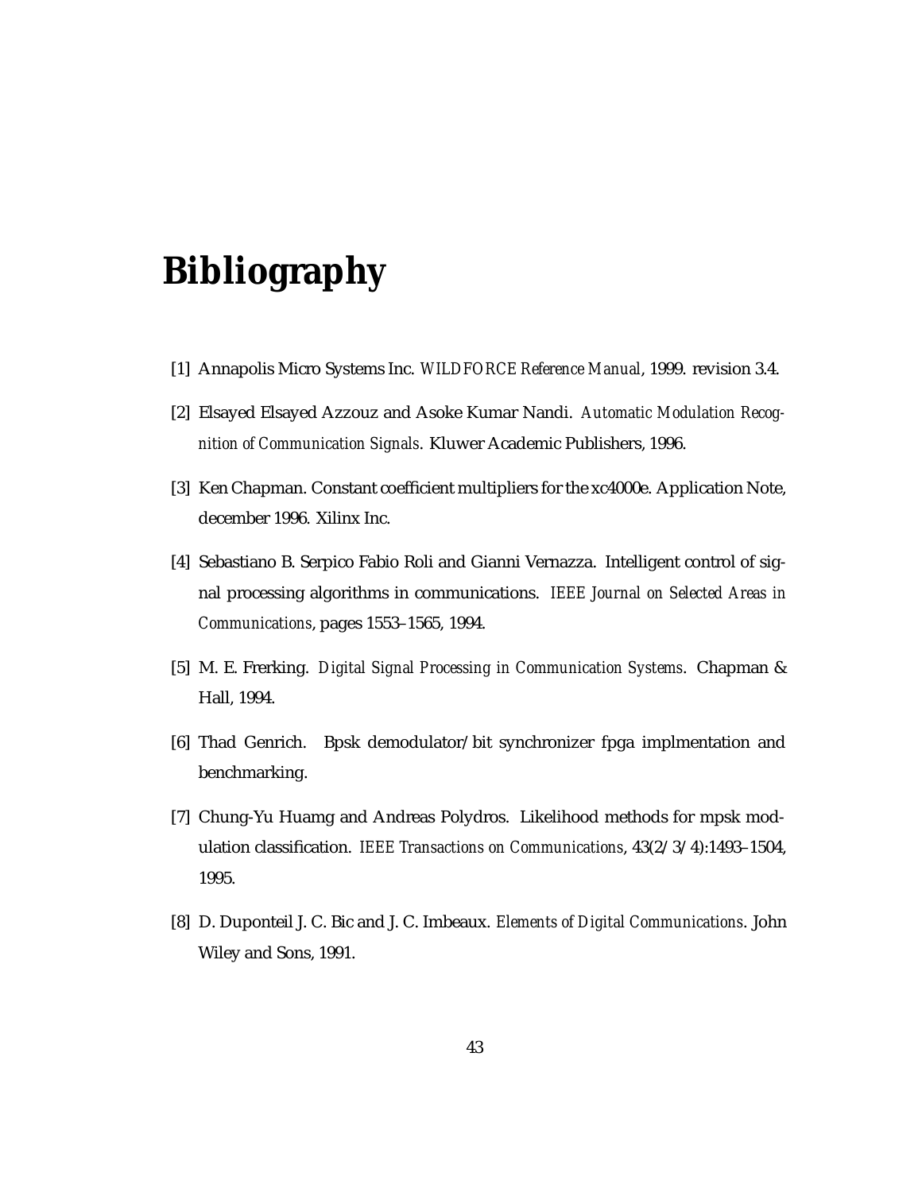# Bibliography

[1] Annapolis Micro Systems Inc. *WILDFORCE Reference Manual*, 1999. revision 3.4.

[2] Elsayed Elsayed Azzouz and Asoke Kumar Nandi. *Automatic Modulation Recognition of Communication Signals*. Kluwer Academic Publishers, 1996.

[3] Ken Chapman. Constant coefficient multipliers for the xc4000e. Application Note, december 1996. Xilinx Inc.

[4] Sebastiano B. Serpico Fabio Roli and Gianni Vernazza. Intelligent control of signal processing algorithms in communications. *IEEE Journal on Selected Areas in Communications*, pages 1553–1565, 1994.

[5] M. E. Frerking. *Digital Signal Processing in Communication Systems*. Chapman & Hall, 1994.

[6] Thad Genrich. Bpsk demodulator/bit synchronizer fpga implmentation and benchmarking.

[7] Chung-Yu Huamg and Andreas Polydros. Likelihood methods for mpsk modulation classification. *IEEE Transactions on Communications*, 43(2/3/4):1493–1504, 1995.

[8] D. Duponteil J. C. Bic and J. C. Imbeaux. *Elements of Digital Communications*. John Wiley and Sons, 1991.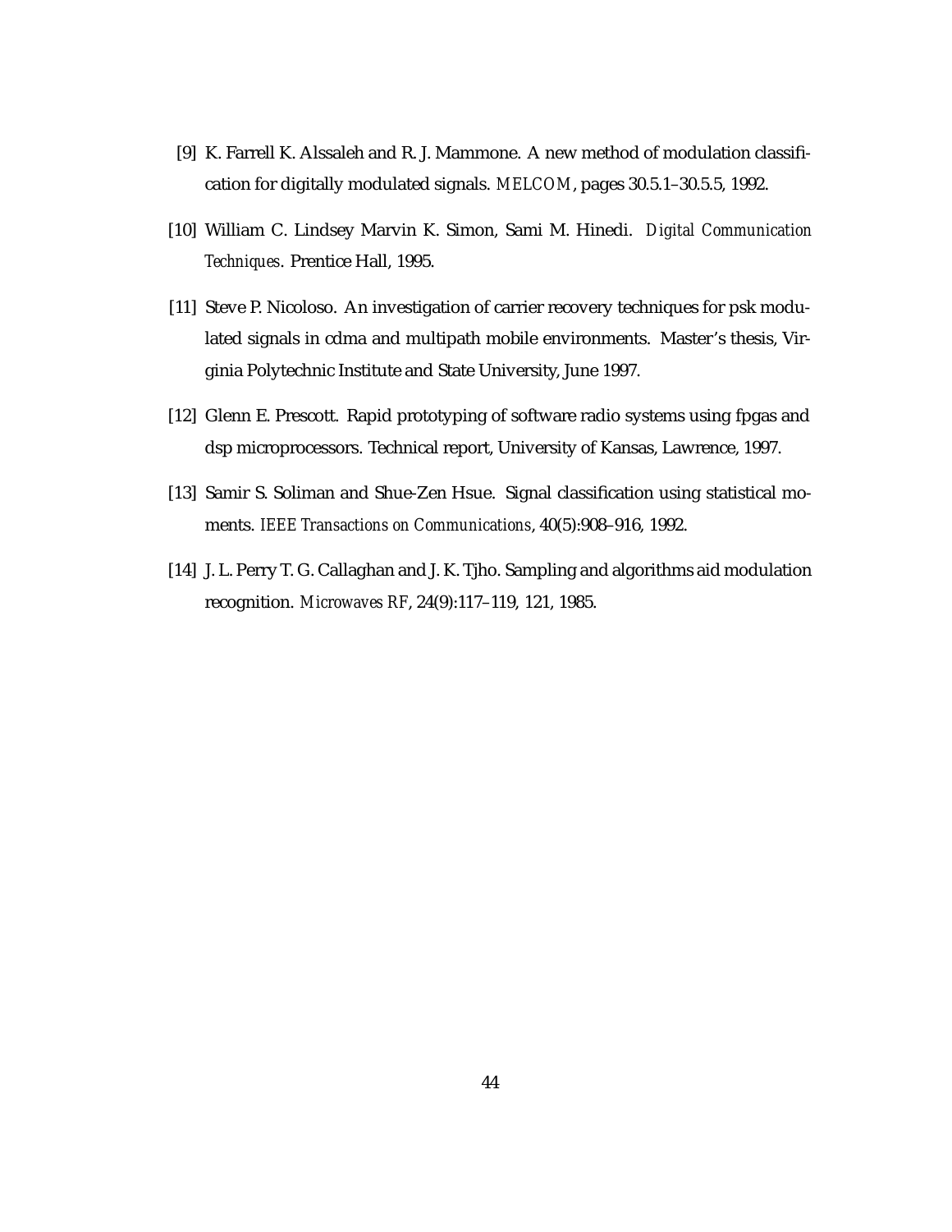[9] K. Farrell K. Alssaleh and R. J. Mammone. A new method of modulation classification for digitally modulated signals. *MELCOM*, pages 30.5.1–30.5.5, 1992.

[10] William C. Lindsey Marvin K. Simon, Sami M. Hinedi. *Digital Communication Techniques*. Prentice Hall, 1995.

[11] Steve P. Nicoloso. An investigation of carrier recovery techniques for psk modulated signals in cdma and multipath mobile environments. Master's thesis, Virginia Polytechnic Institute and State University, June 1997.

[12] Glenn E. Prescott. Rapid prototyping of software radio systems using fpgas and dsp microprocessors. Technical report, University of Kansas, Lawrence, 1997.

[13] Samir S. Soliman and Shue-Zen Hsue. Signal classification using statistical moments. *IEEE Transactions on Communications*, 40(5):908–916, 1992.

[14] J. L. Perry T. G. Callaghan and J. K. Tjho. Sampling and algorithms aid modulation recognition. *Microwaves RF*, 24(9):117–119, 121, 1985.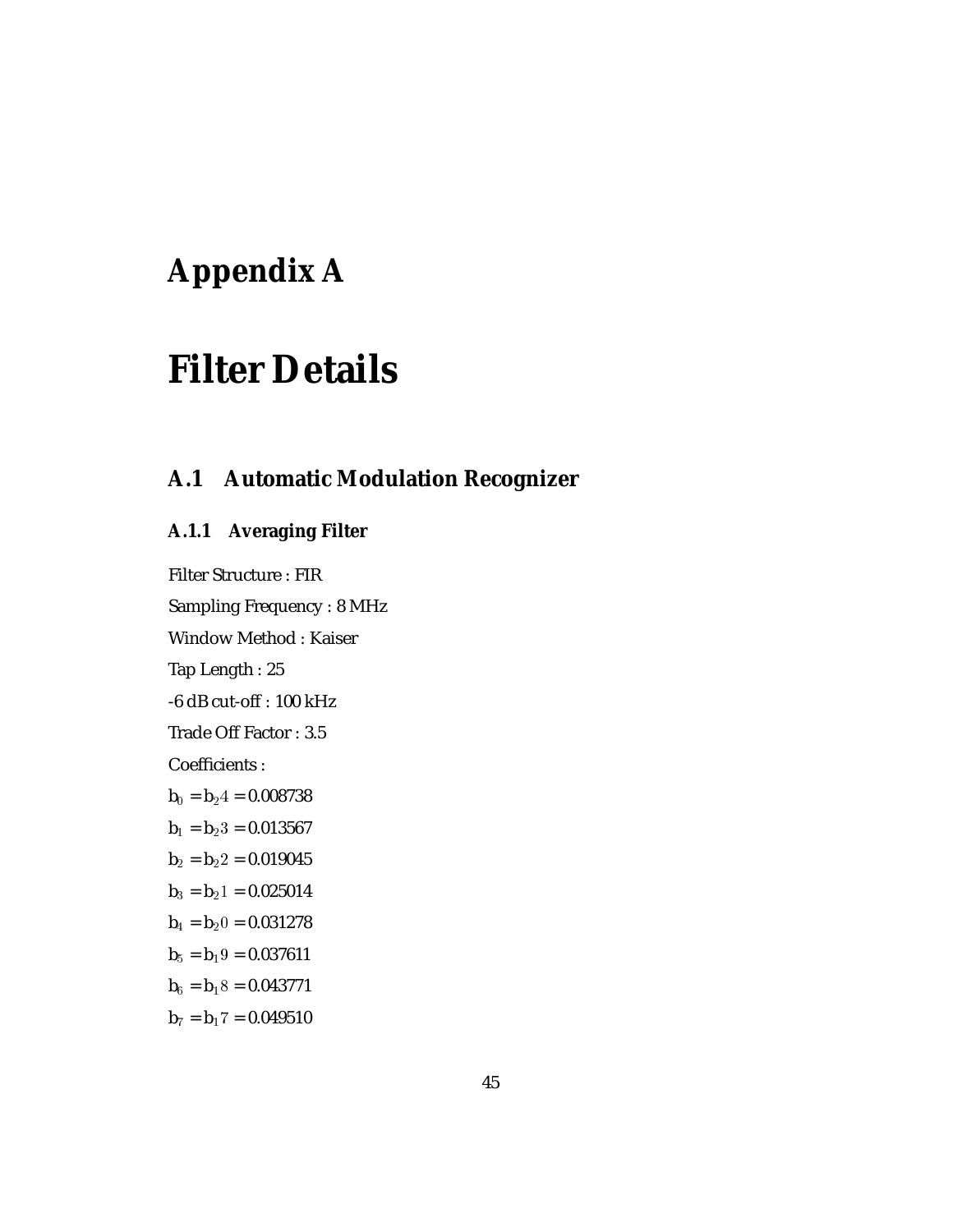# Appendix A

# Filter Details

## A.1 Automatic Modulation Recognizer

### A.1.1 Averaging Filter

Filter Structure : FIR

Sampling Frequency : 8 MHz

Window Method : Kaiser

Tap Length : 25

-6 dB cut-off : 100 kHz

Trade Off Factor : 3.5

Coefficients :

$b_0 = b_{24} = 0.008738$

$b_1 = b_{23} = 0.013567$

$b_2 = b_{22} = 0.019045$

$b_3 = b_{21} = 0.025014$

$b_4 = b_{20} = 0.031278$

$b_5 = b_{19} = 0.037611$

$b_6 = b_{18} = 0.043771$

$b_7 = b_{17} = 0.049510$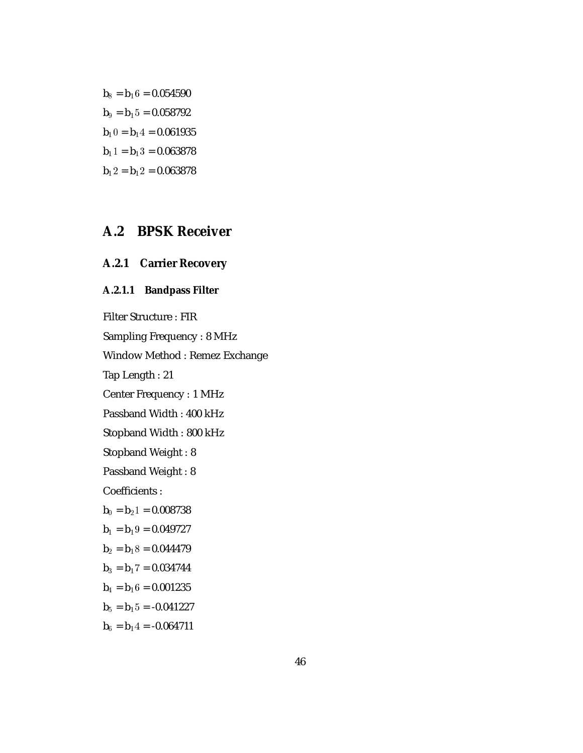$b_8 = b_{16} = 0.054590$

$b_9 = b_{15} = 0.058792$

$b_{10} = b_{14} = 0.061935$

$b_{11} = b_{13} = 0.063878$

$b_{12} = b_{12} = 0.063878$

## A.2 BPSK Receiver

### A.2.1 Carrier Recovery

#### A.2.1.1 Bandpass Filter

Filter Structure : FIR

Sampling Frequency : 8 MHz

Window Method : Remez Exchange

Tap Length : 21

Center Frequency : 1 MHz

Passband Width : 400 kHz

Stopband Width : 800 kHz

Stopband Weight : 8

Passband Weight : 8

Coefficients :

$b_0 = b_{21} = 0.008738$

$b_1 = b_{19} = 0.049727$

$b_2 = b_{18} = 0.044479$

$b_3 = b_{17} = 0.034744$

$b_4 = b_{16} = 0.001235$

$b_5 = b_{15} = -0.041227$

$b_6 = b_{14} = -0.064711$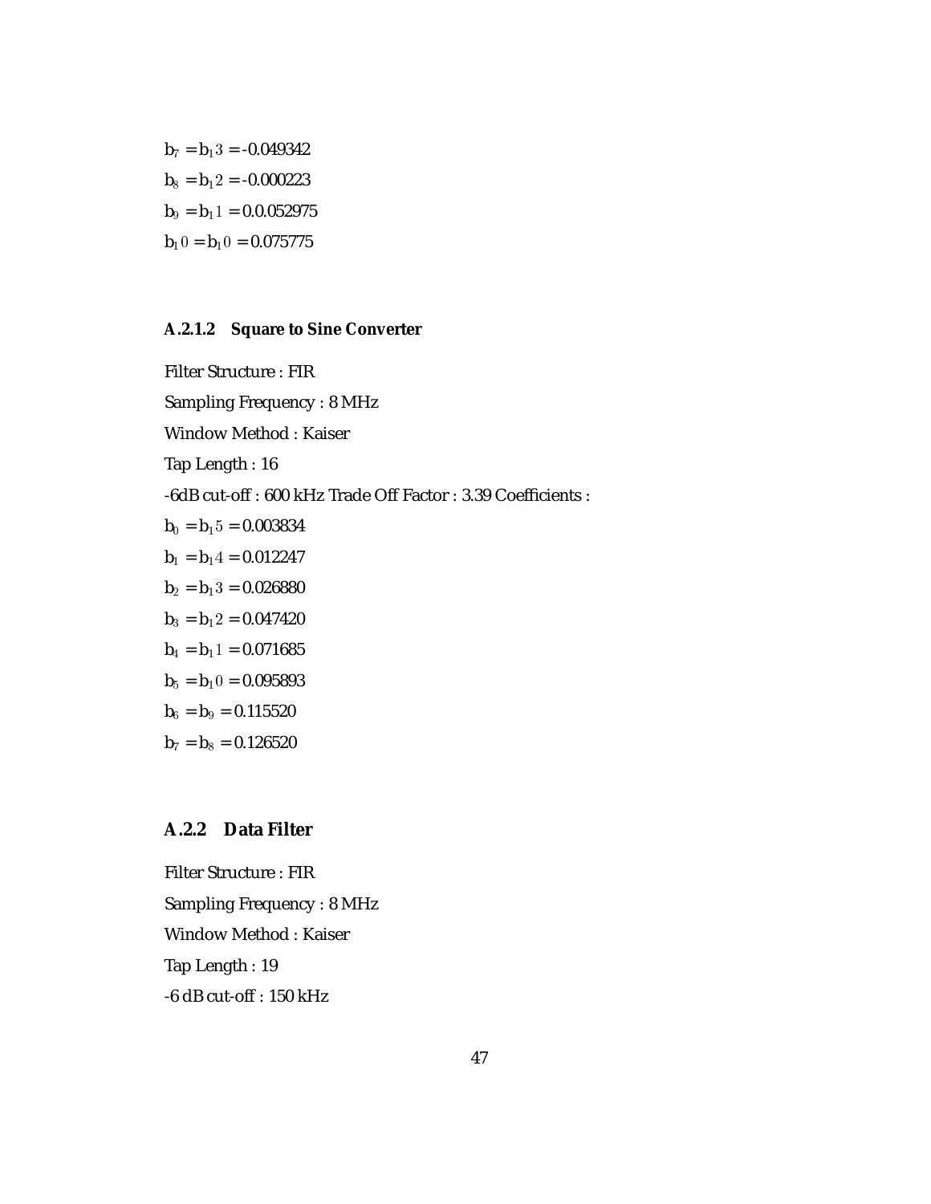$b_7 = b_{13} = \text{-}0.049342$

$b_8 = b_{12} = \text{-}0.000223$

$b_9 = b_{11} = 0.0.052975$

$b_{10} = b_{10} = 0.075775$

#### A.2.1.2 Square to Sine Converter

Filter Structure : FIR

Sampling Frequency : 8 MHz

Window Method : Kaiser

Tap Length : 16

-6dB cut-off : 600 kHz Trade Off Factor : 3.39 Coefficients :

$b_0 = b_{15} = 0.003834$

$b_1 = b_{14} = 0.012247$

$b_2 = b_{13} = 0.026880$

$b_3 = b_{12} = 0.047420$

$b_4 = b_{11} = 0.071685$

$b_5 = b_{10} = 0.095893$

$b_6 = b_9 = 0.115520$

$b_7 = b_8 = 0.126520$

### A.2.2 Data Filter

Filter Structure : FIR

Sampling Frequency : 8 MHz

Window Method : Kaiser

Tap Length : 19

-6 dB cut-off : 150 kHz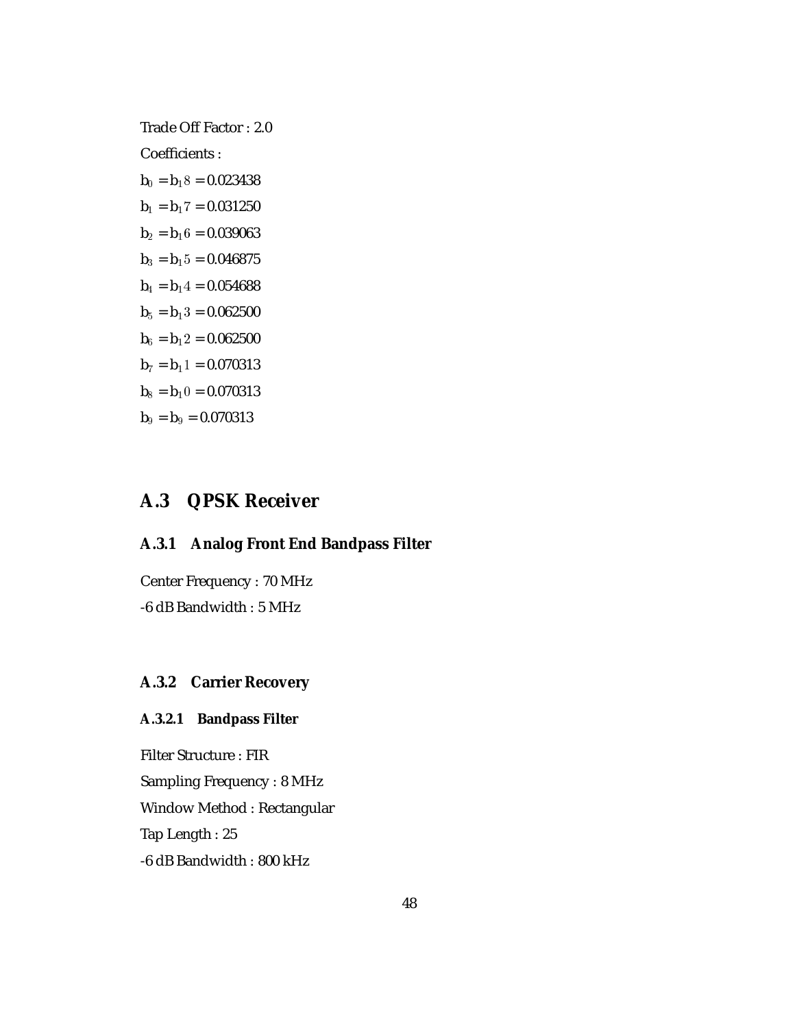Trade Off Factor : 2.0

Coefficients :

$b_0 = b_{18} = 0.023438$

$b_1 = b_{17} = 0.031250$

$b_2 = b_{16} = 0.039063$

$b_3 = b_{15} = 0.046875$

$b_4 = b_{14} = 0.054688$

$b_5 = b_{13} = 0.062500$

$b_6 = b_{12} = 0.062500$

$b_7 = b_{11} = 0.070313$

$b_8 = b_{10} = 0.070313$

$b_9 = b_9 = 0.070313$

## A.3 QPSK Receiver

### A.3.1 Analog Front End Bandpass Filter

Center Frequency : 70 MHz

-6 dB Bandwidth : 5 MHz

### A.3.2 Carrier Recovery

#### A.3.2.1 Bandpass Filter

Filter Structure : FIR

Sampling Frequency : 8 MHz

Window Method : Rectangular

Tap Length : 25

-6 dB Bandwidth : 800 kHz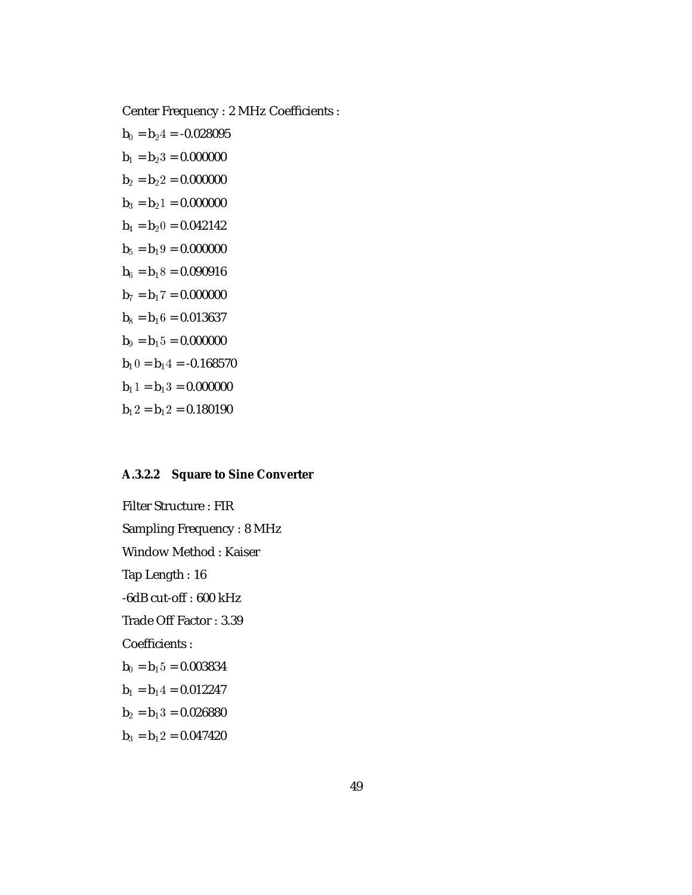Center Frequency : 2 MHz Coefficients :

$b_0 = b_{24} = -0.028095$

$b_1 = b_{23} = 0.000000$

$b_2 = b_{22} = 0.000000$

$b_3 = b_{21} = 0.000000$

$b_4 = b_{20} = 0.042142$

$b_5 = b_{19} = 0.000000$

$b_6 = b_{18} = 0.090916$

$b_7 = b_{17} = 0.000000$

$b_8 = b_{16} = 0.013637$

$b_9 = b_{15} = 0.000000$

$b_{10} = b_{14} = -0.168570$

$b_{11} = b_{13} = 0.000000$

$b_{12} = b_{12} = 0.180190$

#### A.3.2.2 Square to Sine Converter

Filter Structure : FIR

Sampling Frequency : 8 MHz

Window Method : Kaiser

Tap Length : 16

-6dB cut-off : 600 kHz

Trade Off Factor : 3.39

Coefficients :

$b_0 = b_{15} = 0.003834$

$b_1 = b_{14} = 0.012247$

$b_2 = b_{13} = 0.026880$

$b_3 = b_{12} = 0.047420$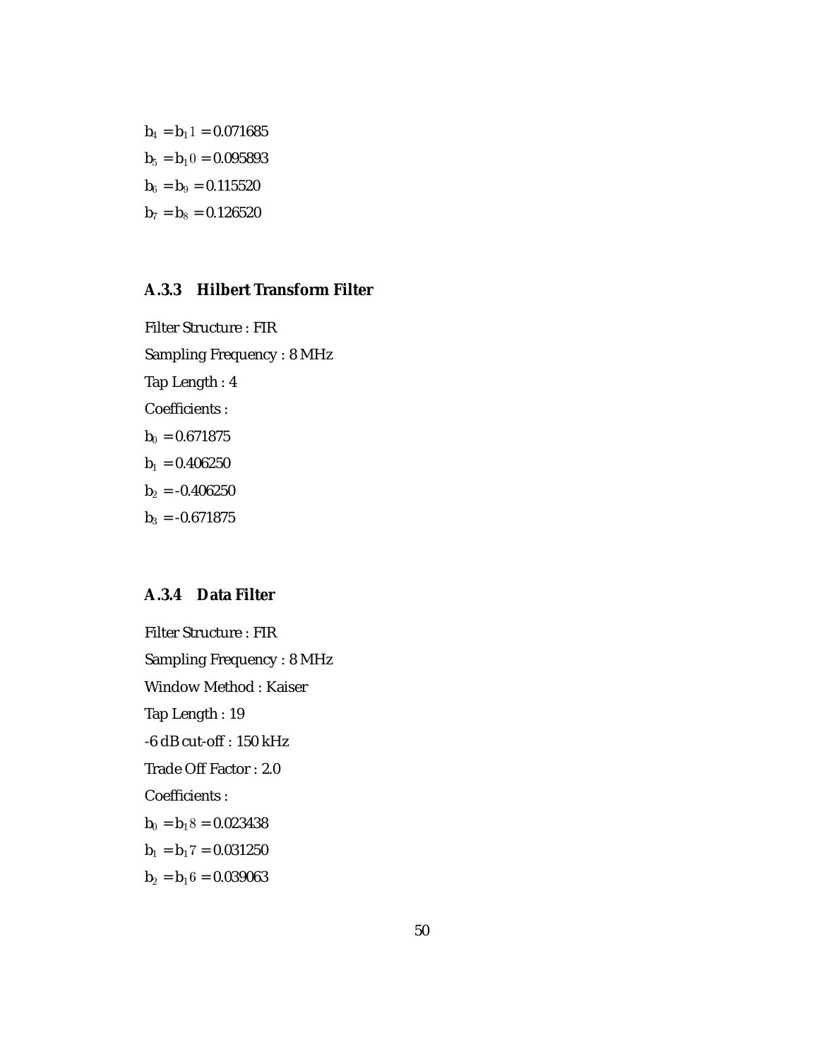$b_4 = b_{11} = 0.071685$

$b_5 = b_{10} = 0.095893$

$b_6 = b_9 = 0.115520$

$b_7 = b_8 = 0.126520$

### A.3.3 Hilbert Transform Filter

Filter Structure : FIR

Sampling Frequency : 8 MHz

Tap Length : 4

Coefficients :

$b_0 = 0.671875$

$b_1 = 0.406250$

$b_2 = -0.406250$

$b_3 = -0.671875$

### A.3.4 Data Filter

Filter Structure : FIR

Sampling Frequency : 8 MHz

Window Method : Kaiser

Tap Length : 19

-6 dB cut-off : 150 kHz

Trade Off Factor : 2.0

Coefficients :

$b_0 = b_{18} = 0.023438$

$b_1 = b_{17} = 0.031250$

$b_2 = b_{16} = 0.039063$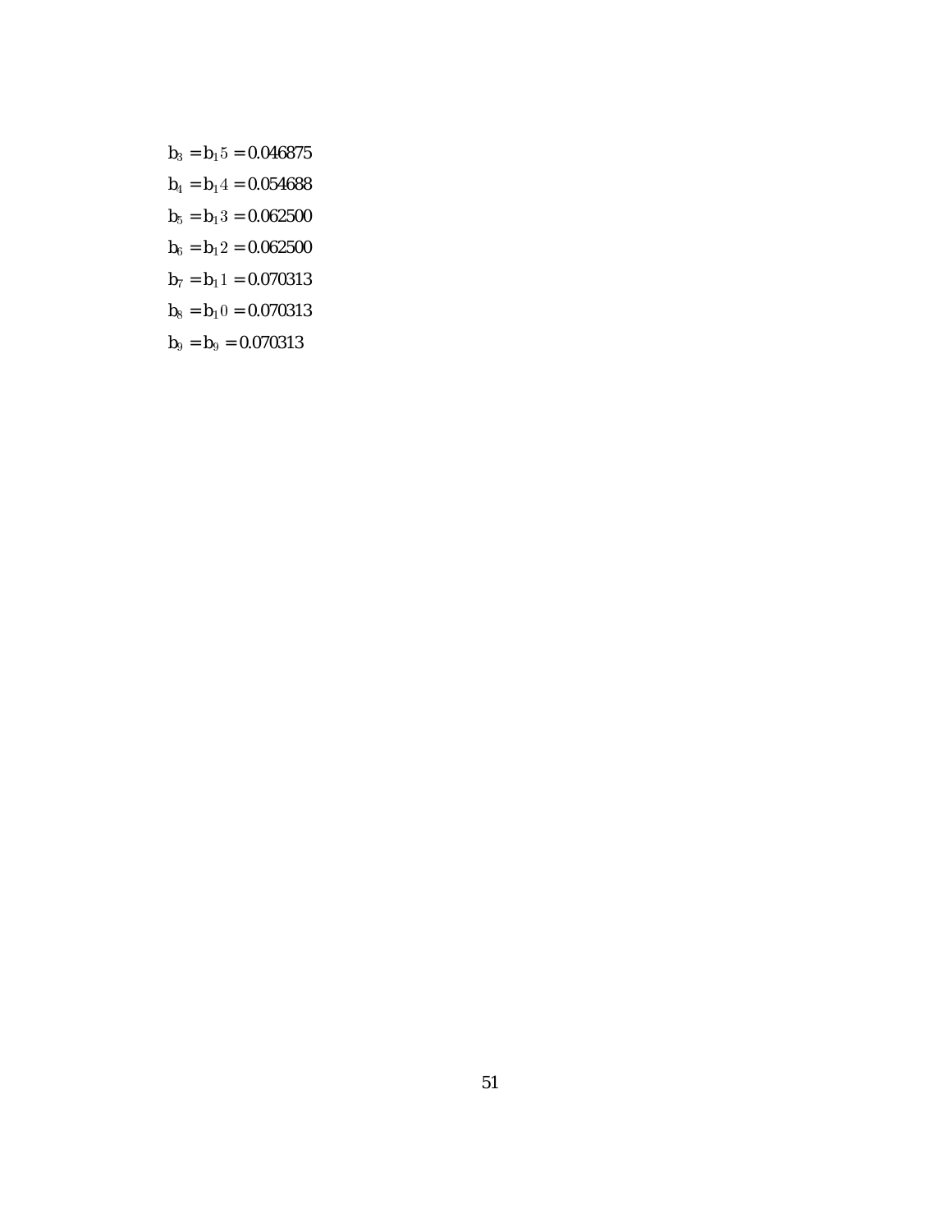$$b_3 = b_{15} = 0.046875$$

$$b_4 = b_{14} = 0.054688$$

$$b_5 = b_{13} = 0.062500$$

$$b_6 = b_{12} = 0.062500$$

$$b_7 = b_{11} = 0.070313$$

$$b_8 = b_{10} = 0.070313$$

$$b_9 = b_9 = 0.070313$$